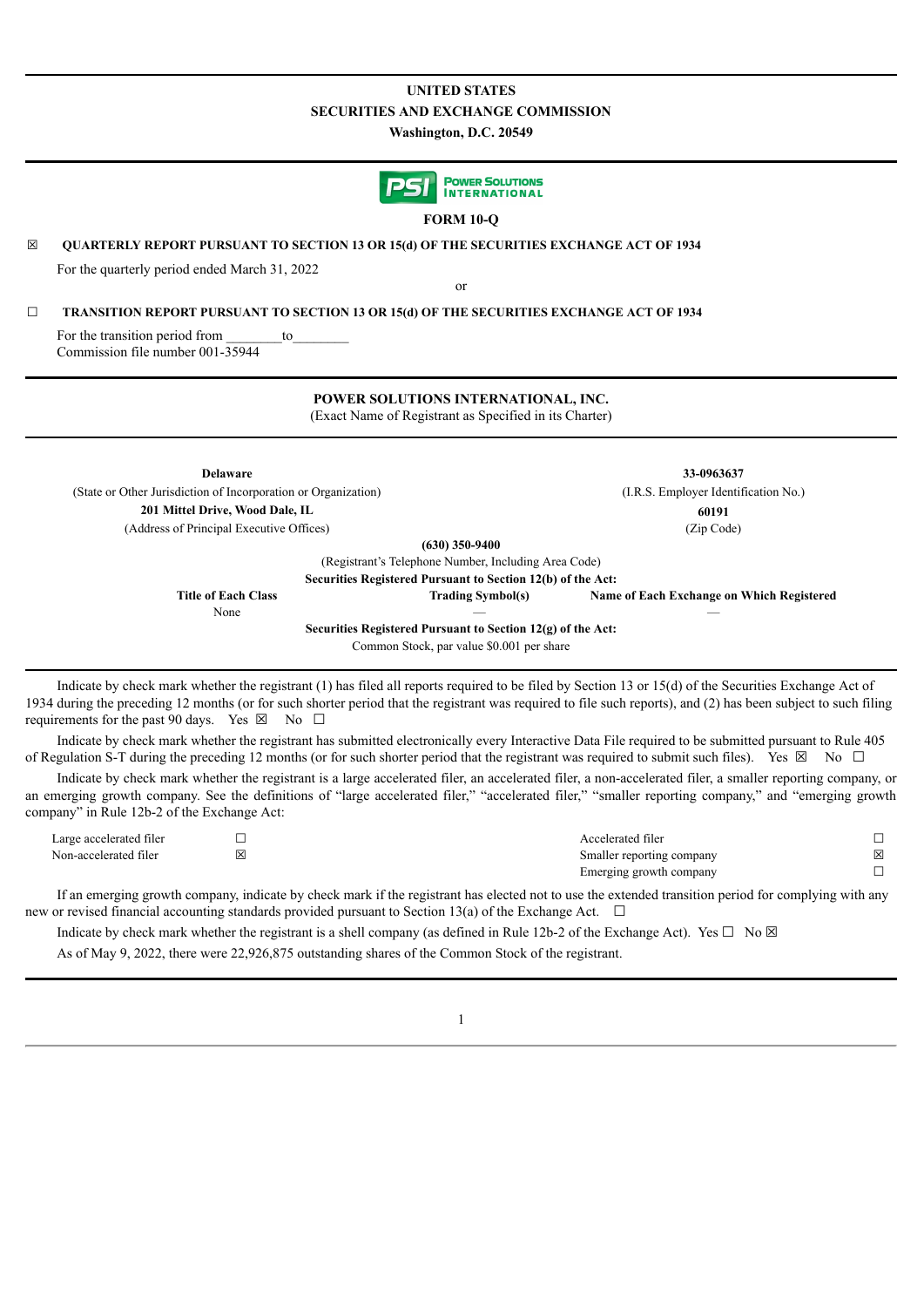# UNITED STATES
# SECURITIES AND EXCHANGE COMMISSION
**Washington, D.C. 20549**

**FORM 10-Q**

☒ **QUARTERLY REPORT PURSUANT TO SECTION 13 OR 15(d) OF THE SECURITIES EXCHANGE ACT OF 1934**

For the quarterly period ended March 31, 2022

or

☐ **TRANSITION REPORT PURSUANT TO SECTION 13 OR 15(d) OF THE SECURITIES EXCHANGE ACT OF 1934**

For the transition period from ________to________
Commission file number 001-35944

**POWER SOLUTIONS INTERNATIONAL, INC.**
(Exact Name of Registrant as Specified in its Charter)

| | |
|---|---|
| **Delaware** | **33-0963637** |
| (State or Other Jurisdiction of Incorporation or Organization) | (I.R.S. Employer Identification No.) |
| **201 Mittel Drive, Wood Dale, IL** | **60191** |
| (Address of Principal Executive Offices) | (Zip Code) |

**(630) 350-9400**
(Registrant's Telephone Number, Including Area Code)

**Securities Registered Pursuant to Section 12(b) of the Act:**

| Title of Each Class | Trading Symbol(s) | Name of Each Exchange on Which Registered |
|---|---|---|
| None | — | — |

**Securities Registered Pursuant to Section 12(g) of the Act:**
Common Stock, par value $0.001 per share

Indicate by check mark whether the registrant (1) has filed all reports required to be filed by Section 13 or 15(d) of the Securities Exchange Act of 1934 during the preceding 12 months (or for such shorter period that the registrant was required to file such reports), and (2) has been subject to such filing requirements for the past 90 days. Yes ☒ No ☐

Indicate by check mark whether the registrant has submitted electronically every Interactive Data File required to be submitted pursuant to Rule 405 of Regulation S-T during the preceding 12 months (or for such shorter period that the registrant was required to submit such files). Yes ☒ No ☐

Indicate by check mark whether the registrant is a large accelerated filer, an accelerated filer, a non-accelerated filer, a smaller reporting company, or an emerging growth company. See the definitions of "large accelerated filer," "accelerated filer," "smaller reporting company," and "emerging growth company" in Rule 12b-2 of the Exchange Act:

| | | | |
|---|---|---|---|
| Large accelerated filer | ☐ | Accelerated filer | ☐ |
| Non-accelerated filer | ☒ | Smaller reporting company | ☒ |
| | | Emerging growth company | ☐ |

If an emerging growth company, indicate by check mark if the registrant has elected not to use the extended transition period for complying with any new or revised financial accounting standards provided pursuant to Section 13(a) of the Exchange Act. ☐

Indicate by check mark whether the registrant is a shell company (as defined in Rule 12b-2 of the Exchange Act). Yes ☐ No ☒

As of May 9, 2022, there were 22,926,875 outstanding shares of the Common Stock of the registrant.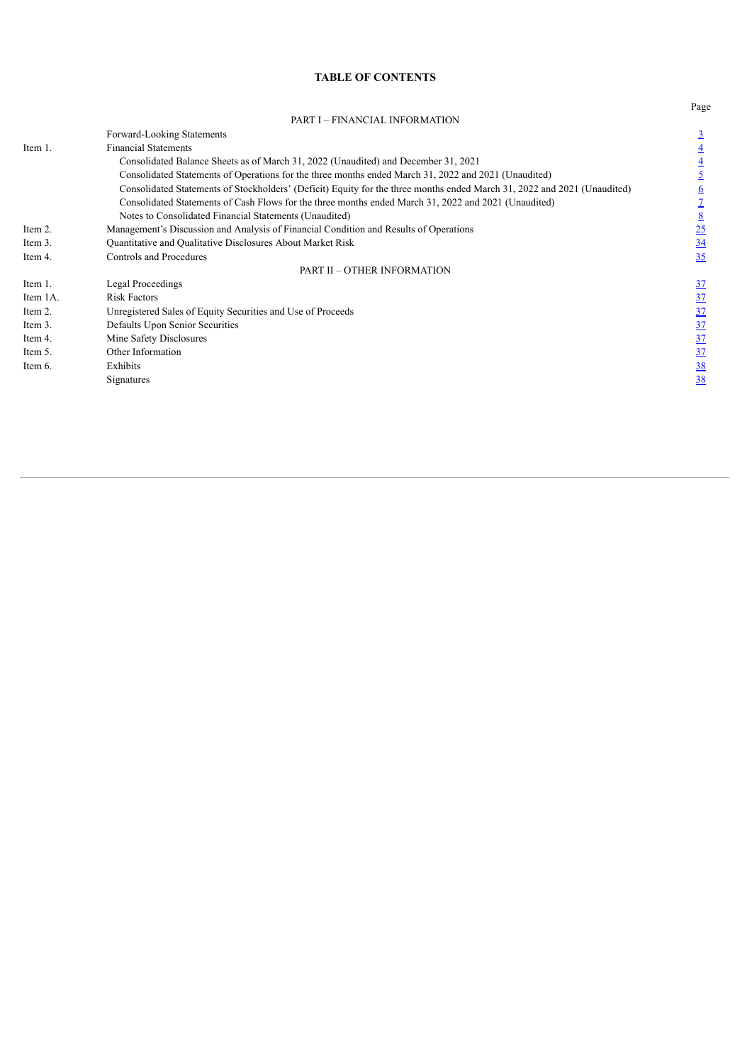# TABLE OF CONTENTS

| | | Page |
|---|---|---|
| | PART I – FINANCIAL INFORMATION | |
| | Forward-Looking Statements | 3 |
| Item 1. | Financial Statements | 4 |
| | Consolidated Balance Sheets as of March 31, 2022 (Unaudited) and December 31, 2021 | 4 |
| | Consolidated Statements of Operations for the three months ended March 31, 2022 and 2021 (Unaudited) | 5 |
| | Consolidated Statements of Stockholders' (Deficit) Equity for the three months ended March 31, 2022 and 2021 (Unaudited) | 6 |
| | Consolidated Statements of Cash Flows for the three months ended March 31, 2022 and 2021 (Unaudited) | 7 |
| | Notes to Consolidated Financial Statements (Unaudited) | 8 |
| Item 2. | Management's Discussion and Analysis of Financial Condition and Results of Operations | 25 |
| Item 3. | Quantitative and Qualitative Disclosures About Market Risk | 34 |
| Item 4. | Controls and Procedures | 35 |
| | PART II – OTHER INFORMATION | |
| Item 1. | Legal Proceedings | 37 |
| Item 1A. | Risk Factors | 37 |
| Item 2. | Unregistered Sales of Equity Securities and Use of Proceeds | 37 |
| Item 3. | Defaults Upon Senior Securities | 37 |
| Item 4. | Mine Safety Disclosures | 37 |
| Item 5. | Other Information | 37 |
| Item 6. | Exhibits | 38 |
| | Signatures | 38 |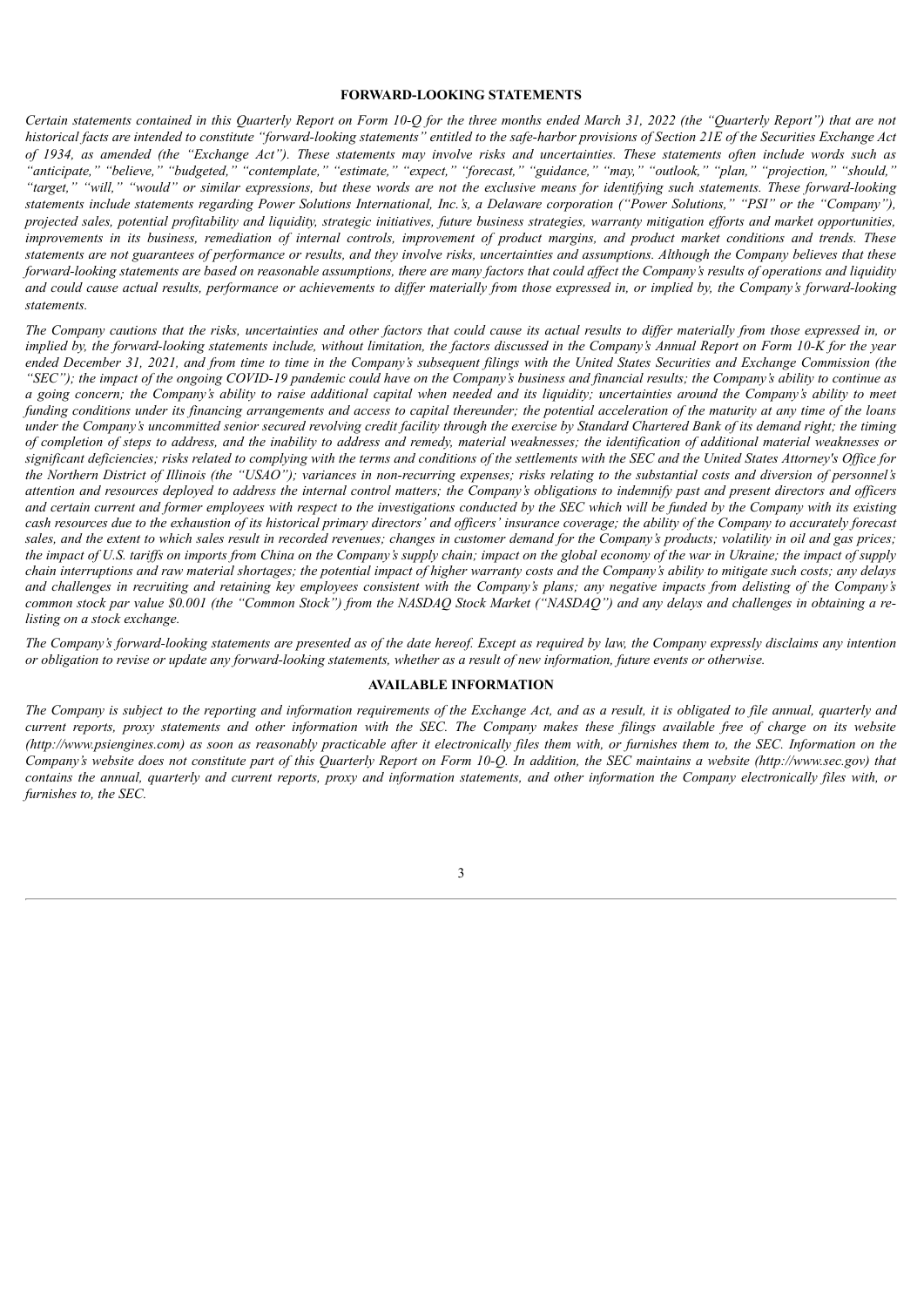## FORWARD-LOOKING STATEMENTS

*Certain statements contained in this Quarterly Report on Form 10-Q for the three months ended March 31, 2022 (the "Quarterly Report") that are not historical facts are intended to constitute "forward-looking statements" entitled to the safe-harbor provisions of Section 21E of the Securities Exchange Act of 1934, as amended (the "Exchange Act"). These statements may involve risks and uncertainties. These statements often include words such as "anticipate," "believe," "budgeted," "contemplate," "estimate," "expect," "forecast," "guidance," "may," "outlook," "plan," "projection," "should," "target," "will," "would" or similar expressions, but these words are not the exclusive means for identifying such statements. These forward-looking statements include statements regarding Power Solutions International, Inc.'s, a Delaware corporation ("Power Solutions," "PSI" or the "Company"), projected sales, potential profitability and liquidity, strategic initiatives, future business strategies, warranty mitigation efforts and market opportunities, improvements in its business, remediation of internal controls, improvement of product margins, and product market conditions and trends. These statements are not guarantees of performance or results, and they involve risks, uncertainties and assumptions. Although the Company believes that these forward-looking statements are based on reasonable assumptions, there are many factors that could affect the Company's results of operations and liquidity and could cause actual results, performance or achievements to differ materially from those expressed in, or implied by, the Company's forward-looking statements.*

*The Company cautions that the risks, uncertainties and other factors that could cause its actual results to differ materially from those expressed in, or implied by, the forward-looking statements include, without limitation, the factors discussed in the Company's Annual Report on Form 10-K for the year ended December 31, 2021, and from time to time in the Company's subsequent filings with the United States Securities and Exchange Commission (the "SEC"); the impact of the ongoing COVID-19 pandemic could have on the Company's business and financial results; the Company's ability to continue as a going concern; the Company's ability to raise additional capital when needed and its liquidity; uncertainties around the Company's ability to meet funding conditions under its financing arrangements and access to capital thereunder; the potential acceleration of the maturity at any time of the loans under the Company's uncommitted senior secured revolving credit facility through the exercise by Standard Chartered Bank of its demand right; the timing of completion of steps to address, and the inability to address and remedy, material weaknesses; the identification of additional material weaknesses or significant deficiencies; risks related to complying with the terms and conditions of the settlements with the SEC and the United States Attorney's Office for the Northern District of Illinois (the "USAO"); variances in non-recurring expenses; risks relating to the substantial costs and diversion of personnel's attention and resources deployed to address the internal control matters; the Company's obligations to indemnify past and present directors and officers and certain current and former employees with respect to the investigations conducted by the SEC which will be funded by the Company with its existing cash resources due to the exhaustion of its historical primary directors' and officers' insurance coverage; the ability of the Company to accurately forecast sales, and the extent to which sales result in recorded revenues; changes in customer demand for the Company's products; volatility in oil and gas prices; the impact of U.S. tariffs on imports from China on the Company's supply chain; impact on the global economy of the war in Ukraine; the impact of supply chain interruptions and raw material shortages; the potential impact of higher warranty costs and the Company's ability to mitigate such costs; any delays and challenges in recruiting and retaining key employees consistent with the Company's plans; any negative impacts from delisting of the Company's common stock par value $0.001 (the "Common Stock") from the NASDAQ Stock Market ("NASDAQ") and any delays and challenges in obtaining a re-listing on a stock exchange.*

*The Company's forward-looking statements are presented as of the date hereof. Except as required by law, the Company expressly disclaims any intention or obligation to revise or update any forward-looking statements, whether as a result of new information, future events or otherwise.*

## AVAILABLE INFORMATION

*The Company is subject to the reporting and information requirements of the Exchange Act, and as a result, it is obligated to file annual, quarterly and current reports, proxy statements and other information with the SEC. The Company makes these filings available free of charge on its website (http://www.psiengines.com) as soon as reasonably practicable after it electronically files them with, or furnishes them to, the SEC. Information on the Company's website does not constitute part of this Quarterly Report on Form 10-Q. In addition, the SEC maintains a website (http://www.sec.gov) that contains the annual, quarterly and current reports, proxy and information statements, and other information the Company electronically files with, or furnishes to, the SEC.*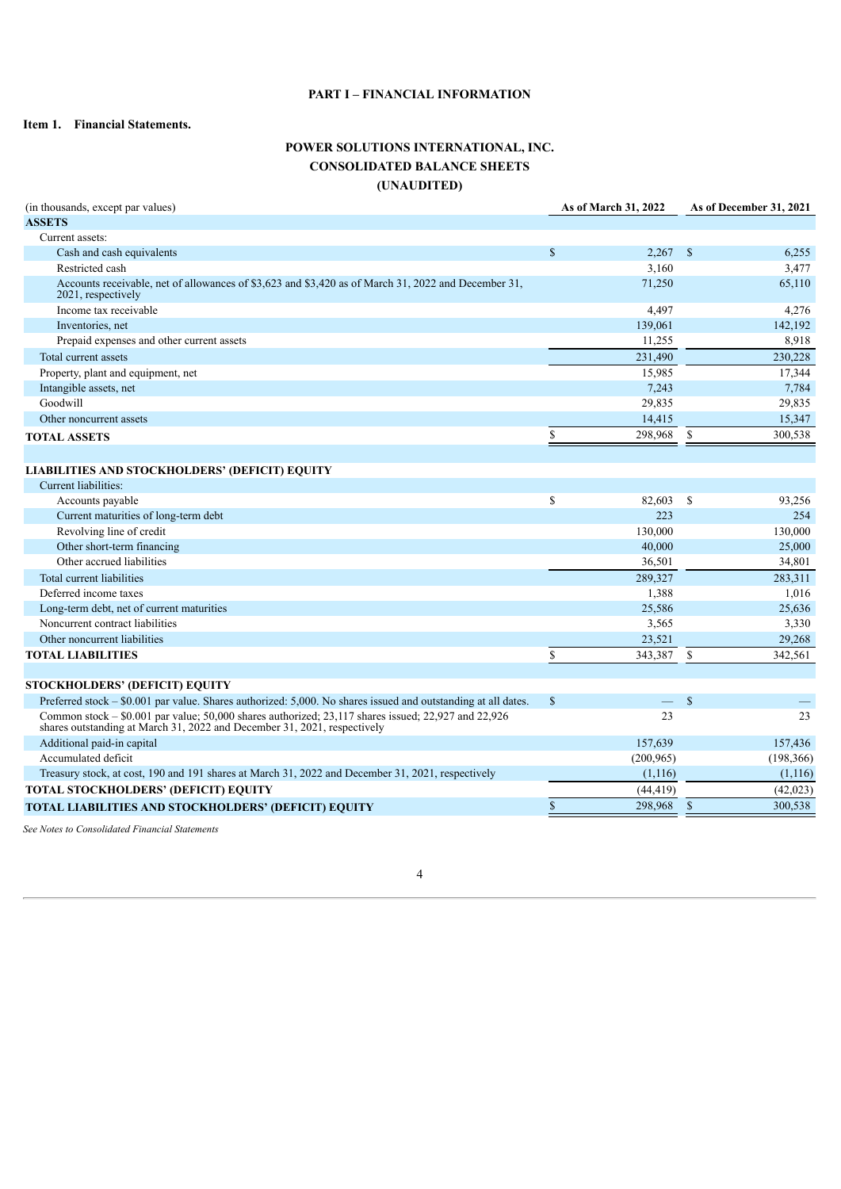# PART I – FINANCIAL INFORMATION

## Item 1. Financial Statements.

### POWER SOLUTIONS INTERNATIONAL, INC.
### CONSOLIDATED BALANCE SHEETS
### (UNAUDITED)

| (in thousands, except par values) | As of March 31, 2022 | As of December 31, 2021 |
|---|---|---|
| **ASSETS** | | |
| Current assets: | | |
| Cash and cash equivalents | $ 2,267 | $ 6,255 |
| Restricted cash | 3,160 | 3,477 |
| Accounts receivable, net of allowances of $3,623 and $3,420 as of March 31, 2022 and December 31, 2021, respectively | 71,250 | 65,110 |
| Income tax receivable | 4,497 | 4,276 |
| Inventories, net | 139,061 | 142,192 |
| Prepaid expenses and other current assets | 11,255 | 8,918 |
| Total current assets | 231,490 | 230,228 |
| Property, plant and equipment, net | 15,985 | 17,344 |
| Intangible assets, net | 7,243 | 7,784 |
| Goodwill | 29,835 | 29,835 |
| Other noncurrent assets | 14,415 | 15,347 |
| **TOTAL ASSETS** | $ 298,968 | $ 300,538 |
| | | |
| **LIABILITIES AND STOCKHOLDERS' (DEFICIT) EQUITY** | | |
| Current liabilities: | | |
| Accounts payable | $ 82,603 | $ 93,256 |
| Current maturities of long-term debt | 223 | 254 |
| Revolving line of credit | 130,000 | 130,000 |
| Other short-term financing | 40,000 | 25,000 |
| Other accrued liabilities | 36,501 | 34,801 |
| Total current liabilities | 289,327 | 283,311 |
| Deferred income taxes | 1,388 | 1,016 |
| Long-term debt, net of current maturities | 25,586 | 25,636 |
| Noncurrent contract liabilities | 3,565 | 3,330 |
| Other noncurrent liabilities | 23,521 | 29,268 |
| **TOTAL LIABILITIES** | $ 343,387 | $ 342,561 |
| | | |
| **STOCKHOLDERS' (DEFICIT) EQUITY** | | |
| Preferred stock – $0.001 par value. Shares authorized: 5,000. No shares issued and outstanding at all dates. | $ — | $ — |
| Common stock – $0.001 par value; 50,000 shares authorized; 23,117 shares issued; 22,927 and 22,926 shares outstanding at March 31, 2022 and December 31, 2021, respectively | 23 | 23 |
| Additional paid-in capital | 157,639 | 157,436 |
| Accumulated deficit | (200,965) | (198,366) |
| Treasury stock, at cost, 190 and 191 shares at March 31, 2022 and December 31, 2021, respectively | (1,116) | (1,116) |
| **TOTAL STOCKHOLDERS' (DEFICIT) EQUITY** | (44,419) | (42,023) |
| **TOTAL LIABILITIES AND STOCKHOLDERS' (DEFICIT) EQUITY** | $ 298,968 | $ 300,538 |

*See Notes to Consolidated Financial Statements*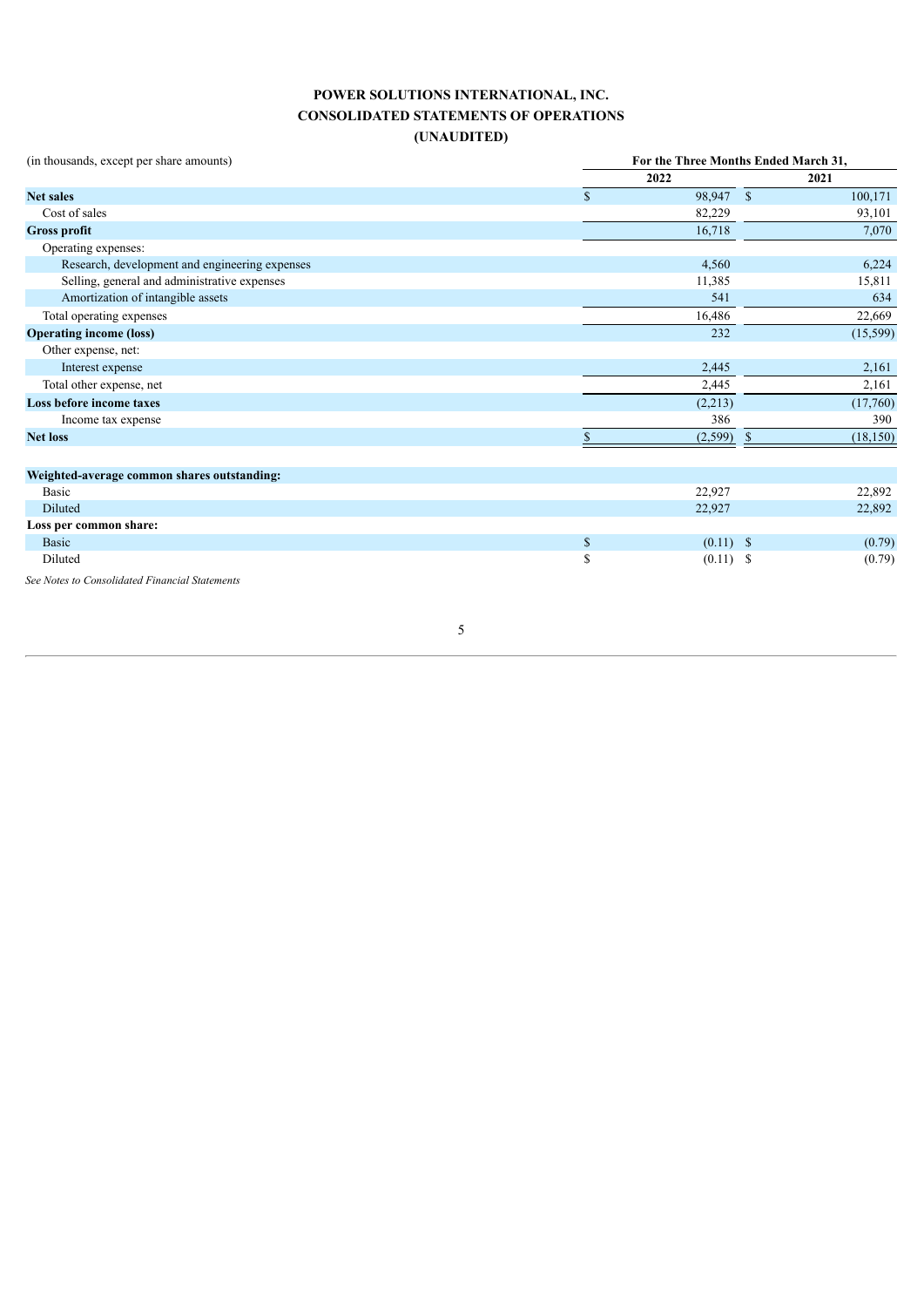# POWER SOLUTIONS INTERNATIONAL, INC.
## CONSOLIDATED STATEMENTS OF OPERATIONS
## (UNAUDITED)

| (in thousands, except per share amounts) | For the Three Months Ended March 31, | |
|---|---|---|
| | 2022 | 2021 |
| **Net sales** | $ 98,947 | $ 100,171 |
| Cost of sales | 82,229 | 93,101 |
| **Gross profit** | 16,718 | 7,070 |
| Operating expenses: | | |
| Research, development and engineering expenses | 4,560 | 6,224 |
| Selling, general and administrative expenses | 11,385 | 15,811 |
| Amortization of intangible assets | 541 | 634 |
| Total operating expenses | 16,486 | 22,669 |
| **Operating income (loss)** | 232 | (15,599) |
| Other expense, net: | | |
| Interest expense | 2,445 | 2,161 |
| Total other expense, net | 2,445 | 2,161 |
| **Loss before income taxes** | (2,213) | (17,760) |
| Income tax expense | 386 | 390 |
| **Net loss** | $ (2,599) | $ (18,150) |
| | | |
| **Weighted-average common shares outstanding:** | | |
| Basic | 22,927 | 22,892 |
| Diluted | 22,927 | 22,892 |
| **Loss per common share:** | | |
| Basic | $ (0.11) | $ (0.79) |
| Diluted | $ (0.11) | $ (0.79) |

*See Notes to Consolidated Financial Statements*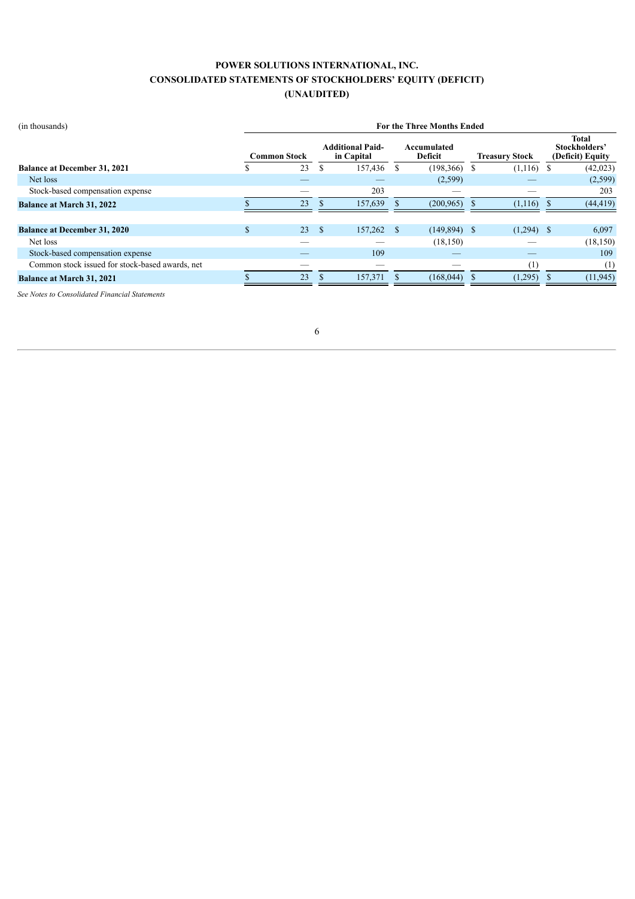# POWER SOLUTIONS INTERNATIONAL, INC.
# CONSOLIDATED STATEMENTS OF STOCKHOLDERS' EQUITY (DEFICIT)
# (UNAUDITED)

| (in thousands) | For the Three Months Ended | | | | |
|---|---|---|---|---|---|
| | Common Stock | Additional Paid-in Capital | Accumulated Deficit | Treasury Stock | Total Stockholders' (Deficit) Equity |
| **Balance at December 31, 2021** | $ 23 | $ 157,436 | $ (198,366) | $ (1,116) | $ (42,023) |
| Net loss | — | — | (2,599) | — | (2,599) |
| Stock-based compensation expense | — | 203 | — | — | 203 |
| **Balance at March 31, 2022** | $ 23 | $ 157,639 | $ (200,965) | $ (1,116) | $ (44,419) |
| | | | | | |
| **Balance at December 31, 2020** | $ 23 | $ 157,262 | $ (149,894) | $ (1,294) | $ 6,097 |
| Net loss | — | — | (18,150) | — | (18,150) |
| Stock-based compensation expense | — | 109 | — | — | 109 |
| Common stock issued for stock-based awards, net | — | — | — | (1) | (1) |
| **Balance at March 31, 2021** | $ 23 | $ 157,371 | $ (168,044) | $ (1,295) | $ (11,945) |

*See Notes to Consolidated Financial Statements*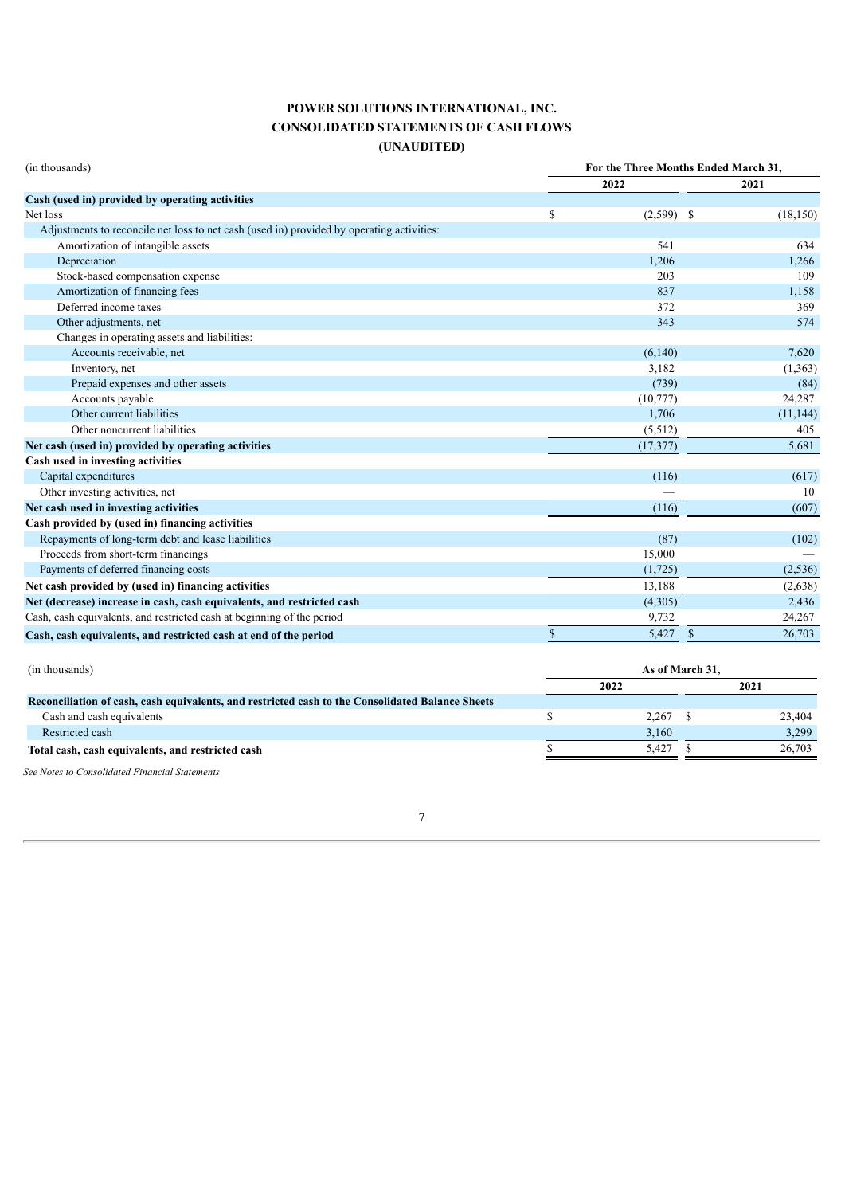# POWER SOLUTIONS INTERNATIONAL, INC.
## CONSOLIDATED STATEMENTS OF CASH FLOWS
## (UNAUDITED)

| (in thousands) | For the Three Months Ended March 31, | |
|---|---|---|
| | 2022 | 2021 |
| **Cash (used in) provided by operating activities** | | |
| Net loss | $ (2,599) | $ (18,150) |
| Adjustments to reconcile net loss to net cash (used in) provided by operating activities: | | |
| Amortization of intangible assets | 541 | 634 |
| Depreciation | 1,206 | 1,266 |
| Stock-based compensation expense | 203 | 109 |
| Amortization of financing fees | 837 | 1,158 |
| Deferred income taxes | 372 | 369 |
| Other adjustments, net | 343 | 574 |
| Changes in operating assets and liabilities: | | |
| Accounts receivable, net | (6,140) | 7,620 |
| Inventory, net | 3,182 | (1,363) |
| Prepaid expenses and other assets | (739) | (84) |
| Accounts payable | (10,777) | 24,287 |
| Other current liabilities | 1,706 | (11,144) |
| Other noncurrent liabilities | (5,512) | 405 |
| **Net cash (used in) provided by operating activities** | (17,377) | 5,681 |
| **Cash used in investing activities** | | |
| Capital expenditures | (116) | (617) |
| Other investing activities, net | — | 10 |
| **Net cash used in investing activities** | (116) | (607) |
| **Cash provided by (used in) financing activities** | | |
| Repayments of long-term debt and lease liabilities | (87) | (102) |
| Proceeds from short-term financings | 15,000 | — |
| Payments of deferred financing costs | (1,725) | (2,536) |
| **Net cash provided by (used in) financing activities** | 13,188 | (2,638) |
| **Net (decrease) increase in cash, cash equivalents, and restricted cash** | (4,305) | 2,436 |
| Cash, cash equivalents, and restricted cash at beginning of the period | 9,732 | 24,267 |
| **Cash, cash equivalents, and restricted cash at end of the period** | $ 5,427 | $ 26,703 |

| (in thousands) | As of March 31, | |
|---|---|---|
| | 2022 | 2021 |
| **Reconciliation of cash, cash equivalents, and restricted cash to the Consolidated Balance Sheets** | | |
| Cash and cash equivalents | $ 2,267 | $ 23,404 |
| Restricted cash | 3,160 | 3,299 |
| **Total cash, cash equivalents, and restricted cash** | $ 5,427 | $ 26,703 |

*See Notes to Consolidated Financial Statements*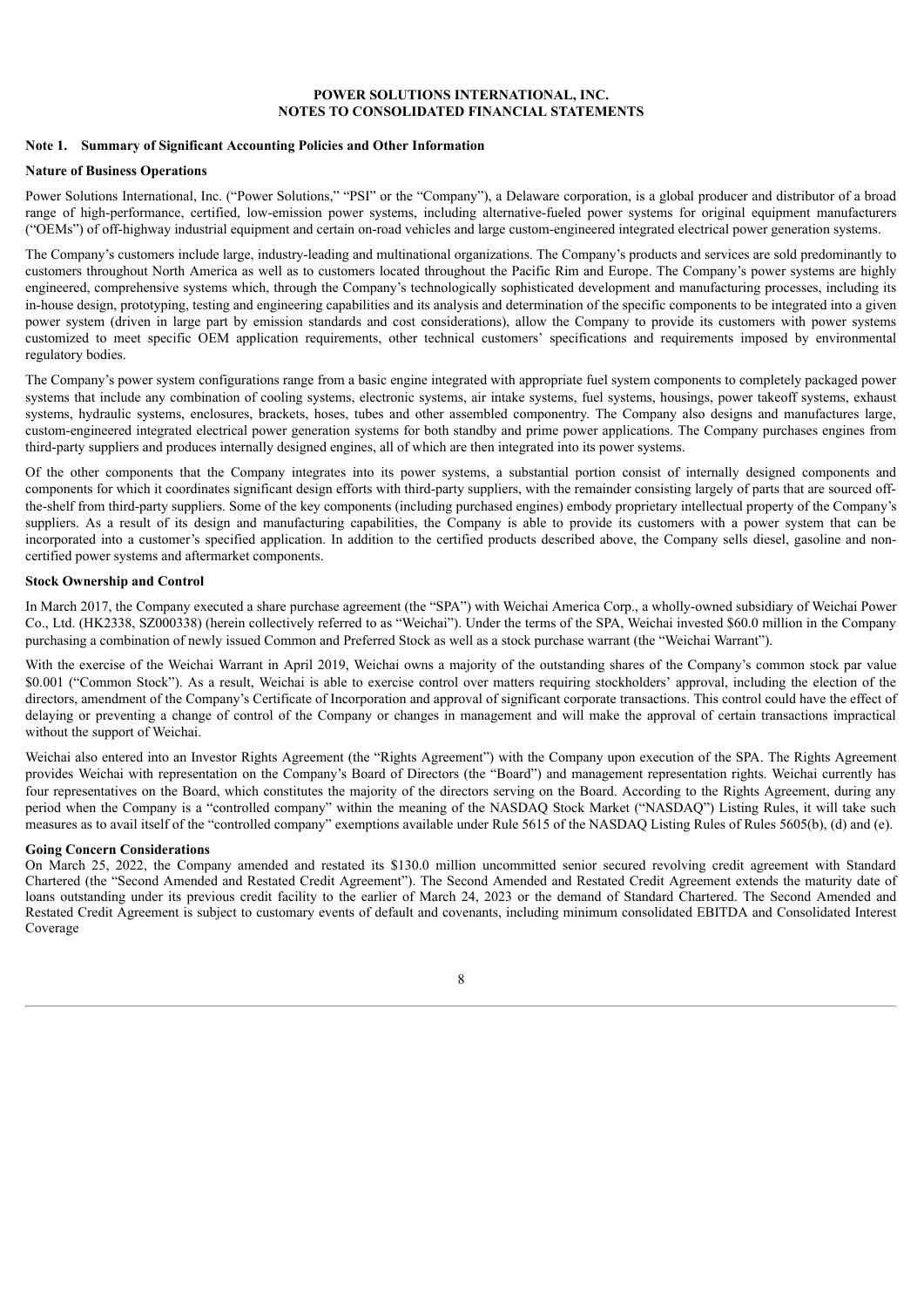**POWER SOLUTIONS INTERNATIONAL, INC.**
**NOTES TO CONSOLIDATED FINANCIAL STATEMENTS**

## Note 1. Summary of Significant Accounting Policies and Other Information

### Nature of Business Operations

Power Solutions International, Inc. ("Power Solutions," "PSI" or the "Company"), a Delaware corporation, is a global producer and distributor of a broad range of high-performance, certified, low-emission power systems, including alternative-fueled power systems for original equipment manufacturers ("OEMs") of off-highway industrial equipment and certain on-road vehicles and large custom-engineered integrated electrical power generation systems.

The Company's customers include large, industry-leading and multinational organizations. The Company's products and services are sold predominantly to customers throughout North America as well as to customers located throughout the Pacific Rim and Europe. The Company's power systems are highly engineered, comprehensive systems which, through the Company's technologically sophisticated development and manufacturing processes, including its in-house design, prototyping, testing and engineering capabilities and its analysis and determination of the specific components to be integrated into a given power system (driven in large part by emission standards and cost considerations), allow the Company to provide its customers with power systems customized to meet specific OEM application requirements, other technical customers' specifications and requirements imposed by environmental regulatory bodies.

The Company's power system configurations range from a basic engine integrated with appropriate fuel system components to completely packaged power systems that include any combination of cooling systems, electronic systems, air intake systems, fuel systems, housings, power takeoff systems, exhaust systems, hydraulic systems, enclosures, brackets, hoses, tubes and other assembled componentry. The Company also designs and manufactures large, custom-engineered integrated electrical power generation systems for both standby and prime power applications. The Company purchases engines from third-party suppliers and produces internally designed engines, all of which are then integrated into its power systems.

Of the other components that the Company integrates into its power systems, a substantial portion consist of internally designed components and components for which it coordinates significant design efforts with third-party suppliers, with the remainder consisting largely of parts that are sourced off-the-shelf from third-party suppliers. Some of the key components (including purchased engines) embody proprietary intellectual property of the Company's suppliers. As a result of its design and manufacturing capabilities, the Company is able to provide its customers with a power system that can be incorporated into a customer's specified application. In addition to the certified products described above, the Company sells diesel, gasoline and non-certified power systems and aftermarket components.

### Stock Ownership and Control

In March 2017, the Company executed a share purchase agreement (the "SPA") with Weichai America Corp., a wholly-owned subsidiary of Weichai Power Co., Ltd. (HK2338, SZ000338) (herein collectively referred to as "Weichai"). Under the terms of the SPA, Weichai invested $60.0 million in the Company purchasing a combination of newly issued Common and Preferred Stock as well as a stock purchase warrant (the "Weichai Warrant").

With the exercise of the Weichai Warrant in April 2019, Weichai owns a majority of the outstanding shares of the Company's common stock par value $0.001 ("Common Stock"). As a result, Weichai is able to exercise control over matters requiring stockholders' approval, including the election of the directors, amendment of the Company's Certificate of Incorporation and approval of significant corporate transactions. This control could have the effect of delaying or preventing a change of control of the Company or changes in management and will make the approval of certain transactions impractical without the support of Weichai.

Weichai also entered into an Investor Rights Agreement (the "Rights Agreement") with the Company upon execution of the SPA. The Rights Agreement provides Weichai with representation on the Company's Board of Directors (the "Board") and management representation rights. Weichai currently has four representatives on the Board, which constitutes the majority of the directors serving on the Board. According to the Rights Agreement, during any period when the Company is a "controlled company" within the meaning of the NASDAQ Stock Market ("NASDAQ") Listing Rules, it will take such measures as to avail itself of the "controlled company" exemptions available under Rule 5615 of the NASDAQ Listing Rules of Rules 5605(b), (d) and (e).

### Going Concern Considerations

On March 25, 2022, the Company amended and restated its $130.0 million uncommitted senior secured revolving credit agreement with Standard Chartered (the "Second Amended and Restated Credit Agreement"). The Second Amended and Restated Credit Agreement extends the maturity date of loans outstanding under its previous credit facility to the earlier of March 24, 2023 or the demand of Standard Chartered. The Second Amended and Restated Credit Agreement is subject to customary events of default and covenants, including minimum consolidated EBITDA and Consolidated Interest Coverage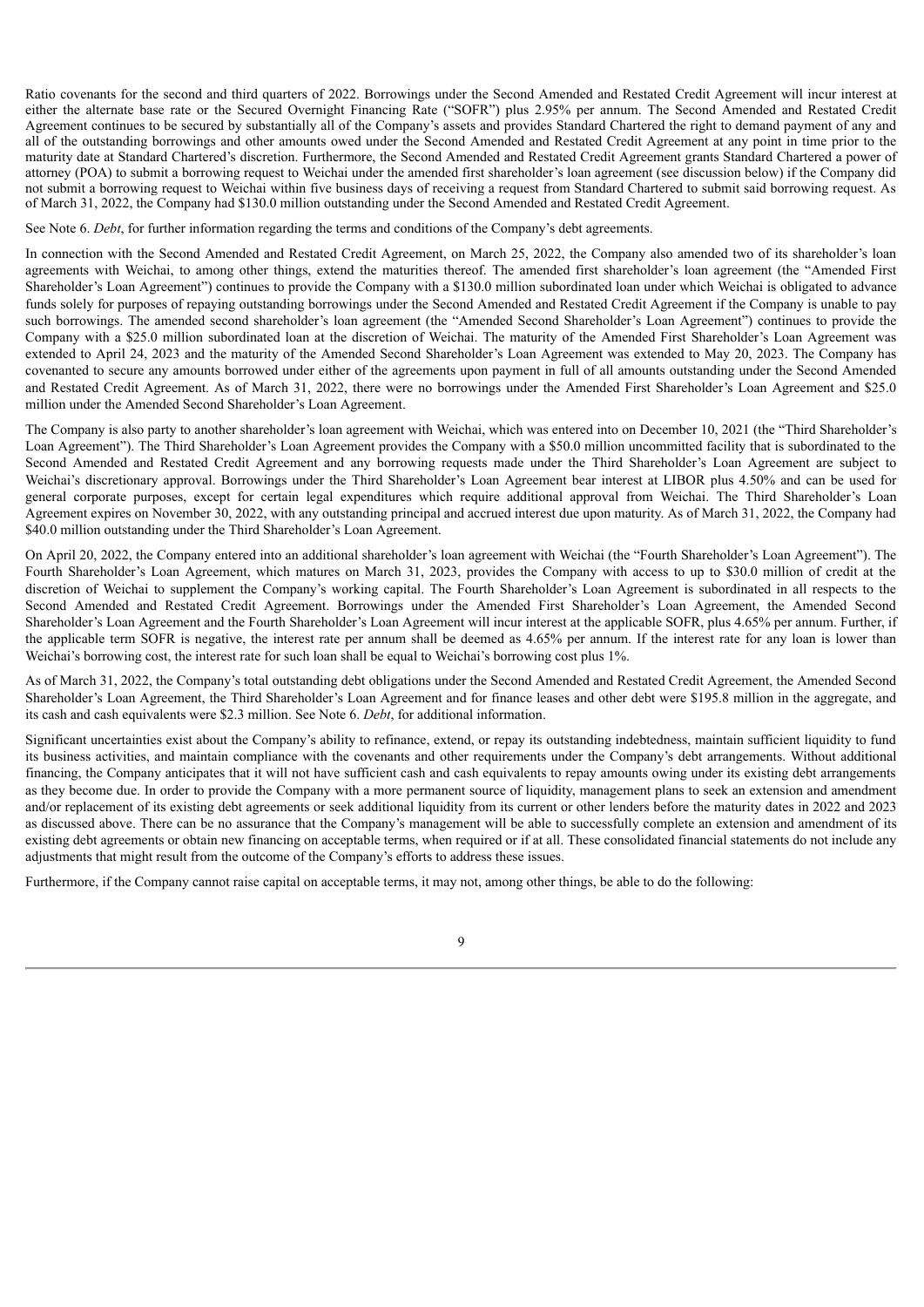Ratio covenants for the second and third quarters of 2022. Borrowings under the Second Amended and Restated Credit Agreement will incur interest at either the alternate base rate or the Secured Overnight Financing Rate ("SOFR") plus 2.95% per annum. The Second Amended and Restated Credit Agreement continues to be secured by substantially all of the Company's assets and provides Standard Chartered the right to demand payment of any and all of the outstanding borrowings and other amounts owed under the Second Amended and Restated Credit Agreement at any point in time prior to the maturity date at Standard Chartered's discretion. Furthermore, the Second Amended and Restated Credit Agreement grants Standard Chartered a power of attorney (POA) to submit a borrowing request to Weichai under the amended first shareholder's loan agreement (see discussion below) if the Company did not submit a borrowing request to Weichai within five business days of receiving a request from Standard Chartered to submit said borrowing request. As of March 31, 2022, the Company had $130.0 million outstanding under the Second Amended and Restated Credit Agreement.

See Note 6. *Debt*, for further information regarding the terms and conditions of the Company's debt agreements.

In connection with the Second Amended and Restated Credit Agreement, on March 25, 2022, the Company also amended two of its shareholder's loan agreements with Weichai, to among other things, extend the maturities thereof. The amended first shareholder's loan agreement (the "Amended First Shareholder's Loan Agreement") continues to provide the Company with a $130.0 million subordinated loan under which Weichai is obligated to advance funds solely for purposes of repaying outstanding borrowings under the Second Amended and Restated Credit Agreement if the Company is unable to pay such borrowings. The amended second shareholder's loan agreement (the "Amended Second Shareholder's Loan Agreement") continues to provide the Company with a $25.0 million subordinated loan at the discretion of Weichai. The maturity of the Amended First Shareholder's Loan Agreement was extended to April 24, 2023 and the maturity of the Amended Second Shareholder's Loan Agreement was extended to May 20, 2023. The Company has covenanted to secure any amounts borrowed under either of the agreements upon payment in full of all amounts outstanding under the Second Amended and Restated Credit Agreement. As of March 31, 2022, there were no borrowings under the Amended First Shareholder's Loan Agreement and $25.0 million under the Amended Second Shareholder's Loan Agreement.

The Company is also party to another shareholder's loan agreement with Weichai, which was entered into on December 10, 2021 (the "Third Shareholder's Loan Agreement"). The Third Shareholder's Loan Agreement provides the Company with a $50.0 million uncommitted facility that is subordinated to the Second Amended and Restated Credit Agreement and any borrowing requests made under the Third Shareholder's Loan Agreement are subject to Weichai's discretionary approval. Borrowings under the Third Shareholder's Loan Agreement bear interest at LIBOR plus 4.50% and can be used for general corporate purposes, except for certain legal expenditures which require additional approval from Weichai. The Third Shareholder's Loan Agreement expires on November 30, 2022, with any outstanding principal and accrued interest due upon maturity. As of March 31, 2022, the Company had $40.0 million outstanding under the Third Shareholder's Loan Agreement.

On April 20, 2022, the Company entered into an additional shareholder's loan agreement with Weichai (the "Fourth Shareholder's Loan Agreement"). The Fourth Shareholder's Loan Agreement, which matures on March 31, 2023, provides the Company with access to up to $30.0 million of credit at the discretion of Weichai to supplement the Company's working capital. The Fourth Shareholder's Loan Agreement is subordinated in all respects to the Second Amended and Restated Credit Agreement. Borrowings under the Amended First Shareholder's Loan Agreement, the Amended Second Shareholder's Loan Agreement and the Fourth Shareholder's Loan Agreement will incur interest at the applicable SOFR, plus 4.65% per annum. Further, if the applicable term SOFR is negative, the interest rate per annum shall be deemed as 4.65% per annum. If the interest rate for any loan is lower than Weichai's borrowing cost, the interest rate for such loan shall be equal to Weichai's borrowing cost plus 1%.

As of March 31, 2022, the Company's total outstanding debt obligations under the Second Amended and Restated Credit Agreement, the Amended Second Shareholder's Loan Agreement, the Third Shareholder's Loan Agreement and for finance leases and other debt were $195.8 million in the aggregate, and its cash and cash equivalents were $2.3 million. See Note 6. *Debt*, for additional information.

Significant uncertainties exist about the Company's ability to refinance, extend, or repay its outstanding indebtedness, maintain sufficient liquidity to fund its business activities, and maintain compliance with the covenants and other requirements under the Company's debt arrangements. Without additional financing, the Company anticipates that it will not have sufficient cash and cash equivalents to repay amounts owing under its existing debt arrangements as they become due. In order to provide the Company with a more permanent source of liquidity, management plans to seek an extension and amendment and/or replacement of its existing debt agreements or seek additional liquidity from its current or other lenders before the maturity dates in 2022 and 2023 as discussed above. There can be no assurance that the Company's management will be able to successfully complete an extension and amendment of its existing debt agreements or obtain new financing on acceptable terms, when required or if at all. These consolidated financial statements do not include any adjustments that might result from the outcome of the Company's efforts to address these issues.

Furthermore, if the Company cannot raise capital on acceptable terms, it may not, among other things, be able to do the following: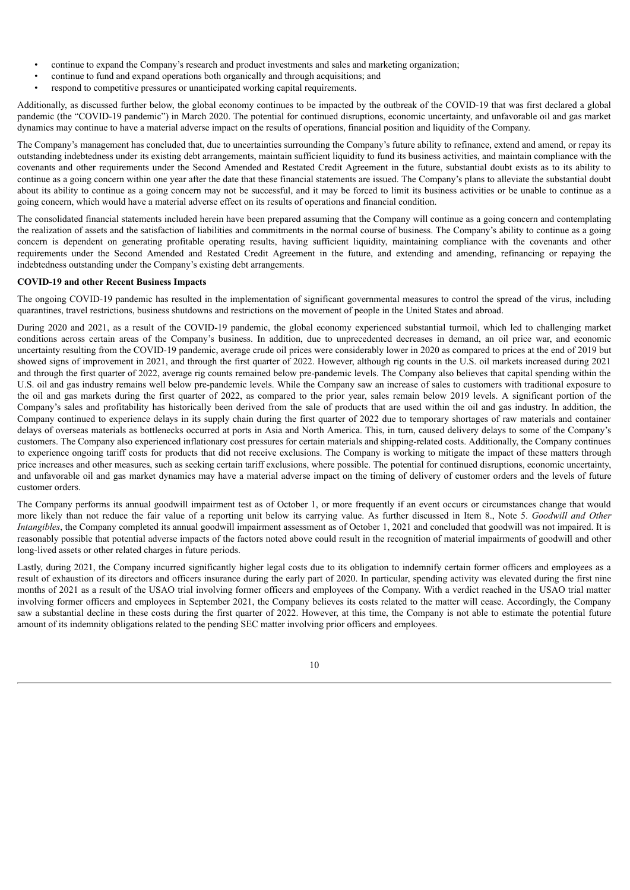- continue to expand the Company's research and product investments and sales and marketing organization;
- continue to fund and expand operations both organically and through acquisitions; and
- respond to competitive pressures or unanticipated working capital requirements.

Additionally, as discussed further below, the global economy continues to be impacted by the outbreak of the COVID-19 that was first declared a global pandemic (the "COVID-19 pandemic") in March 2020. The potential for continued disruptions, economic uncertainty, and unfavorable oil and gas market dynamics may continue to have a material adverse impact on the results of operations, financial position and liquidity of the Company.

The Company's management has concluded that, due to uncertainties surrounding the Company's future ability to refinance, extend and amend, or repay its outstanding indebtedness under its existing debt arrangements, maintain sufficient liquidity to fund its business activities, and maintain compliance with the covenants and other requirements under the Second Amended and Restated Credit Agreement in the future, substantial doubt exists as to its ability to continue as a going concern within one year after the date that these financial statements are issued. The Company's plans to alleviate the substantial doubt about its ability to continue as a going concern may not be successful, and it may be forced to limit its business activities or be unable to continue as a going concern, which would have a material adverse effect on its results of operations and financial condition.

The consolidated financial statements included herein have been prepared assuming that the Company will continue as a going concern and contemplating the realization of assets and the satisfaction of liabilities and commitments in the normal course of business. The Company's ability to continue as a going concern is dependent on generating profitable operating results, having sufficient liquidity, maintaining compliance with the covenants and other requirements under the Second Amended and Restated Credit Agreement in the future, and extending and amending, refinancing or repaying the indebtedness outstanding under the Company's existing debt arrangements.

**COVID-19 and other Recent Business Impacts**

The ongoing COVID-19 pandemic has resulted in the implementation of significant governmental measures to control the spread of the virus, including quarantines, travel restrictions, business shutdowns and restrictions on the movement of people in the United States and abroad.

During 2020 and 2021, as a result of the COVID-19 pandemic, the global economy experienced substantial turmoil, which led to challenging market conditions across certain areas of the Company's business. In addition, due to unprecedented decreases in demand, an oil price war, and economic uncertainty resulting from the COVID-19 pandemic, average crude oil prices were considerably lower in 2020 as compared to prices at the end of 2019 but showed signs of improvement in 2021, and through the first quarter of 2022. However, although rig counts in the U.S. oil markets increased during 2021 and through the first quarter of 2022, average rig counts remained below pre-pandemic levels. The Company also believes that capital spending within the U.S. oil and gas industry remains well below pre-pandemic levels. While the Company saw an increase of sales to customers with traditional exposure to the oil and gas markets during the first quarter of 2022, as compared to the prior year, sales remain below 2019 levels. A significant portion of the Company's sales and profitability has historically been derived from the sale of products that are used within the oil and gas industry. In addition, the Company continued to experience delays in its supply chain during the first quarter of 2022 due to temporary shortages of raw materials and container delays of overseas materials as bottlenecks occurred at ports in Asia and North America. This, in turn, caused delivery delays to some of the Company's customers. The Company also experienced inflationary cost pressures for certain materials and shipping-related costs. Additionally, the Company continues to experience ongoing tariff costs for products that did not receive exclusions. The Company is working to mitigate the impact of these matters through price increases and other measures, such as seeking certain tariff exclusions, where possible. The potential for continued disruptions, economic uncertainty, and unfavorable oil and gas market dynamics may have a material adverse impact on the timing of delivery of customer orders and the levels of future customer orders.

The Company performs its annual goodwill impairment test as of October 1, or more frequently if an event occurs or circumstances change that would more likely than not reduce the fair value of a reporting unit below its carrying value. As further discussed in Item 8., Note 5. *Goodwill and Other Intangibles*, the Company completed its annual goodwill impairment assessment as of October 1, 2021 and concluded that goodwill was not impaired. It is reasonably possible that potential adverse impacts of the factors noted above could result in the recognition of material impairments of goodwill and other long-lived assets or other related charges in future periods.

Lastly, during 2021, the Company incurred significantly higher legal costs due to its obligation to indemnify certain former officers and employees as a result of exhaustion of its directors and officers insurance during the early part of 2020. In particular, spending activity was elevated during the first nine months of 2021 as a result of the USAO trial involving former officers and employees of the Company. With a verdict reached in the USAO trial matter involving former officers and employees in September 2021, the Company believes its costs related to the matter will cease. Accordingly, the Company saw a substantial decline in these costs during the first quarter of 2022. However, at this time, the Company is not able to estimate the potential future amount of its indemnity obligations related to the pending SEC matter involving prior officers and employees.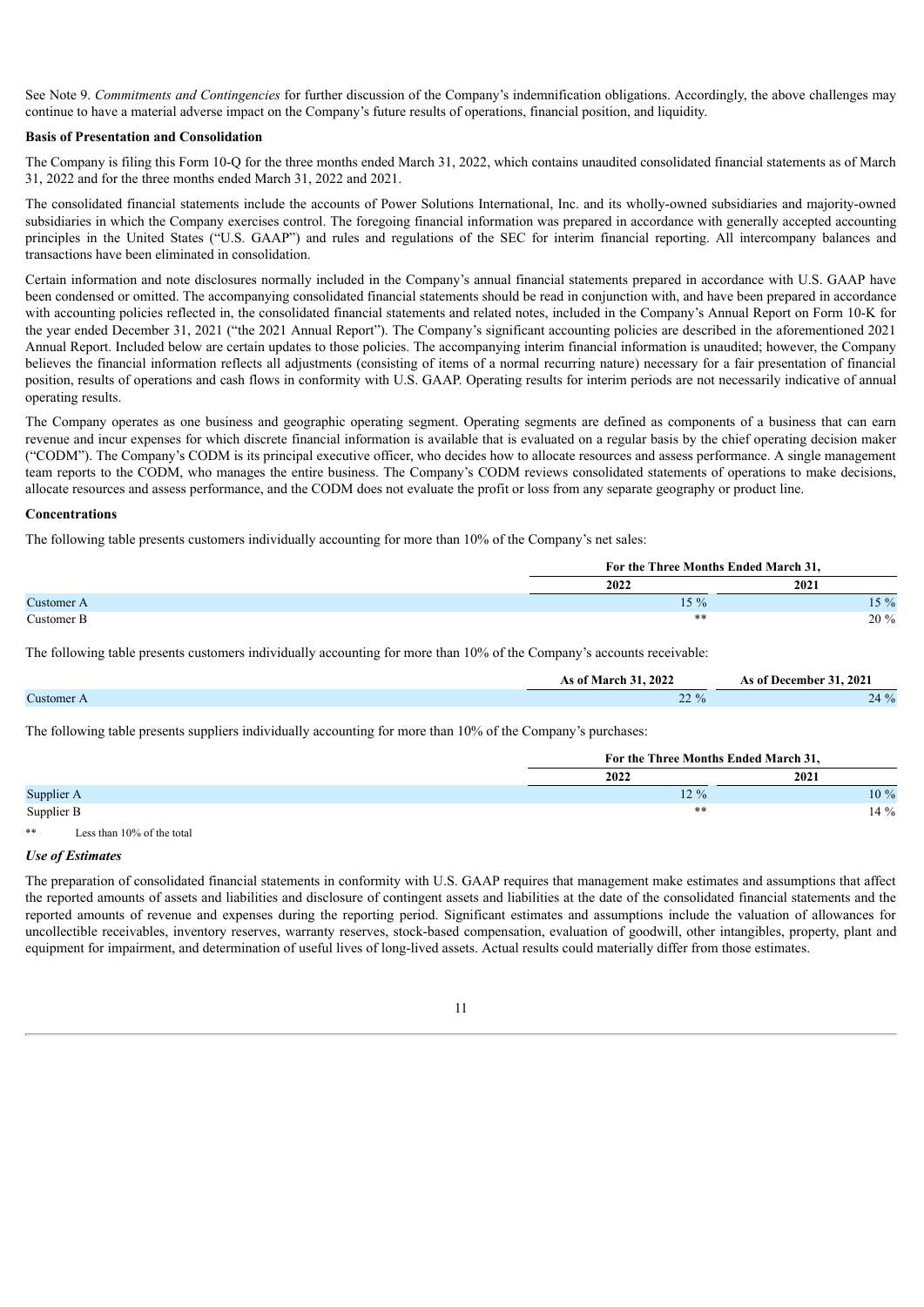See Note 9. *Commitments and Contingencies* for further discussion of the Company's indemnification obligations. Accordingly, the above challenges may continue to have a material adverse impact on the Company's future results of operations, financial position, and liquidity.

**Basis of Presentation and Consolidation**

The Company is filing this Form 10-Q for the three months ended March 31, 2022, which contains unaudited consolidated financial statements as of March 31, 2022 and for the three months ended March 31, 2022 and 2021.

The consolidated financial statements include the accounts of Power Solutions International, Inc. and its wholly-owned subsidiaries and majority-owned subsidiaries in which the Company exercises control. The foregoing financial information was prepared in accordance with generally accepted accounting principles in the United States ("U.S. GAAP") and rules and regulations of the SEC for interim financial reporting. All intercompany balances and transactions have been eliminated in consolidation.

Certain information and note disclosures normally included in the Company's annual financial statements prepared in accordance with U.S. GAAP have been condensed or omitted. The accompanying consolidated financial statements should be read in conjunction with, and have been prepared in accordance with accounting policies reflected in, the consolidated financial statements and related notes, included in the Company's Annual Report on Form 10-K for the year ended December 31, 2021 ("the 2021 Annual Report"). The Company's significant accounting policies are described in the aforementioned 2021 Annual Report. Included below are certain updates to those policies. The accompanying interim financial information is unaudited; however, the Company believes the financial information reflects all adjustments (consisting of items of a normal recurring nature) necessary for a fair presentation of financial position, results of operations and cash flows in conformity with U.S. GAAP. Operating results for interim periods are not necessarily indicative of annual operating results.

The Company operates as one business and geographic operating segment. Operating segments are defined as components of a business that can earn revenue and incur expenses for which discrete financial information is available that is evaluated on a regular basis by the chief operating decision maker ("CODM"). The Company's CODM is its principal executive officer, who decides how to allocate resources and assess performance. A single management team reports to the CODM, who manages the entire business. The Company's CODM reviews consolidated statements of operations to make decisions, allocate resources and assess performance, and the CODM does not evaluate the profit or loss from any separate geography or product line.

**Concentrations**

The following table presents customers individually accounting for more than 10% of the Company's net sales:

| | For the Three Months Ended March 31, | |
|---|---|---|
| | 2022 | 2021 |
| Customer A | 15 % | 15 % |
| Customer B | ** | 20 % |

The following table presents customers individually accounting for more than 10% of the Company's accounts receivable:

| | As of March 31, 2022 | As of December 31, 2021 |
|---|---|---|
| Customer A | 22 % | 24 % |

The following table presents suppliers individually accounting for more than 10% of the Company's purchases:

| | For the Three Months Ended March 31, | |
|---|---|---|
| | 2022 | 2021 |
| Supplier A | 12 % | 10 % |
| Supplier B | ** | 14 % |

** Less than 10% of the total

***Use of Estimates***

The preparation of consolidated financial statements in conformity with U.S. GAAP requires that management make estimates and assumptions that affect the reported amounts of assets and liabilities and disclosure of contingent assets and liabilities at the date of the consolidated financial statements and the reported amounts of revenue and expenses during the reporting period. Significant estimates and assumptions include the valuation of allowances for uncollectible receivables, inventory reserves, warranty reserves, stock-based compensation, evaluation of goodwill, other intangibles, property, plant and equipment for impairment, and determination of useful lives of long-lived assets. Actual results could materially differ from those estimates.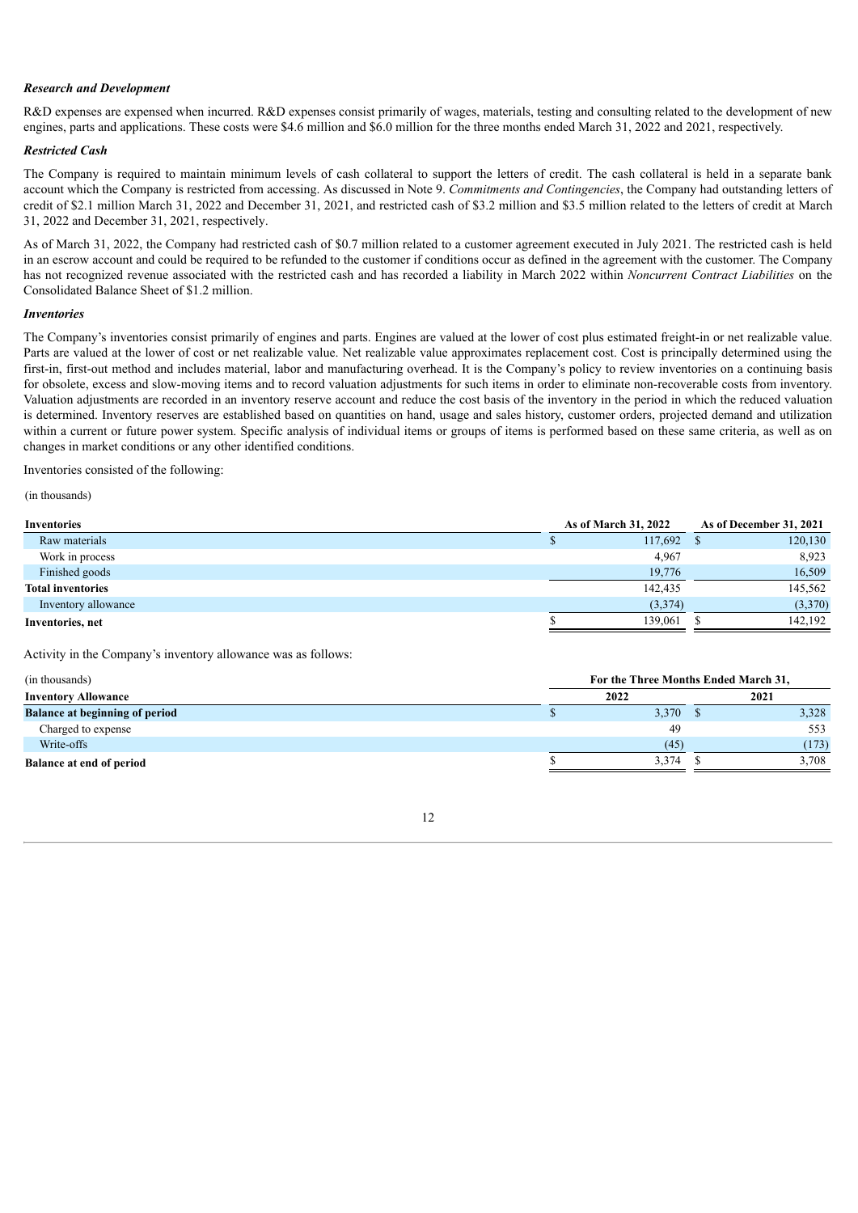***Research and Development***

R&D expenses are expensed when incurred. R&D expenses consist primarily of wages, materials, testing and consulting related to the development of new engines, parts and applications. These costs were $4.6 million and $6.0 million for the three months ended March 31, 2022 and 2021, respectively.

***Restricted Cash***

The Company is required to maintain minimum levels of cash collateral to support the letters of credit. The cash collateral is held in a separate bank account which the Company is restricted from accessing. As discussed in Note 9. *Commitments and Contingencies*, the Company had outstanding letters of credit of $2.1 million March 31, 2022 and December 31, 2021, and restricted cash of $3.2 million and $3.5 million related to the letters of credit at March 31, 2022 and December 31, 2021, respectively.

As of March 31, 2022, the Company had restricted cash of $0.7 million related to a customer agreement executed in July 2021. The restricted cash is held in an escrow account and could be required to be refunded to the customer if conditions occur as defined in the agreement with the customer. The Company has not recognized revenue associated with the restricted cash and has recorded a liability in March 2022 within *Noncurrent Contract Liabilities* on the Consolidated Balance Sheet of $1.2 million.

***Inventories***

The Company's inventories consist primarily of engines and parts. Engines are valued at the lower of cost plus estimated freight-in or net realizable value. Parts are valued at the lower of cost or net realizable value. Net realizable value approximates replacement cost. Cost is principally determined using the first-in, first-out method and includes material, labor and manufacturing overhead. It is the Company's policy to review inventories on a continuing basis for obsolete, excess and slow-moving items and to record valuation adjustments for such items in order to eliminate non-recoverable costs from inventory. Valuation adjustments are recorded in an inventory reserve account and reduce the cost basis of the inventory in the period in which the reduced valuation is determined. Inventory reserves are established based on quantities on hand, usage and sales history, customer orders, projected demand and utilization within a current or future power system. Specific analysis of individual items or groups of items is performed based on these same criteria, as well as on changes in market conditions or any other identified conditions.

Inventories consisted of the following:

(in thousands)

| Inventories | As of March 31, 2022 | As of December 31, 2021 |
|---|---|---|
| Raw materials | $ 117,692 | $ 120,130 |
| Work in process | 4,967 | 8,923 |
| Finished goods | 19,776 | 16,509 |
| **Total inventories** | 142,435 | 145,562 |
| Inventory allowance | (3,374) | (3,370) |
| **Inventories, net** | $ 139,061 | $ 142,192 |

Activity in the Company's inventory allowance was as follows:

| (in thousands) | For the Three Months Ended March 31, | |
|---|---|---|
| **Inventory Allowance** | 2022 | 2021 |
| **Balance at beginning of period** | $ 3,370 | $ 3,328 |
| Charged to expense | 49 | 553 |
| Write-offs | (45) | (173) |
| **Balance at end of period** | $ 3,374 | $ 3,708 |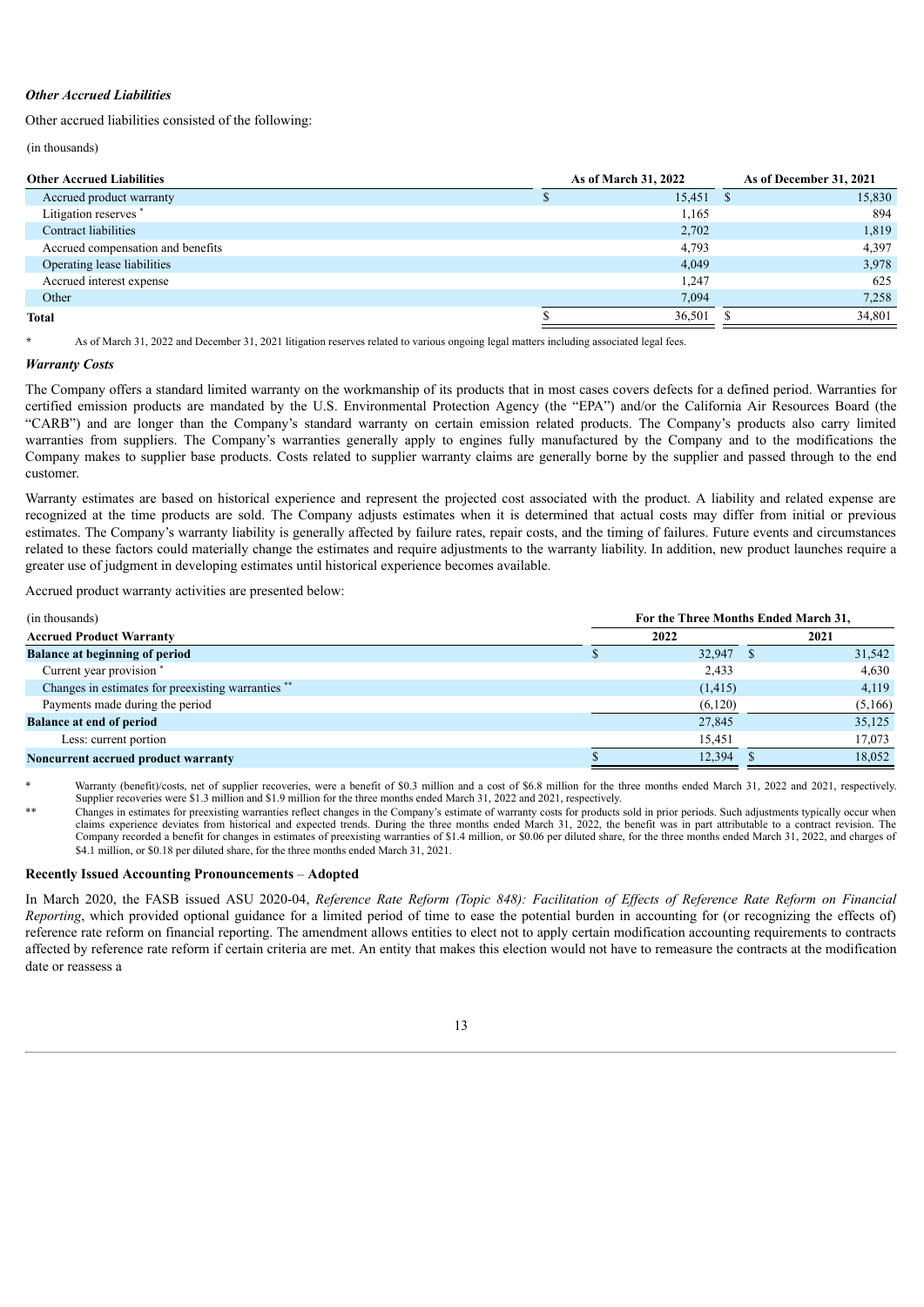### *Other Accrued Liabilities*

Other accrued liabilities consisted of the following:

(in thousands)

| Other Accrued Liabilities | As of March 31, 2022 | As of December 31, 2021 |
|---|---|---|
| Accrued product warranty | $ 15,451 | $ 15,830 |
| Litigation reserves * | 1,165 | 894 |
| Contract liabilities | 2,702 | 1,819 |
| Accrued compensation and benefits | 4,793 | 4,397 |
| Operating lease liabilities | 4,049 | 3,978 |
| Accrued interest expense | 1,247 | 625 |
| Other | 7,094 | 7,258 |
| **Total** | $ 36,501 | $ 34,801 |

\* As of March 31, 2022 and December 31, 2021 litigation reserves related to various ongoing legal matters including associated legal fees.

### *Warranty Costs*

The Company offers a standard limited warranty on the workmanship of its products that in most cases covers defects for a defined period. Warranties for certified emission products are mandated by the U.S. Environmental Protection Agency (the "EPA") and/or the California Air Resources Board (the "CARB") and are longer than the Company's standard warranty on certain emission related products. The Company's products also carry limited warranties from suppliers. The Company's warranties generally apply to engines fully manufactured by the Company and to the modifications the Company makes to supplier base products. Costs related to supplier warranty claims are generally borne by the supplier and passed through to the end customer.

Warranty estimates are based on historical experience and represent the projected cost associated with the product. A liability and related expense are recognized at the time products are sold. The Company adjusts estimates when it is determined that actual costs may differ from initial or previous estimates. The Company's warranty liability is generally affected by failure rates, repair costs, and the timing of failures. Future events and circumstances related to these factors could materially change the estimates and require adjustments to the warranty liability. In addition, new product launches require a greater use of judgment in developing estimates until historical experience becomes available.

Accrued product warranty activities are presented below:

| (in thousands) | For the Three Months Ended March 31, | |
|---|---|---|
| **Accrued Product Warranty** | **2022** | **2021** |
| **Balance at beginning of period** | $ 32,947 | $ 31,542 |
| Current year provision * | 2,433 | 4,630 |
| Changes in estimates for preexisting warranties ** | (1,415) | 4,119 |
| Payments made during the period | (6,120) | (5,166) |
| **Balance at end of period** | 27,845 | 35,125 |
| Less: current portion | 15,451 | 17,073 |
| **Noncurrent accrued product warranty** | $ 12,394 | $ 18,052 |

\* Warranty (benefit)/costs, net of supplier recoveries, were a benefit of $0.3 million and a cost of $6.8 million for the three months ended March 31, 2022 and 2021, respectively. Supplier recoveries were $1.3 million and $1.9 million for the three months ended March 31, 2022 and 2021, respectively.

\*\* Changes in estimates for preexisting warranties reflect changes in the Company's estimate of warranty costs for products sold in prior periods. Such adjustments typically occur when claims experience deviates from historical and expected trends. During the three months ended March 31, 2022, the benefit was in part attributable to a contract revision. The Company recorded a benefit for changes in estimates of preexisting warranties of $1.4 million, or $0.06 per diluted share, for the three months ended March 31, 2022, and charges of $4.1 million, or $0.18 per diluted share, for the three months ended March 31, 2021.

**Recently Issued Accounting Pronouncements** – **Adopted**

In March 2020, the FASB issued ASU 2020-04, *Reference Rate Reform (Topic 848): Facilitation of Effects of Reference Rate Reform on Financial Reporting*, which provided optional guidance for a limited period of time to ease the potential burden in accounting for (or recognizing the effects of) reference rate reform on financial reporting. The amendment allows entities to elect not to apply certain modification accounting requirements to contracts affected by reference rate reform if certain criteria are met. An entity that makes this election would not have to remeasure the contracts at the modification date or reassess a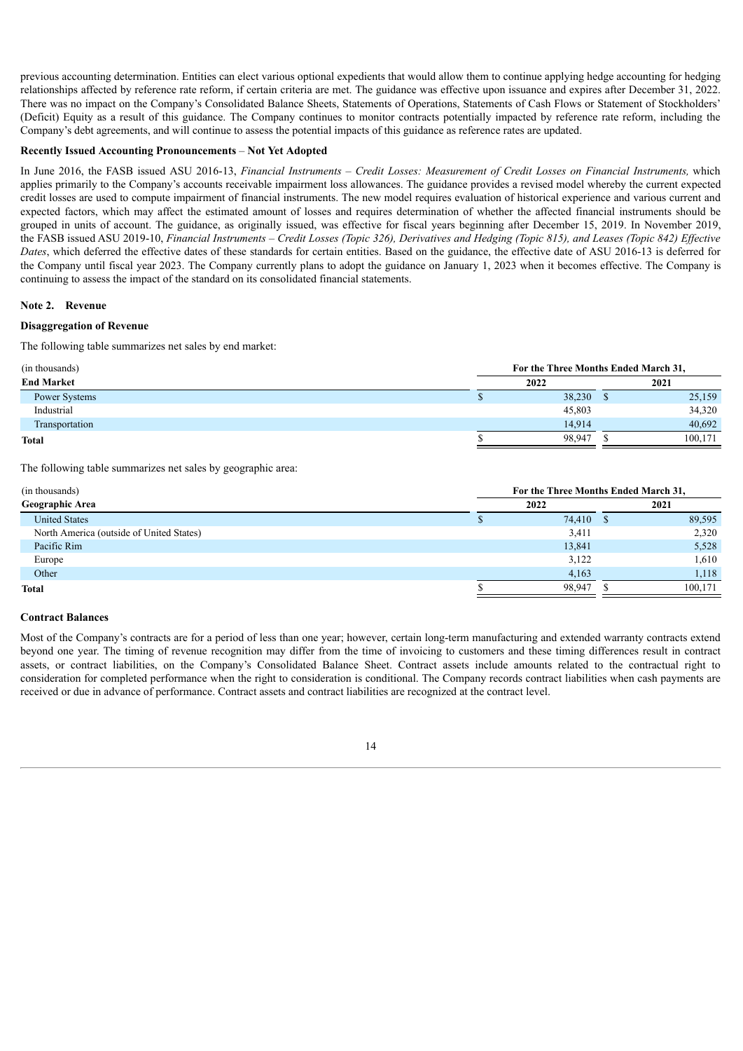previous accounting determination. Entities can elect various optional expedients that would allow them to continue applying hedge accounting for hedging relationships affected by reference rate reform, if certain criteria are met. The guidance was effective upon issuance and expires after December 31, 2022. There was no impact on the Company's Consolidated Balance Sheets, Statements of Operations, Statements of Cash Flows or Statement of Stockholders' (Deficit) Equity as a result of this guidance. The Company continues to monitor contracts potentially impacted by reference rate reform, including the Company's debt agreements, and will continue to assess the potential impacts of this guidance as reference rates are updated.

**Recently Issued Accounting Pronouncements** – **Not Yet Adopted**

In June 2016, the FASB issued ASU 2016-13, *Financial Instruments – Credit Losses: Measurement of Credit Losses on Financial Instruments,* which applies primarily to the Company's accounts receivable impairment loss allowances. The guidance provides a revised model whereby the current expected credit losses are used to compute impairment of financial instruments. The new model requires evaluation of historical experience and various current and expected factors, which may affect the estimated amount of losses and requires determination of whether the affected financial instruments should be grouped in units of account. The guidance, as originally issued, was effective for fiscal years beginning after December 15, 2019. In November 2019, the FASB issued ASU 2019-10, *Financial Instruments – Credit Losses (Topic 326), Derivatives and Hedging (Topic 815), and Leases (Topic 842) Effective Dates*, which deferred the effective dates of these standards for certain entities. Based on the guidance, the effective date of ASU 2016-13 is deferred for the Company until fiscal year 2023. The Company currently plans to adopt the guidance on January 1, 2023 when it becomes effective. The Company is continuing to assess the impact of the standard on its consolidated financial statements.

## Note 2. Revenue

**Disaggregation of Revenue**

The following table summarizes net sales by end market:

| (in thousands) | For the Three Months Ended March 31, | |
|---|---|---|
| **End Market** | **2022** | **2021** |
| Power Systems | $ 38,230 | $ 25,159 |
| Industrial | 45,803 | 34,320 |
| Transportation | 14,914 | 40,692 |
| **Total** | $ 98,947 | $ 100,171 |

The following table summarizes net sales by geographic area:

| (in thousands) | For the Three Months Ended March 31, | |
|---|---|---|
| **Geographic Area** | **2022** | **2021** |
| United States | $ 74,410 | $ 89,595 |
| North America (outside of United States) | 3,411 | 2,320 |
| Pacific Rim | 13,841 | 5,528 |
| Europe | 3,122 | 1,610 |
| Other | 4,163 | 1,118 |
| **Total** | $ 98,947 | $ 100,171 |

**Contract Balances**

Most of the Company's contracts are for a period of less than one year; however, certain long-term manufacturing and extended warranty contracts extend beyond one year. The timing of revenue recognition may differ from the time of invoicing to customers and these timing differences result in contract assets, or contract liabilities, on the Company's Consolidated Balance Sheet. Contract assets include amounts related to the contractual right to consideration for completed performance when the right to consideration is conditional. The Company records contract liabilities when cash payments are received or due in advance of performance. Contract assets and contract liabilities are recognized at the contract level.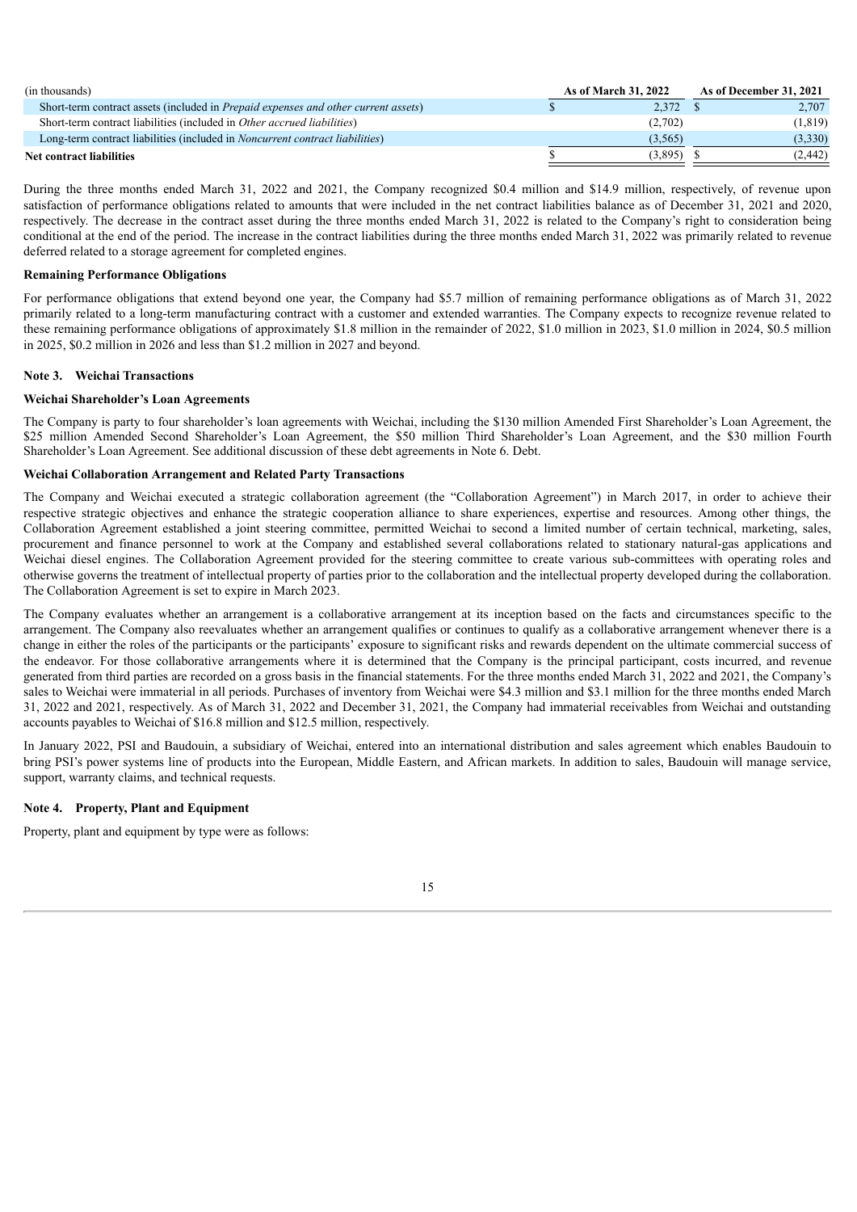| (in thousands) | As of March 31, 2022 | As of December 31, 2021 |
|---|---|---|
| Short-term contract assets (included in *Prepaid expenses and other current assets*) | $ 2,372 | $ 2,707 |
| Short-term contract liabilities (included in *Other accrued liabilities*) | (2,702) | (1,819) |
| Long-term contract liabilities (included in *Noncurrent contract liabilities*) | (3,565) | (3,330) |
| **Net contract liabilities** | $ (3,895) | $ (2,442) |

During the three months ended March 31, 2022 and 2021, the Company recognized $0.4 million and $14.9 million, respectively, of revenue upon satisfaction of performance obligations related to amounts that were included in the net contract liabilities balance as of December 31, 2021 and 2020, respectively. The decrease in the contract asset during the three months ended March 31, 2022 is related to the Company's right to consideration being conditional at the end of the period. The increase in the contract liabilities during the three months ended March 31, 2022 was primarily related to revenue deferred related to a storage agreement for completed engines.

**Remaining Performance Obligations**

For performance obligations that extend beyond one year, the Company had $5.7 million of remaining performance obligations as of March 31, 2022 primarily related to a long-term manufacturing contract with a customer and extended warranties. The Company expects to recognize revenue related to these remaining performance obligations of approximately $1.8 million in the remainder of 2022, $1.0 million in 2023, $1.0 million in 2024, $0.5 million in 2025, $0.2 million in 2026 and less than $1.2 million in 2027 and beyond.

## Note 3. Weichai Transactions

**Weichai Shareholder's Loan Agreements**

The Company is party to four shareholder's loan agreements with Weichai, including the $130 million Amended First Shareholder's Loan Agreement, the $25 million Amended Second Shareholder's Loan Agreement, the $50 million Third Shareholder's Loan Agreement, and the $30 million Fourth Shareholder's Loan Agreement. See additional discussion of these debt agreements in Note 6. Debt.

**Weichai Collaboration Arrangement and Related Party Transactions**

The Company and Weichai executed a strategic collaboration agreement (the "Collaboration Agreement") in March 2017, in order to achieve their respective strategic objectives and enhance the strategic cooperation alliance to share experiences, expertise and resources. Among other things, the Collaboration Agreement established a joint steering committee, permitted Weichai to second a limited number of certain technical, marketing, sales, procurement and finance personnel to work at the Company and established several collaborations related to stationary natural-gas applications and Weichai diesel engines. The Collaboration Agreement provided for the steering committee to create various sub-committees with operating roles and otherwise governs the treatment of intellectual property of parties prior to the collaboration and the intellectual property developed during the collaboration. The Collaboration Agreement is set to expire in March 2023.

The Company evaluates whether an arrangement is a collaborative arrangement at its inception based on the facts and circumstances specific to the arrangement. The Company also reevaluates whether an arrangement qualifies or continues to qualify as a collaborative arrangement whenever there is a change in either the roles of the participants or the participants' exposure to significant risks and rewards dependent on the ultimate commercial success of the endeavor. For those collaborative arrangements where it is determined that the Company is the principal participant, costs incurred, and revenue generated from third parties are recorded on a gross basis in the financial statements. For the three months ended March 31, 2022 and 2021, the Company's sales to Weichai were immaterial in all periods. Purchases of inventory from Weichai were $4.3 million and $3.1 million for the three months ended March 31, 2022 and 2021, respectively. As of March 31, 2022 and December 31, 2021, the Company had immaterial receivables from Weichai and outstanding accounts payables to Weichai of $16.8 million and $12.5 million, respectively.

In January 2022, PSI and Baudouin, a subsidiary of Weichai, entered into an international distribution and sales agreement which enables Baudouin to bring PSI's power systems line of products into the European, Middle Eastern, and African markets. In addition to sales, Baudouin will manage service, support, warranty claims, and technical requests.

## Note 4. Property, Plant and Equipment

Property, plant and equipment by type were as follows: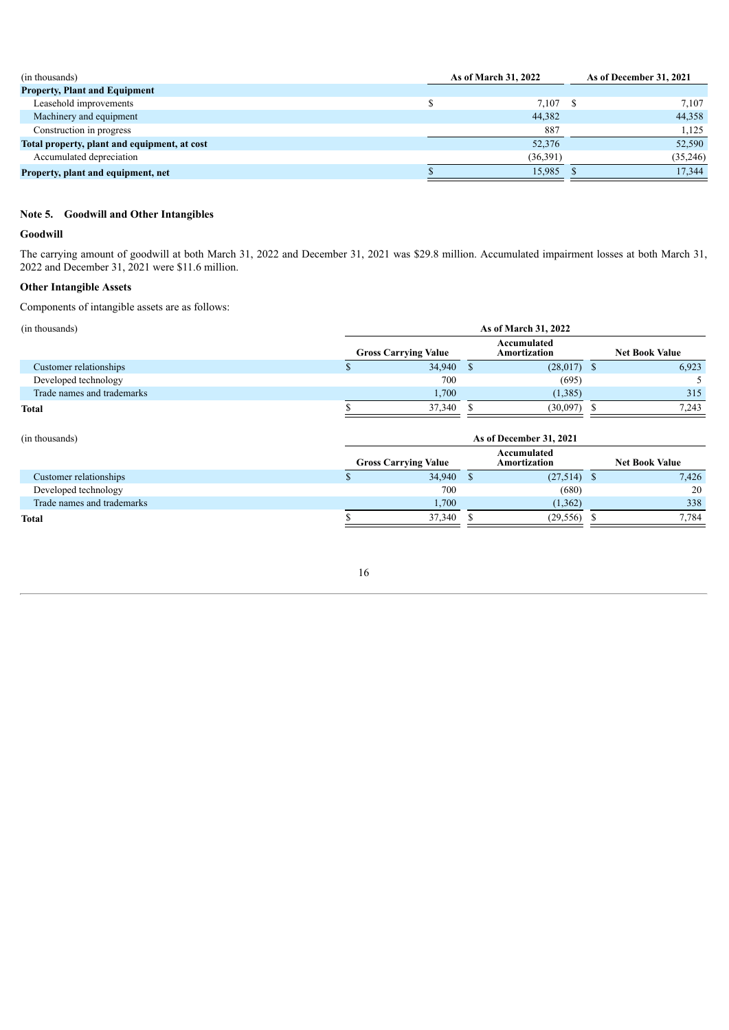| (in thousands) | As of March 31, 2022 | As of December 31, 2021 |
|---|---|---|
| **Property, Plant and Equipment** | | |
| Leasehold improvements | $ 7,107 | $ 7,107 |
| Machinery and equipment | 44,382 | 44,358 |
| Construction in progress | 887 | 1,125 |
| **Total property, plant and equipment, at cost** | 52,376 | 52,590 |
| Accumulated depreciation | (36,391) | (35,246) |
| **Property, plant and equipment, net** | $ 15,985 | $ 17,344 |

## Note 5. Goodwill and Other Intangibles

### Goodwill

The carrying amount of goodwill at both March 31, 2022 and December 31, 2021 was $29.8 million. Accumulated impairment losses at both March 31, 2022 and December 31, 2021 were $11.6 million.

### Other Intangible Assets

Components of intangible assets are as follows:

| (in thousands) | As of March 31, 2022 | | |
|---|---|---|---|
| | Gross Carrying Value | Accumulated Amortization | Net Book Value |
| Customer relationships | $ 34,940 | $ (28,017) | $ 6,923 |
| Developed technology | 700 | (695) | 5 |
| Trade names and trademarks | 1,700 | (1,385) | 315 |
| **Total** | $ 37,340 | $ (30,097) | $ 7,243 |

| (in thousands) | As of December 31, 2021 | | |
|---|---|---|---|
| | Gross Carrying Value | Accumulated Amortization | Net Book Value |
| Customer relationships | $ 34,940 | $ (27,514) | $ 7,426 |
| Developed technology | 700 | (680) | 20 |
| Trade names and trademarks | 1,700 | (1,362) | 338 |
| **Total** | $ 37,340 | $ (29,556) | $ 7,784 |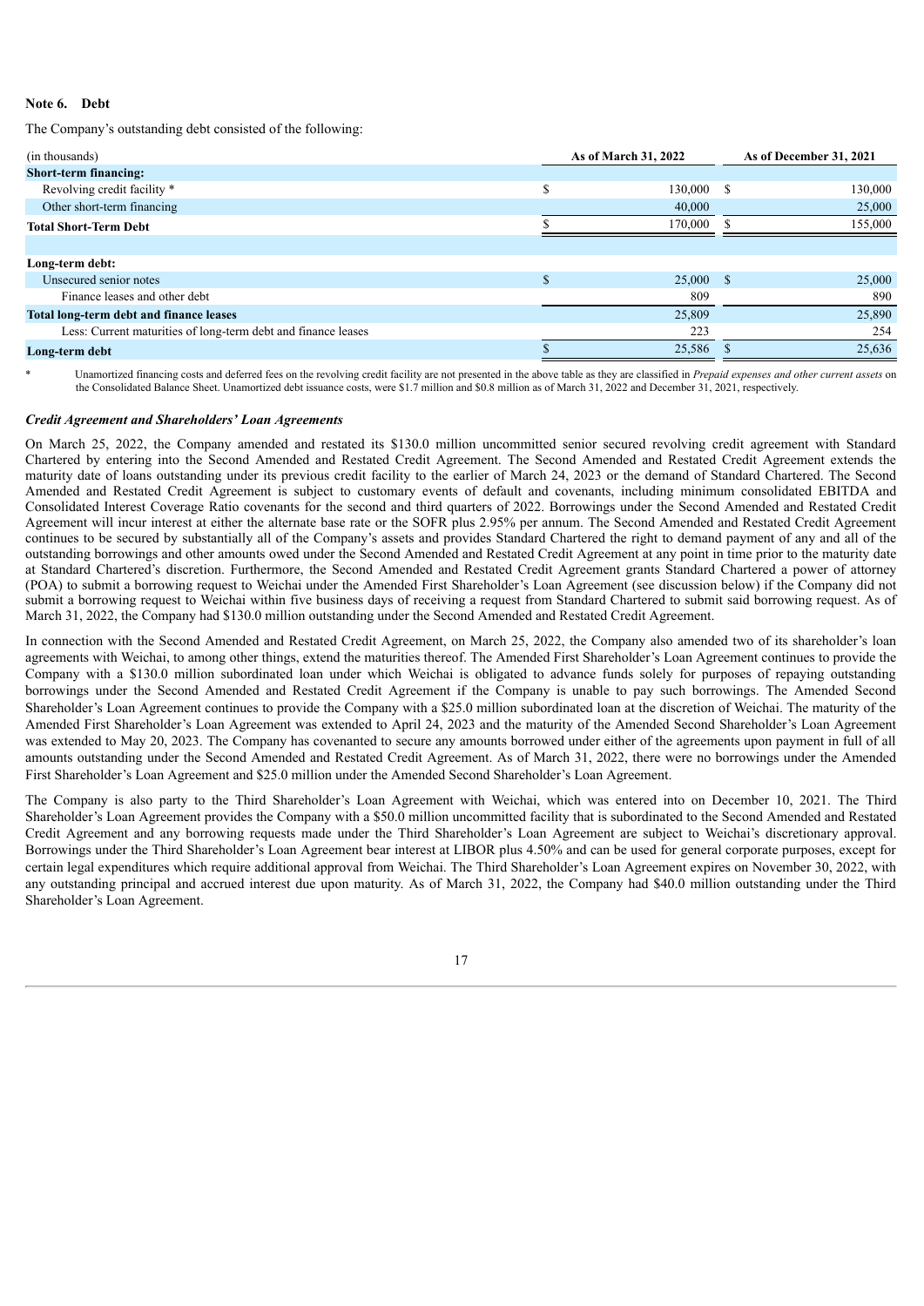**Note 6. Debt**

The Company's outstanding debt consisted of the following:

| (in thousands) | As of March 31, 2022 | As of December 31, 2021 |
|---|---|---|
| **Short-term financing:** | | |
| Revolving credit facility * | $ 130,000 | $ 130,000 |
| Other short-term financing | 40,000 | 25,000 |
| **Total Short-Term Debt** | $ 170,000 | $ 155,000 |
| | | |
| **Long-term debt:** | | |
| Unsecured senior notes | $ 25,000 | $ 25,000 |
| Finance leases and other debt | 809 | 890 |
| **Total long-term debt and finance leases** | 25,809 | 25,890 |
| Less: Current maturities of long-term debt and finance leases | 223 | 254 |
| **Long-term debt** | $ 25,586 | $ 25,636 |

\* Unamortized financing costs and deferred fees on the revolving credit facility are not presented in the above table as they are classified in *Prepaid expenses and other current assets* on the Consolidated Balance Sheet. Unamortized debt issuance costs, were $1.7 million and $0.8 million as of March 31, 2022 and December 31, 2021, respectively.

***Credit Agreement and Shareholders' Loan Agreements***

On March 25, 2022, the Company amended and restated its $130.0 million uncommitted senior secured revolving credit agreement with Standard Chartered by entering into the Second Amended and Restated Credit Agreement. The Second Amended and Restated Credit Agreement extends the maturity date of loans outstanding under its previous credit facility to the earlier of March 24, 2023 or the demand of Standard Chartered. The Second Amended and Restated Credit Agreement is subject to customary events of default and covenants, including minimum consolidated EBITDA and Consolidated Interest Coverage Ratio covenants for the second and third quarters of 2022. Borrowings under the Second Amended and Restated Credit Agreement will incur interest at either the alternate base rate or the SOFR plus 2.95% per annum. The Second Amended and Restated Credit Agreement continues to be secured by substantially all of the Company's assets and provides Standard Chartered the right to demand payment of any and all of the outstanding borrowings and other amounts owed under the Second Amended and Restated Credit Agreement at any point in time prior to the maturity date at Standard Chartered's discretion. Furthermore, the Second Amended and Restated Credit Agreement grants Standard Chartered a power of attorney (POA) to submit a borrowing request to Weichai under the Amended First Shareholder's Loan Agreement (see discussion below) if the Company did not submit a borrowing request to Weichai within five business days of receiving a request from Standard Chartered to submit said borrowing request. As of March 31, 2022, the Company had $130.0 million outstanding under the Second Amended and Restated Credit Agreement.

In connection with the Second Amended and Restated Credit Agreement, on March 25, 2022, the Company also amended two of its shareholder's loan agreements with Weichai, to among other things, extend the maturities thereof. The Amended First Shareholder's Loan Agreement continues to provide the Company with a $130.0 million subordinated loan under which Weichai is obligated to advance funds solely for purposes of repaying outstanding borrowings under the Second Amended and Restated Credit Agreement if the Company is unable to pay such borrowings. The Amended Second Shareholder's Loan Agreement continues to provide the Company with a $25.0 million subordinated loan at the discretion of Weichai. The maturity of the Amended First Shareholder's Loan Agreement was extended to April 24, 2023 and the maturity of the Amended Second Shareholder's Loan Agreement was extended to May 20, 2023. The Company has covenanted to secure any amounts borrowed under either of the agreements upon payment in full of all amounts outstanding under the Second Amended and Restated Credit Agreement. As of March 31, 2022, there were no borrowings under the Amended First Shareholder's Loan Agreement and $25.0 million under the Amended Second Shareholder's Loan Agreement.

The Company is also party to the Third Shareholder's Loan Agreement with Weichai, which was entered into on December 10, 2021. The Third Shareholder's Loan Agreement provides the Company with a $50.0 million uncommitted facility that is subordinated to the Second Amended and Restated Credit Agreement and any borrowing requests made under the Third Shareholder's Loan Agreement are subject to Weichai's discretionary approval. Borrowings under the Third Shareholder's Loan Agreement bear interest at LIBOR plus 4.50% and can be used for general corporate purposes, except for certain legal expenditures which require additional approval from Weichai. The Third Shareholder's Loan Agreement expires on November 30, 2022, with any outstanding principal and accrued interest due upon maturity. As of March 31, 2022, the Company had $40.0 million outstanding under the Third Shareholder's Loan Agreement.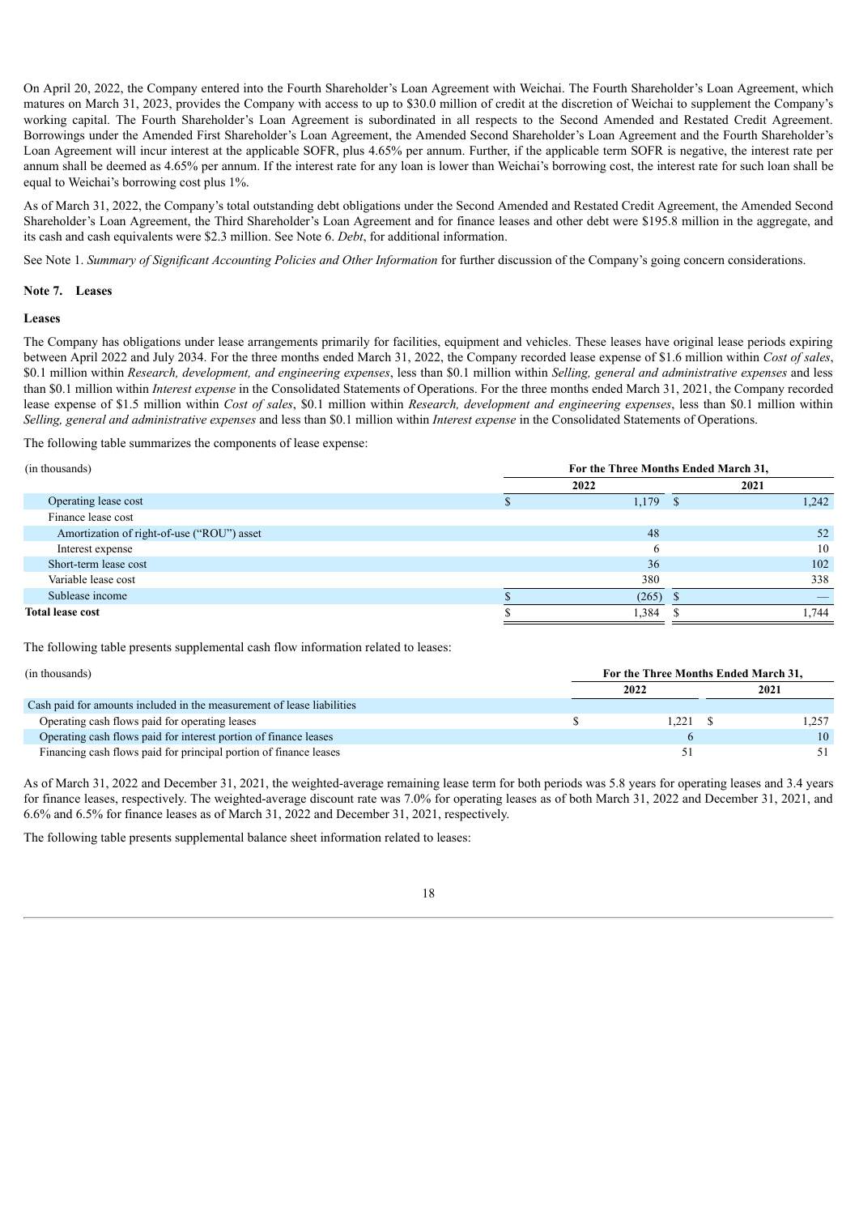On April 20, 2022, the Company entered into the Fourth Shareholder's Loan Agreement with Weichai. The Fourth Shareholder's Loan Agreement, which matures on March 31, 2023, provides the Company with access to up to $30.0 million of credit at the discretion of Weichai to supplement the Company's working capital. The Fourth Shareholder's Loan Agreement is subordinated in all respects to the Second Amended and Restated Credit Agreement. Borrowings under the Amended First Shareholder's Loan Agreement, the Amended Second Shareholder's Loan Agreement and the Fourth Shareholder's Loan Agreement will incur interest at the applicable SOFR, plus 4.65% per annum. Further, if the applicable term SOFR is negative, the interest rate per annum shall be deemed as 4.65% per annum. If the interest rate for any loan is lower than Weichai's borrowing cost, the interest rate for such loan shall be equal to Weichai's borrowing cost plus 1%.

As of March 31, 2022, the Company's total outstanding debt obligations under the Second Amended and Restated Credit Agreement, the Amended Second Shareholder's Loan Agreement, the Third Shareholder's Loan Agreement and for finance leases and other debt were $195.8 million in the aggregate, and its cash and cash equivalents were $2.3 million. See Note 6. *Debt*, for additional information.

See Note 1. *Summary of Significant Accounting Policies and Other Information* for further discussion of the Company's going concern considerations.

## Note 7. Leases

### Leases

The Company has obligations under lease arrangements primarily for facilities, equipment and vehicles. These leases have original lease periods expiring between April 2022 and July 2034. For the three months ended March 31, 2022, the Company recorded lease expense of $1.6 million within *Cost of sales*, $0.1 million within *Research, development, and engineering expenses*, less than $0.1 million within *Selling, general and administrative expenses* and less than $0.1 million within *Interest expense* in the Consolidated Statements of Operations. For the three months ended March 31, 2021, the Company recorded lease expense of $1.5 million within *Cost of sales*, $0.1 million within *Research, development and engineering expenses*, less than $0.1 million within *Selling, general and administrative expenses* and less than $0.1 million within *Interest expense* in the Consolidated Statements of Operations.

The following table summarizes the components of lease expense:

| (in thousands) | For the Three Months Ended March 31, | |
|---|---|---|
| | 2022 | 2021 |
| Operating lease cost | $ 1,179 | $ 1,242 |
| Finance lease cost | | |
| Amortization of right-of-use ("ROU") asset | 48 | 52 |
| Interest expense | 6 | 10 |
| Short-term lease cost | 36 | 102 |
| Variable lease cost | 380 | 338 |
| Sublease income | $ (265) | $ — |
| **Total lease cost** | $ 1,384 | $ 1,744 |

The following table presents supplemental cash flow information related to leases:

| (in thousands) | For the Three Months Ended March 31, | |
|---|---|---|
| | 2022 | 2021 |
| Cash paid for amounts included in the measurement of lease liabilities | | |
| Operating cash flows paid for operating leases | $ 1,221 | $ 1,257 |
| Operating cash flows paid for interest portion of finance leases | 6 | 10 |
| Financing cash flows paid for principal portion of finance leases | 51 | 51 |

As of March 31, 2022 and December 31, 2021, the weighted-average remaining lease term for both periods was 5.8 years for operating leases and 3.4 years for finance leases, respectively. The weighted-average discount rate was 7.0% for operating leases as of both March 31, 2022 and December 31, 2021, and 6.6% and 6.5% for finance leases as of March 31, 2022 and December 31, 2021, respectively.

The following table presents supplemental balance sheet information related to leases: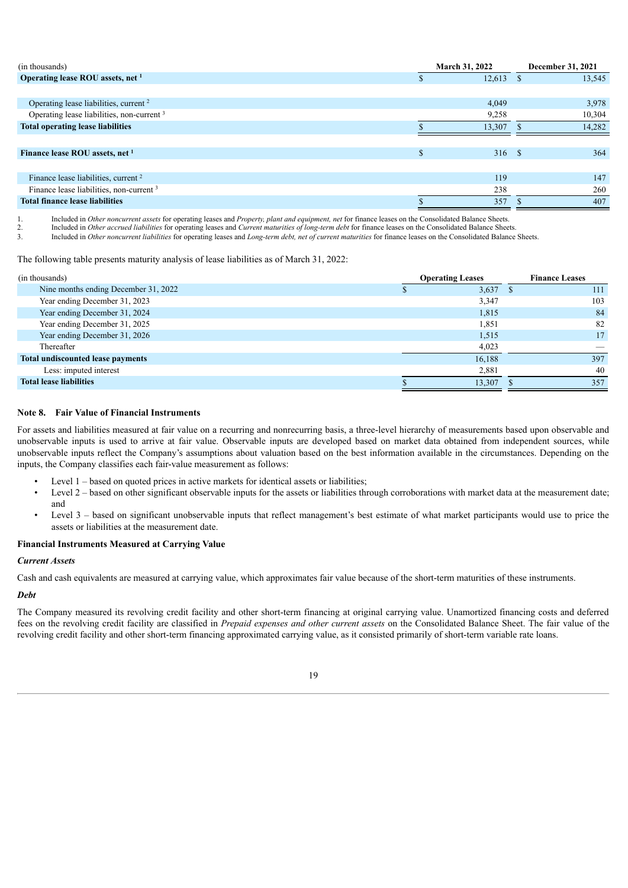| (in thousands) | March 31, 2022 | December 31, 2021 |
|---|---|---|
| **Operating lease ROU assets, net** [1] | $ 12,613 | $ 13,545 |
| | | |
| Operating lease liabilities, current [2] | 4,049 | 3,978 |
| Operating lease liabilities, non-current [3] | 9,258 | 10,304 |
| **Total operating lease liabilities** | $ 13,307 | $ 14,282 |
| | | |
| **Finance lease ROU assets, net** [1] | $ 316 | $ 364 |
| | | |
| Finance lease liabilities, current [2] | 119 | 147 |
| Finance lease liabilities, non-current [3] | 238 | 260 |
| **Total finance lease liabilities** | $ 357 | $ 407 |

1. Included in *Other noncurrent assets* for operating leases and *Property, plant and equipment, net* for finance leases on the Consolidated Balance Sheets.
2. Included in *Other accrued liabilities* for operating leases and *Current maturities of long-term debt* for finance leases on the Consolidated Balance Sheets.
3. Included in *Other noncurrent liabilities* for operating leases and *Long-term debt, net of current maturities* for finance leases on the Consolidated Balance Sheets.

The following table presents maturity analysis of lease liabilities as of March 31, 2022:

| (in thousands) | Operating Leases | Finance Leases |
|---|---|---|
| Nine months ending December 31, 2022 | $ 3,637 | $ 111 |
| Year ending December 31, 2023 | 3,347 | 103 |
| Year ending December 31, 2024 | 1,815 | 84 |
| Year ending December 31, 2025 | 1,851 | 82 |
| Year ending December 31, 2026 | 1,515 | 17 |
| Thereafter | 4,023 | — |
| **Total undiscounted lease payments** | 16,188 | 397 |
| Less: imputed interest | 2,881 | 40 |
| **Total lease liabilities** | $ 13,307 | $ 357 |

## Note 8. Fair Value of Financial Instruments

For assets and liabilities measured at fair value on a recurring and nonrecurring basis, a three-level hierarchy of measurements based upon observable and unobservable inputs is used to arrive at fair value. Observable inputs are developed based on market data obtained from independent sources, while unobservable inputs reflect the Company's assumptions about valuation based on the best information available in the circumstances. Depending on the inputs, the Company classifies each fair-value measurement as follows:

- Level 1 – based on quoted prices in active markets for identical assets or liabilities;
- Level 2 – based on other significant observable inputs for the assets or liabilities through corroborations with market data at the measurement date; and
- Level 3 – based on significant unobservable inputs that reflect management's best estimate of what market participants would use to price the assets or liabilities at the measurement date.

**Financial Instruments Measured at Carrying Value**

***Current Assets***

Cash and cash equivalents are measured at carrying value, which approximates fair value because of the short-term maturities of these instruments.

***Debt***

The Company measured its revolving credit facility and other short-term financing at original carrying value. Unamortized financing costs and deferred fees on the revolving credit facility are classified in *Prepaid expenses and other current assets* on the Consolidated Balance Sheet. The fair value of the revolving credit facility and other short-term financing approximated carrying value, as it consisted primarily of short-term variable rate loans.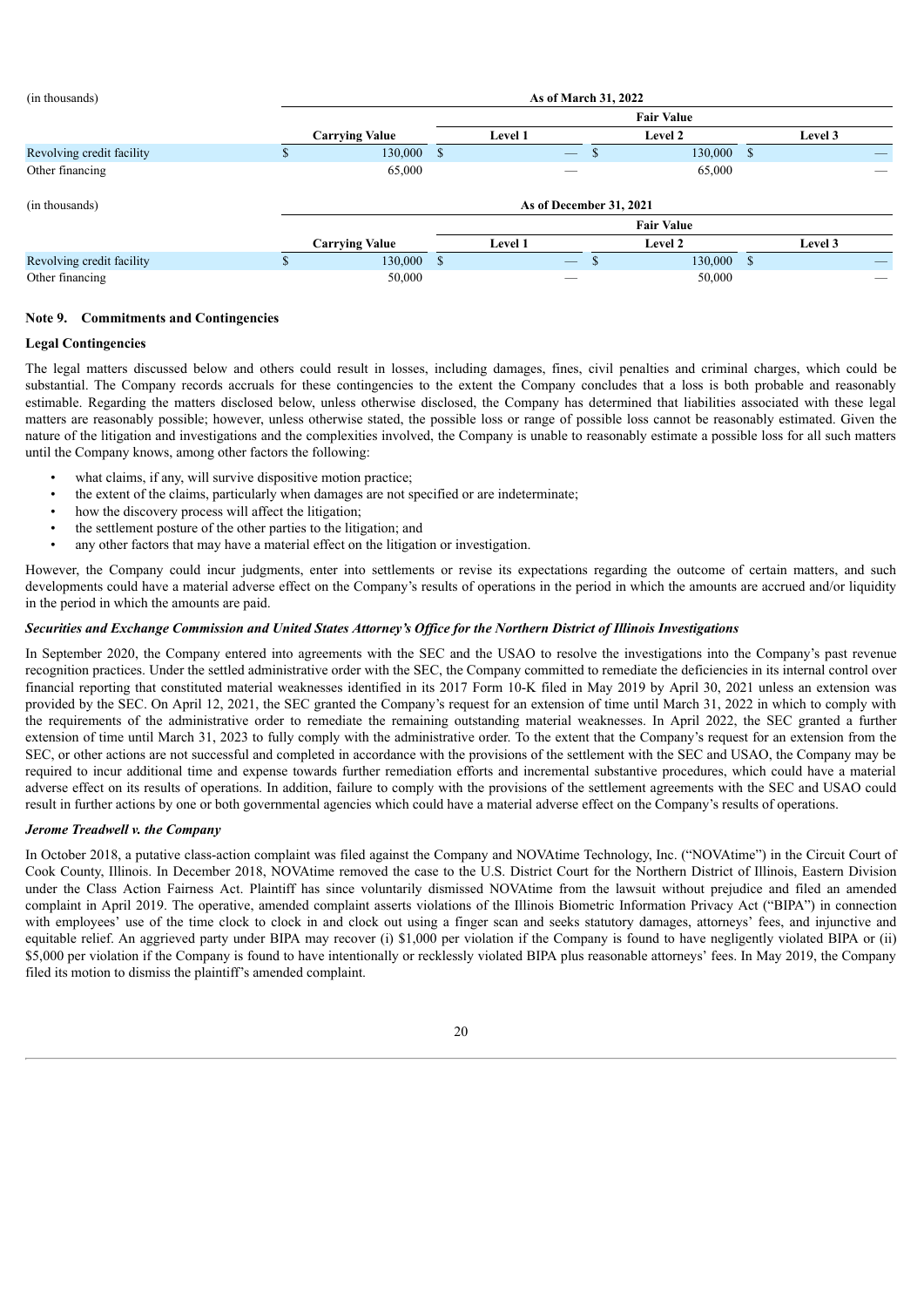| (in thousands) | As of March 31, 2022 | | | |
|---|---|---|---|---|
| | | Fair Value | | |
| | Carrying Value | Level 1 | Level 2 | Level 3 |
| Revolving credit facility | $ 130,000 | $ — | $ 130,000 | $ — |
| Other financing | 65,000 | — | 65,000 | — |

| (in thousands) | As of December 31, 2021 | | | |
|---|---|---|---|---|
| | | Fair Value | | |
| | Carrying Value | Level 1 | Level 2 | Level 3 |
| Revolving credit facility | $ 130,000 | $ — | $ 130,000 | $ — |
| Other financing | 50,000 | — | 50,000 | — |

## Note 9. Commitments and Contingencies

### Legal Contingencies

The legal matters discussed below and others could result in losses, including damages, fines, civil penalties and criminal charges, which could be substantial. The Company records accruals for these contingencies to the extent the Company concludes that a loss is both probable and reasonably estimable. Regarding the matters disclosed below, unless otherwise disclosed, the Company has determined that liabilities associated with these legal matters are reasonably possible; however, unless otherwise stated, the possible loss or range of possible loss cannot be reasonably estimated. Given the nature of the litigation and investigations and the complexities involved, the Company is unable to reasonably estimate a possible loss for all such matters until the Company knows, among other factors the following:

- what claims, if any, will survive dispositive motion practice;
- the extent of the claims, particularly when damages are not specified or are indeterminate;
- how the discovery process will affect the litigation;
- the settlement posture of the other parties to the litigation; and
- any other factors that may have a material effect on the litigation or investigation.

However, the Company could incur judgments, enter into settlements or revise its expectations regarding the outcome of certain matters, and such developments could have a material adverse effect on the Company's results of operations in the period in which the amounts are accrued and/or liquidity in the period in which the amounts are paid.

***Securities and Exchange Commission and United States Attorney's Office for the Northern District of Illinois Investigations***

In September 2020, the Company entered into agreements with the SEC and the USAO to resolve the investigations into the Company's past revenue recognition practices. Under the settled administrative order with the SEC, the Company committed to remediate the deficiencies in its internal control over financial reporting that constituted material weaknesses identified in its 2017 Form 10-K filed in May 2019 by April 30, 2021 unless an extension was provided by the SEC. On April 12, 2021, the SEC granted the Company's request for an extension of time until March 31, 2022 in which to comply with the requirements of the administrative order to remediate the remaining outstanding material weaknesses. In April 2022, the SEC granted a further extension of time until March 31, 2023 to fully comply with the administrative order. To the extent that the Company's request for an extension from the SEC, or other actions are not successful and completed in accordance with the provisions of the settlement with the SEC and USAO, the Company may be required to incur additional time and expense towards further remediation efforts and incremental substantive procedures, which could have a material adverse effect on its results of operations. In addition, failure to comply with the provisions of the settlement agreements with the SEC and USAO could result in further actions by one or both governmental agencies which could have a material adverse effect on the Company's results of operations.

***Jerome Treadwell v. the Company***

In October 2018, a putative class-action complaint was filed against the Company and NOVAtime Technology, Inc. ("NOVAtime") in the Circuit Court of Cook County, Illinois. In December 2018, NOVAtime removed the case to the U.S. District Court for the Northern District of Illinois, Eastern Division under the Class Action Fairness Act. Plaintiff has since voluntarily dismissed NOVAtime from the lawsuit without prejudice and filed an amended complaint in April 2019. The operative, amended complaint asserts violations of the Illinois Biometric Information Privacy Act ("BIPA") in connection with employees' use of the time clock to clock in and clock out using a finger scan and seeks statutory damages, attorneys' fees, and injunctive and equitable relief. An aggrieved party under BIPA may recover (i) $1,000 per violation if the Company is found to have negligently violated BIPA or (ii) $5,000 per violation if the Company is found to have intentionally or recklessly violated BIPA plus reasonable attorneys' fees. In May 2019, the Company filed its motion to dismiss the plaintiff's amended complaint.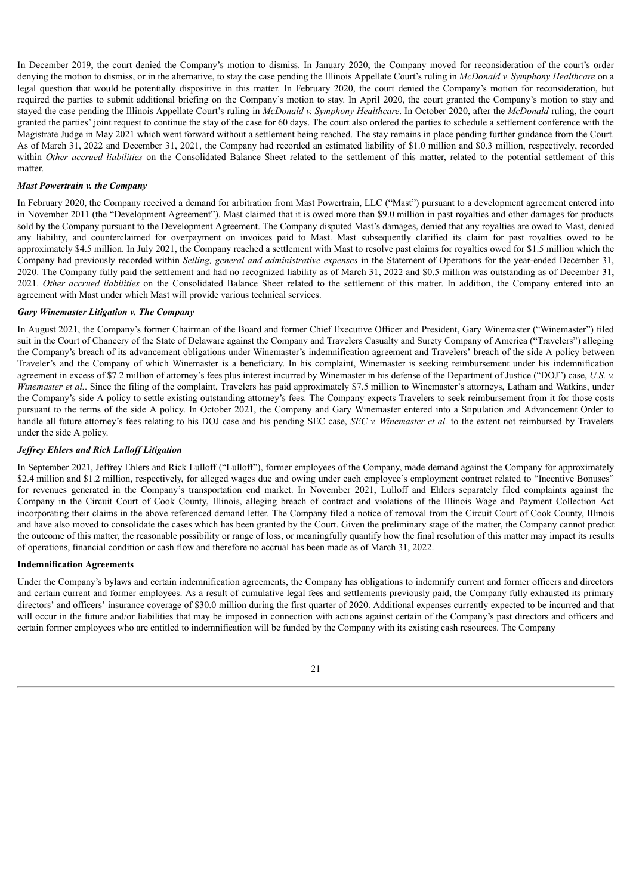In December 2019, the court denied the Company's motion to dismiss. In January 2020, the Company moved for reconsideration of the court's order denying the motion to dismiss, or in the alternative, to stay the case pending the Illinois Appellate Court's ruling in *McDonald v. Symphony Healthcare* on a legal question that would be potentially dispositive in this matter. In February 2020, the court denied the Company's motion for reconsideration, but required the parties to submit additional briefing on the Company's motion to stay. In April 2020, the court granted the Company's motion to stay and stayed the case pending the Illinois Appellate Court's ruling in *McDonald v. Symphony Healthcare*. In October 2020, after the *McDonald* ruling, the court granted the parties' joint request to continue the stay of the case for 60 days. The court also ordered the parties to schedule a settlement conference with the Magistrate Judge in May 2021 which went forward without a settlement being reached. The stay remains in place pending further guidance from the Court. As of March 31, 2022 and December 31, 2021, the Company had recorded an estimated liability of $1.0 million and $0.3 million, respectively, recorded within *Other accrued liabilities* on the Consolidated Balance Sheet related to the settlement of this matter, related to the potential settlement of this matter.

***Mast Powertrain v. the Company***

In February 2020, the Company received a demand for arbitration from Mast Powertrain, LLC ("Mast") pursuant to a development agreement entered into in November 2011 (the "Development Agreement"). Mast claimed that it is owed more than $9.0 million in past royalties and other damages for products sold by the Company pursuant to the Development Agreement. The Company disputed Mast's damages, denied that any royalties are owed to Mast, denied any liability, and counterclaimed for overpayment on invoices paid to Mast. Mast subsequently clarified its claim for past royalties owed to be approximately $4.5 million. In July 2021, the Company reached a settlement with Mast to resolve past claims for royalties owed for $1.5 million which the Company had previously recorded within *Selling, general and administrative expenses* in the Statement of Operations for the year-ended December 31, 2020. The Company fully paid the settlement and had no recognized liability as of March 31, 2022 and $0.5 million was outstanding as of December 31, 2021. *Other accrued liabilities* on the Consolidated Balance Sheet related to the settlement of this matter. In addition, the Company entered into an agreement with Mast under which Mast will provide various technical services.

***Gary Winemaster Litigation v. The Company***

In August 2021, the Company's former Chairman of the Board and former Chief Executive Officer and President, Gary Winemaster ("Winemaster") filed suit in the Court of Chancery of the State of Delaware against the Company and Travelers Casualty and Surety Company of America ("Travelers") alleging the Company's breach of its advancement obligations under Winemaster's indemnification agreement and Travelers' breach of the side A policy between Traveler's and the Company of which Winemaster is a beneficiary. In his complaint, Winemaster is seeking reimbursement under his indemnification agreement in excess of $7.2 million of attorney's fees plus interest incurred by Winemaster in his defense of the Department of Justice ("DOJ") case, *U.S. v. Winemaster et al.*. Since the filing of the complaint, Travelers has paid approximately $7.5 million to Winemaster's attorneys, Latham and Watkins, under the Company's side A policy to settle existing outstanding attorney's fees. The Company expects Travelers to seek reimbursement from it for those costs pursuant to the terms of the side A policy. In October 2021, the Company and Gary Winemaster entered into a Stipulation and Advancement Order to handle all future attorney's fees relating to his DOJ case and his pending SEC case, *SEC v. Winemaster et al.* to the extent not reimbursed by Travelers under the side A policy.

***Jeffrey Ehlers and Rick Lulloff Litigation***

In September 2021, Jeffrey Ehlers and Rick Lulloff ("Lulloff"), former employees of the Company, made demand against the Company for approximately $2.4 million and $1.2 million, respectively, for alleged wages due and owing under each employee's employment contract related to "Incentive Bonuses" for revenues generated in the Company's transportation end market. In November 2021, Lulloff and Ehlers separately filed complaints against the Company in the Circuit Court of Cook County, Illinois, alleging breach of contract and violations of the Illinois Wage and Payment Collection Act incorporating their claims in the above referenced demand letter. The Company filed a notice of removal from the Circuit Court of Cook County, Illinois and have also moved to consolidate the cases which has been granted by the Court. Given the preliminary stage of the matter, the Company cannot predict the outcome of this matter, the reasonable possibility or range of loss, or meaningfully quantify how the final resolution of this matter may impact its results of operations, financial condition or cash flow and therefore no accrual has been made as of March 31, 2022.

**Indemnification Agreements**

Under the Company's bylaws and certain indemnification agreements, the Company has obligations to indemnify current and former officers and directors and certain current and former employees. As a result of cumulative legal fees and settlements previously paid, the Company fully exhausted its primary directors' and officers' insurance coverage of $30.0 million during the first quarter of 2020. Additional expenses currently expected to be incurred and that will occur in the future and/or liabilities that may be imposed in connection with actions against certain of the Company's past directors and officers and certain former employees who are entitled to indemnification will be funded by the Company with its existing cash resources. The Company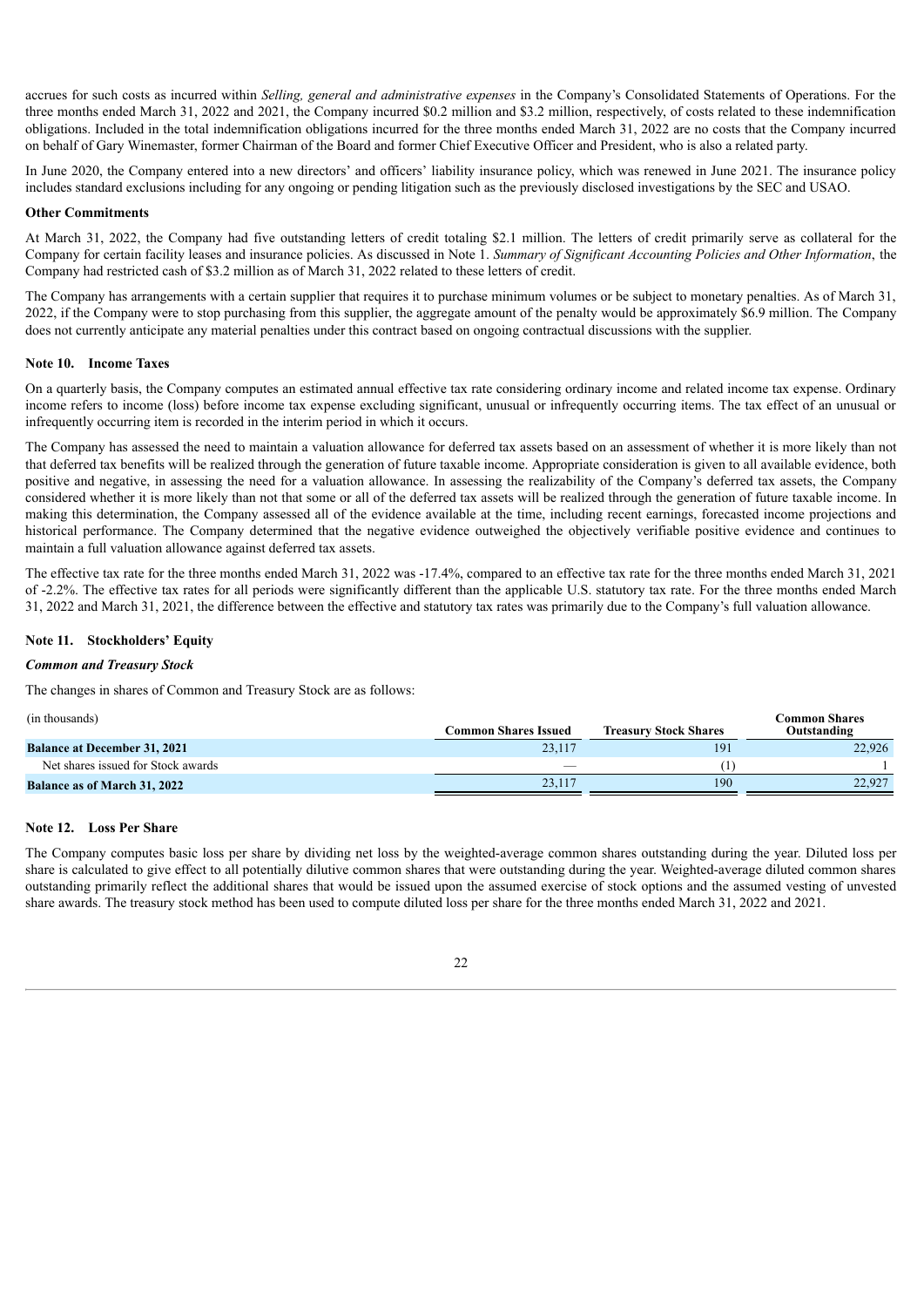accrues for such costs as incurred within *Selling, general and administrative expenses* in the Company's Consolidated Statements of Operations. For the three months ended March 31, 2022 and 2021, the Company incurred \$0.2 million and \$3.2 million, respectively, of costs related to these indemnification obligations. Included in the total indemnification obligations incurred for the three months ended March 31, 2022 are no costs that the Company incurred on behalf of Gary Winemaster, former Chairman of the Board and former Chief Executive Officer and President, who is also a related party.

In June 2020, the Company entered into a new directors' and officers' liability insurance policy, which was renewed in June 2021. The insurance policy includes standard exclusions including for any ongoing or pending litigation such as the previously disclosed investigations by the SEC and USAO.

**Other Commitments**

At March 31, 2022, the Company had five outstanding letters of credit totaling \$2.1 million. The letters of credit primarily serve as collateral for the Company for certain facility leases and insurance policies. As discussed in Note 1. *Summary of Significant Accounting Policies and Other Information*, the Company had restricted cash of \$3.2 million as of March 31, 2022 related to these letters of credit.

The Company has arrangements with a certain supplier that requires it to purchase minimum volumes or be subject to monetary penalties. As of March 31, 2022, if the Company were to stop purchasing from this supplier, the aggregate amount of the penalty would be approximately \$6.9 million. The Company does not currently anticipate any material penalties under this contract based on ongoing contractual discussions with the supplier.

## Note 10. Income Taxes

On a quarterly basis, the Company computes an estimated annual effective tax rate considering ordinary income and related income tax expense. Ordinary income refers to income (loss) before income tax expense excluding significant, unusual or infrequently occurring items. The tax effect of an unusual or infrequently occurring item is recorded in the interim period in which it occurs.

The Company has assessed the need to maintain a valuation allowance for deferred tax assets based on an assessment of whether it is more likely than not that deferred tax benefits will be realized through the generation of future taxable income. Appropriate consideration is given to all available evidence, both positive and negative, in assessing the need for a valuation allowance. In assessing the realizability of the Company's deferred tax assets, the Company considered whether it is more likely than not that some or all of the deferred tax assets will be realized through the generation of future taxable income. In making this determination, the Company assessed all of the evidence available at the time, including recent earnings, forecasted income projections and historical performance. The Company determined that the negative evidence outweighed the objectively verifiable positive evidence and continues to maintain a full valuation allowance against deferred tax assets.

The effective tax rate for the three months ended March 31, 2022 was -17.4%, compared to an effective tax rate for the three months ended March 31, 2021 of -2.2%. The effective tax rates for all periods were significantly different than the applicable U.S. statutory tax rate. For the three months ended March 31, 2022 and March 31, 2021, the difference between the effective and statutory tax rates was primarily due to the Company's full valuation allowance.

## Note 11. Stockholders' Equity

***Common and Treasury Stock***

The changes in shares of Common and Treasury Stock are as follows:

| (in thousands) | Common Shares Issued | Treasury Stock Shares | Common Shares Outstanding |
|---|---|---|---|
| **Balance at December 31, 2021** | 23,117 | 191 | 22,926 |
| Net shares issued for Stock awards | — | (1) | 1 |
| **Balance as of March 31, 2022** | 23,117 | 190 | 22,927 |

## Note 12. Loss Per Share

The Company computes basic loss per share by dividing net loss by the weighted-average common shares outstanding during the year. Diluted loss per share is calculated to give effect to all potentially dilutive common shares that were outstanding during the year. Weighted-average diluted common shares outstanding primarily reflect the additional shares that would be issued upon the assumed exercise of stock options and the assumed vesting of unvested share awards. The treasury stock method has been used to compute diluted loss per share for the three months ended March 31, 2022 and 2021.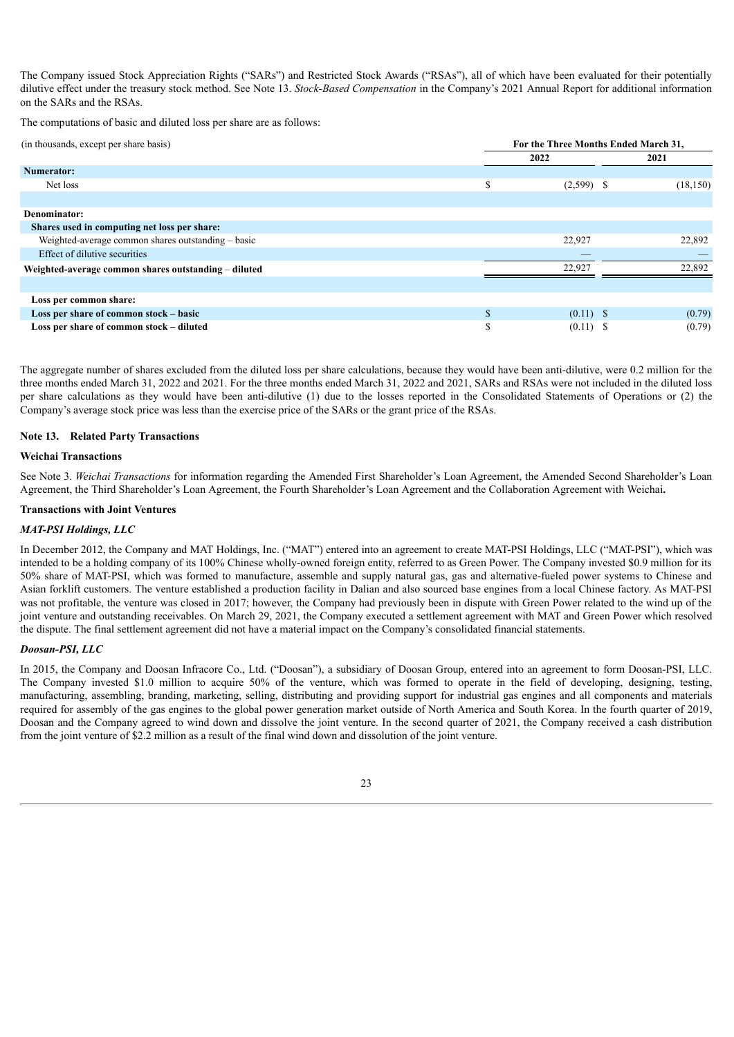The Company issued Stock Appreciation Rights ("SARs") and Restricted Stock Awards ("RSAs"), all of which have been evaluated for their potentially dilutive effect under the treasury stock method. See Note 13. *Stock-Based Compensation* in the Company's 2021 Annual Report for additional information on the SARs and the RSAs.

The computations of basic and diluted loss per share are as follows:

| (in thousands, except per share basis) | For the Three Months Ended March 31, | |
|---|---|---|
| | 2022 | 2021 |
| **Numerator:** | | |
| Net loss | $ (2,599) | $ (18,150) |
| | | |
| **Denominator:** | | |
| **Shares used in computing net loss per share:** | | |
| Weighted-average common shares outstanding – basic | 22,927 | 22,892 |
| Effect of dilutive securities | — | — |
| **Weighted-average common shares outstanding – diluted** | 22,927 | 22,892 |
| | | |
| **Loss per common share:** | | |
| **Loss per share of common stock – basic** | $ (0.11) | $ (0.79) |
| **Loss per share of common stock – diluted** | $ (0.11) | $ (0.79) |

The aggregate number of shares excluded from the diluted loss per share calculations, because they would have been anti-dilutive, were 0.2 million for the three months ended March 31, 2022 and 2021. For the three months ended March 31, 2022 and 2021, SARs and RSAs were not included in the diluted loss per share calculations as they would have been anti-dilutive (1) due to the losses reported in the Consolidated Statements of Operations or (2) the Company's average stock price was less than the exercise price of the SARs or the grant price of the RSAs.

## Note 13. Related Party Transactions

### Weichai Transactions

See Note 3. *Weichai Transactions* for information regarding the Amended First Shareholder's Loan Agreement, the Amended Second Shareholder's Loan Agreement, the Third Shareholder's Loan Agreement, the Fourth Shareholder's Loan Agreement and the Collaboration Agreement with Weichai**.**

### Transactions with Joint Ventures

#### *MAT-PSI Holdings, LLC*

In December 2012, the Company and MAT Holdings, Inc. ("MAT") entered into an agreement to create MAT-PSI Holdings, LLC ("MAT-PSI"), which was intended to be a holding company of its 100% Chinese wholly-owned foreign entity, referred to as Green Power. The Company invested $0.9 million for its 50% share of MAT-PSI, which was formed to manufacture, assemble and supply natural gas, gas and alternative-fueled power systems to Chinese and Asian forklift customers. The venture established a production facility in Dalian and also sourced base engines from a local Chinese factory. As MAT-PSI was not profitable, the venture was closed in 2017; however, the Company had previously been in dispute with Green Power related to the wind up of the joint venture and outstanding receivables. On March 29, 2021, the Company executed a settlement agreement with MAT and Green Power which resolved the dispute. The final settlement agreement did not have a material impact on the Company's consolidated financial statements.

#### *Doosan-PSI, LLC*

In 2015, the Company and Doosan Infracore Co., Ltd. ("Doosan"), a subsidiary of Doosan Group, entered into an agreement to form Doosan-PSI, LLC. The Company invested $1.0 million to acquire 50% of the venture, which was formed to operate in the field of developing, designing, testing, manufacturing, assembling, branding, marketing, selling, distributing and providing support for industrial gas engines and all components and materials required for assembly of the gas engines to the global power generation market outside of North America and South Korea. In the fourth quarter of 2019, Doosan and the Company agreed to wind down and dissolve the joint venture. In the second quarter of 2021, the Company received a cash distribution from the joint venture of $2.2 million as a result of the final wind down and dissolution of the joint venture.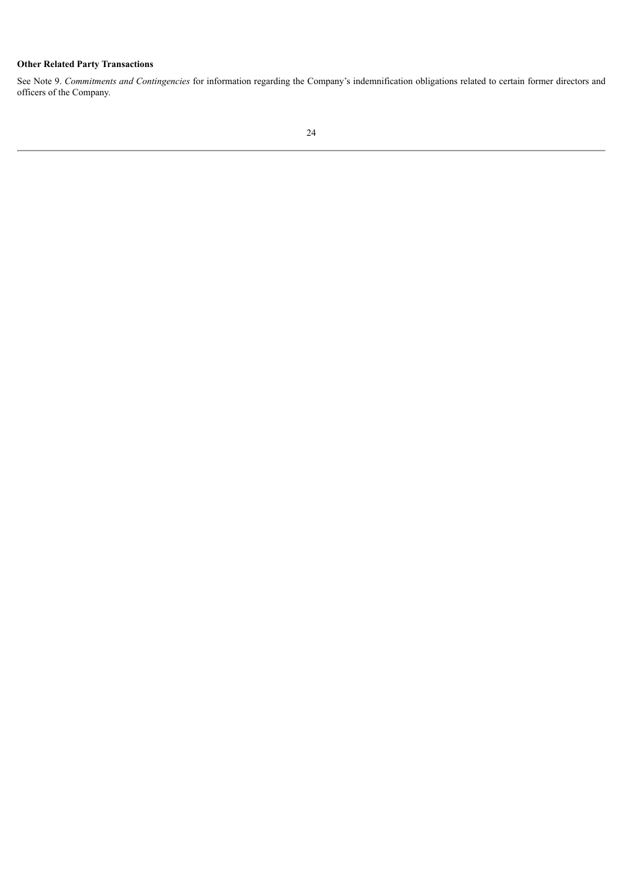**Other Related Party Transactions**

See Note 9. *Commitments and Contingencies* for information regarding the Company's indemnification obligations related to certain former directors and officers of the Company.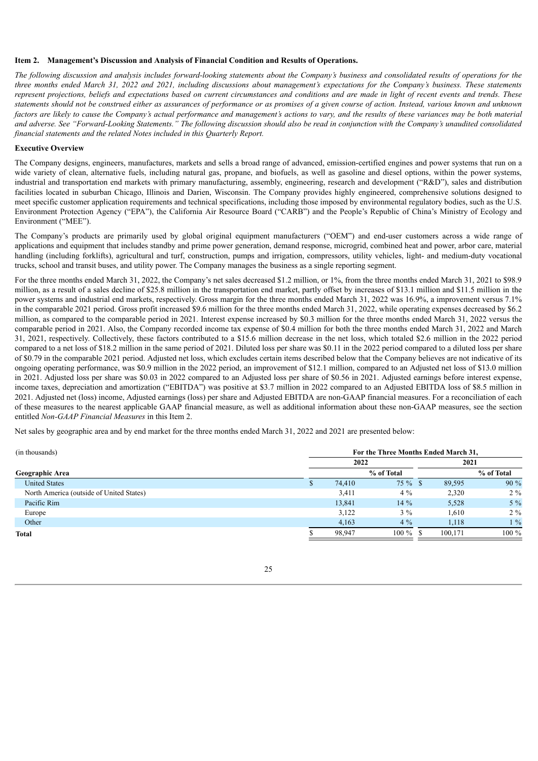**Item 2. Management's Discussion and Analysis of Financial Condition and Results of Operations.**

*The following discussion and analysis includes forward-looking statements about the Company's business and consolidated results of operations for the three months ended March 31, 2022 and 2021, including discussions about management's expectations for the Company's business. These statements represent projections, beliefs and expectations based on current circumstances and conditions and are made in light of recent events and trends. These statements should not be construed either as assurances of performance or as promises of a given course of action. Instead, various known and unknown factors are likely to cause the Company's actual performance and management's actions to vary, and the results of these variances may be both material and adverse. See "Forward-Looking Statements." The following discussion should also be read in conjunction with the Company's unaudited consolidated financial statements and the related Notes included in this Quarterly Report.*

**Executive Overview**

The Company designs, engineers, manufactures, markets and sells a broad range of advanced, emission-certified engines and power systems that run on a wide variety of clean, alternative fuels, including natural gas, propane, and biofuels, as well as gasoline and diesel options, within the power systems, industrial and transportation end markets with primary manufacturing, assembly, engineering, research and development ("R&D"), sales and distribution facilities located in suburban Chicago, Illinois and Darien, Wisconsin. The Company provides highly engineered, comprehensive solutions designed to meet specific customer application requirements and technical specifications, including those imposed by environmental regulatory bodies, such as the U.S. Environment Protection Agency ("EPA"), the California Air Resource Board ("CARB") and the People's Republic of China's Ministry of Ecology and Environment ("MEE").

The Company's products are primarily used by global original equipment manufacturers ("OEM") and end-user customers across a wide range of applications and equipment that includes standby and prime power generation, demand response, microgrid, combined heat and power, arbor care, material handling (including forklifts), agricultural and turf, construction, pumps and irrigation, compressors, utility vehicles, light- and medium-duty vocational trucks, school and transit buses, and utility power. The Company manages the business as a single reporting segment.

For the three months ended March 31, 2022, the Company's net sales decreased $1.2 million, or 1%, from the three months ended March 31, 2021 to $98.9 million, as a result of a sales decline of $25.8 million in the transportation end market, partly offset by increases of $13.1 million and $11.5 million in the power systems and industrial end markets, respectively. Gross margin for the three months ended March 31, 2022 was 16.9%, a improvement versus 7.1% in the comparable 2021 period. Gross profit increased $9.6 million for the three months ended March 31, 2022, while operating expenses decreased by $6.2 million, as compared to the comparable period in 2021. Interest expense increased by $0.3 million for the three months ended March 31, 2022 versus the comparable period in 2021. Also, the Company recorded income tax expense of $0.4 million for both the three months ended March 31, 2022 and March 31, 2021, respectively. Collectively, these factors contributed to a $15.6 million decrease in the net loss, which totaled $2.6 million in the 2022 period compared to a net loss of $18.2 million in the same period of 2021. Diluted loss per share was $0.11 in the 2022 period compared to a diluted loss per share of $0.79 in the comparable 2021 period. Adjusted net loss, which excludes certain items described below that the Company believes are not indicative of its ongoing operating performance, was $0.9 million in the 2022 period, an improvement of $12.1 million, compared to an Adjusted net loss of $13.0 million in 2021. Adjusted loss per share was $0.03 in 2022 compared to an Adjusted loss per share of $0.56 in 2021. Adjusted earnings before interest expense, income taxes, depreciation and amortization ("EBITDA") was positive at $3.7 million in 2022 compared to an Adjusted EBITDA loss of $8.5 million in 2021. Adjusted net (loss) income, Adjusted earnings (loss) per share and Adjusted EBITDA are non-GAAP financial measures. For a reconciliation of each of these measures to the nearest applicable GAAP financial measure, as well as additional information about these non-GAAP measures, see the section entitled *Non-GAAP Financial Measures* in this Item 2.

Net sales by geographic area and by end market for the three months ended March 31, 2022 and 2021 are presented below:

| (in thousands) | For the Three Months Ended March 31, | | | |
|---|---|---|---|---|
| | 2022 | | 2021 | |
| **Geographic Area** | | % of Total | | % of Total |
| United States | $ 74,410 | 75 % | $ 89,595 | 90 % |
| North America (outside of United States) | 3,411 | 4 % | 2,320 | 2 % |
| Pacific Rim | 13,841 | 14 % | 5,528 | 5 % |
| Europe | 3,122 | 3 % | 1,610 | 2 % |
| Other | 4,163 | 4 % | 1,118 | 1 % |
| **Total** | $ 98,947 | 100 % | $ 100,171 | 100 % |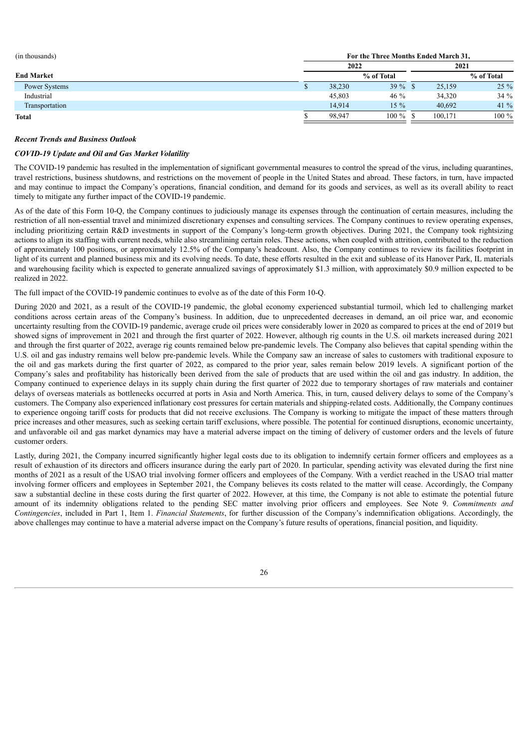| (in thousands) | For the Three Months Ended March 31, | | | |
|---|---|---|---|---|
| | 2022 | | 2021 | |
| **End Market** | | % of Total | | % of Total |
| Power Systems | $ 38,230 | 39 % | $ 25,159 | 25 % |
| Industrial | 45,803 | 46 % | 34,320 | 34 % |
| Transportation | 14,914 | 15 % | 40,692 | 41 % |
| **Total** | $ 98,947 | 100 % | $ 100,171 | 100 % |

***Recent Trends and Business Outlook***

***COVID-19 Update and Oil and Gas Market Volatility***

The COVID-19 pandemic has resulted in the implementation of significant governmental measures to control the spread of the virus, including quarantines, travel restrictions, business shutdowns, and restrictions on the movement of people in the United States and abroad. These factors, in turn, have impacted and may continue to impact the Company's operations, financial condition, and demand for its goods and services, as well as its overall ability to react timely to mitigate any further impact of the COVID-19 pandemic.

As of the date of this Form 10-Q, the Company continues to judiciously manage its expenses through the continuation of certain measures, including the restriction of all non-essential travel and minimized discretionary expenses and consulting services. The Company continues to review operating expenses, including prioritizing certain R&D investments in support of the Company's long-term growth objectives. During 2021, the Company took rightsizing actions to align its staffing with current needs, while also streamlining certain roles. These actions, when coupled with attrition, contributed to the reduction of approximately 100 positions, or approximately 12.5% of the Company's headcount. Also, the Company continues to review its facilities footprint in light of its current and planned business mix and its evolving needs. To date, these efforts resulted in the exit and sublease of its Hanover Park, IL materials and warehousing facility which is expected to generate annualized savings of approximately $1.3 million, with approximately $0.9 million expected to be realized in 2022.

The full impact of the COVID-19 pandemic continues to evolve as of the date of this Form 10-Q.

During 2020 and 2021, as a result of the COVID-19 pandemic, the global economy experienced substantial turmoil, which led to challenging market conditions across certain areas of the Company's business. In addition, due to unprecedented decreases in demand, an oil price war, and economic uncertainty resulting from the COVID-19 pandemic, average crude oil prices were considerably lower in 2020 as compared to prices at the end of 2019 but showed signs of improvement in 2021 and through the first quarter of 2022. However, although rig counts in the U.S. oil markets increased during 2021 and through the first quarter of 2022, average rig counts remained below pre-pandemic levels. The Company also believes that capital spending within the U.S. oil and gas industry remains well below pre-pandemic levels. While the Company saw an increase of sales to customers with traditional exposure to the oil and gas markets during the first quarter of 2022, as compared to the prior year, sales remain below 2019 levels. A significant portion of the Company's sales and profitability has historically been derived from the sale of products that are used within the oil and gas industry. In addition, the Company continued to experience delays in its supply chain during the first quarter of 2022 due to temporary shortages of raw materials and container delays of overseas materials as bottlenecks occurred at ports in Asia and North America. This, in turn, caused delivery delays to some of the Company's customers. The Company also experienced inflationary cost pressures for certain materials and shipping-related costs. Additionally, the Company continues to experience ongoing tariff costs for products that did not receive exclusions. The Company is working to mitigate the impact of these matters through price increases and other measures, such as seeking certain tariff exclusions, where possible. The potential for continued disruptions, economic uncertainty, and unfavorable oil and gas market dynamics may have a material adverse impact on the timing of delivery of customer orders and the levels of future customer orders.

Lastly, during 2021, the Company incurred significantly higher legal costs due to its obligation to indemnify certain former officers and employees as a result of exhaustion of its directors and officers insurance during the early part of 2020. In particular, spending activity was elevated during the first nine months of 2021 as a result of the USAO trial involving former officers and employees of the Company. With a verdict reached in the USAO trial matter involving former officers and employees in September 2021, the Company believes its costs related to the matter will cease. Accordingly, the Company saw a substantial decline in these costs during the first quarter of 2022. However, at this time, the Company is not able to estimate the potential future amount of its indemnity obligations related to the pending SEC matter involving prior officers and employees. See Note 9. *Commitments and Contingencies*, included in Part 1, Item 1. *Financial Statements*, for further discussion of the Company's indemnification obligations. Accordingly, the above challenges may continue to have a material adverse impact on the Company's future results of operations, financial position, and liquidity.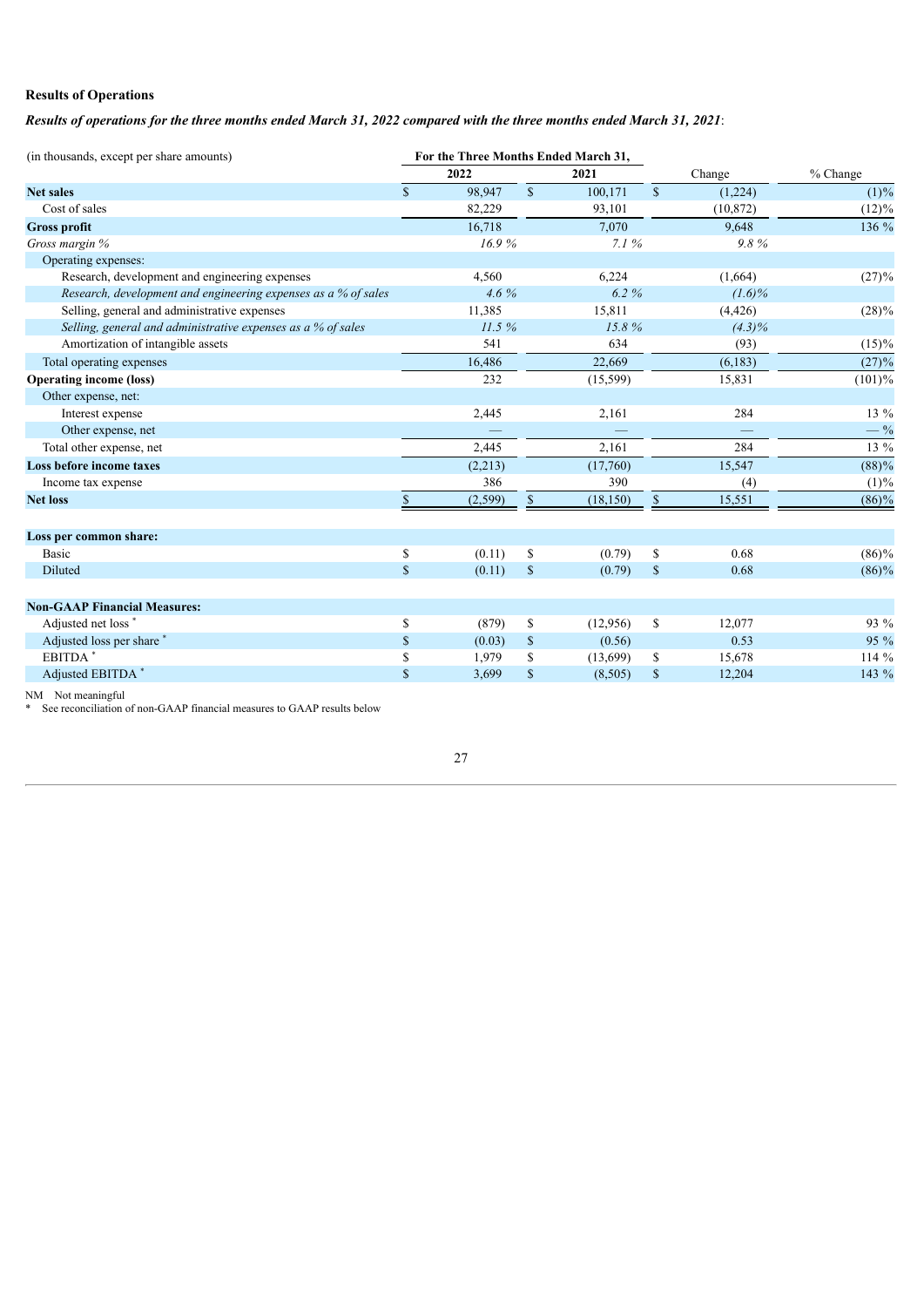### Results of Operations

***Results of operations for the three months ended March 31, 2022 compared with the three months ended March 31, 2021*:**

| (in thousands, except per share amounts) | For the Three Months Ended March 31, 2022 | For the Three Months Ended March 31, 2021 | Change | % Change |
|---|---|---|---|---|
| **Net sales** | $ 98,947 | $ 100,171 | $ (1,224) | (1)% |
| Cost of sales | 82,229 | 93,101 | (10,872) | (12)% |
| **Gross profit** | 16,718 | 7,070 | 9,648 | 136 % |
| *Gross margin %* | *16.9 %* | *7.1 %* | *9.8 %* | |
| Operating expenses: | | | | |
| Research, development and engineering expenses | 4,560 | 6,224 | (1,664) | (27)% |
| *Research, development and engineering expenses as a % of sales* | *4.6 %* | *6.2 %* | *(1.6)%* | |
| Selling, general and administrative expenses | 11,385 | 15,811 | (4,426) | (28)% |
| *Selling, general and administrative expenses as a % of sales* | *11.5 %* | *15.8 %* | *(4.3)%* | |
| Amortization of intangible assets | 541 | 634 | (93) | (15)% |
| Total operating expenses | 16,486 | 22,669 | (6,183) | (27)% |
| **Operating income (loss)** | 232 | (15,599) | 15,831 | (101)% |
| Other expense, net: | | | | |
| Interest expense | 2,445 | 2,161 | 284 | 13 % |
| Other expense, net | — | — | — | — % |
| Total other expense, net | 2,445 | 2,161 | 284 | 13 % |
| **Loss before income taxes** | (2,213) | (17,760) | 15,547 | (88)% |
| Income tax expense | 386 | 390 | (4) | (1)% |
| **Net loss** | $ (2,599) | $ (18,150) | $ 15,551 | (86)% |
| | | | | |
| **Loss per common share:** | | | | |
| Basic | $ (0.11) | $ (0.79) | $ 0.68 | (86)% |
| Diluted | $ (0.11) | $ (0.79) | $ 0.68 | (86)% |
| | | | | |
| **Non-GAAP Financial Measures:** | | | | |
| Adjusted net loss * | $ (879) | $ (12,956) | $ 12,077 | 93 % |
| Adjusted loss per share * | $ (0.03) | $ (0.56) | 0.53 | 95 % |
| EBITDA * | $ 1,979 | $ (13,699) | $ 15,678 | 114 % |
| Adjusted EBITDA * | $ 3,699 | $ (8,505) | $ 12,204 | 143 % |

NM Not meaningful

\* See reconciliation of non-GAAP financial measures to GAAP results below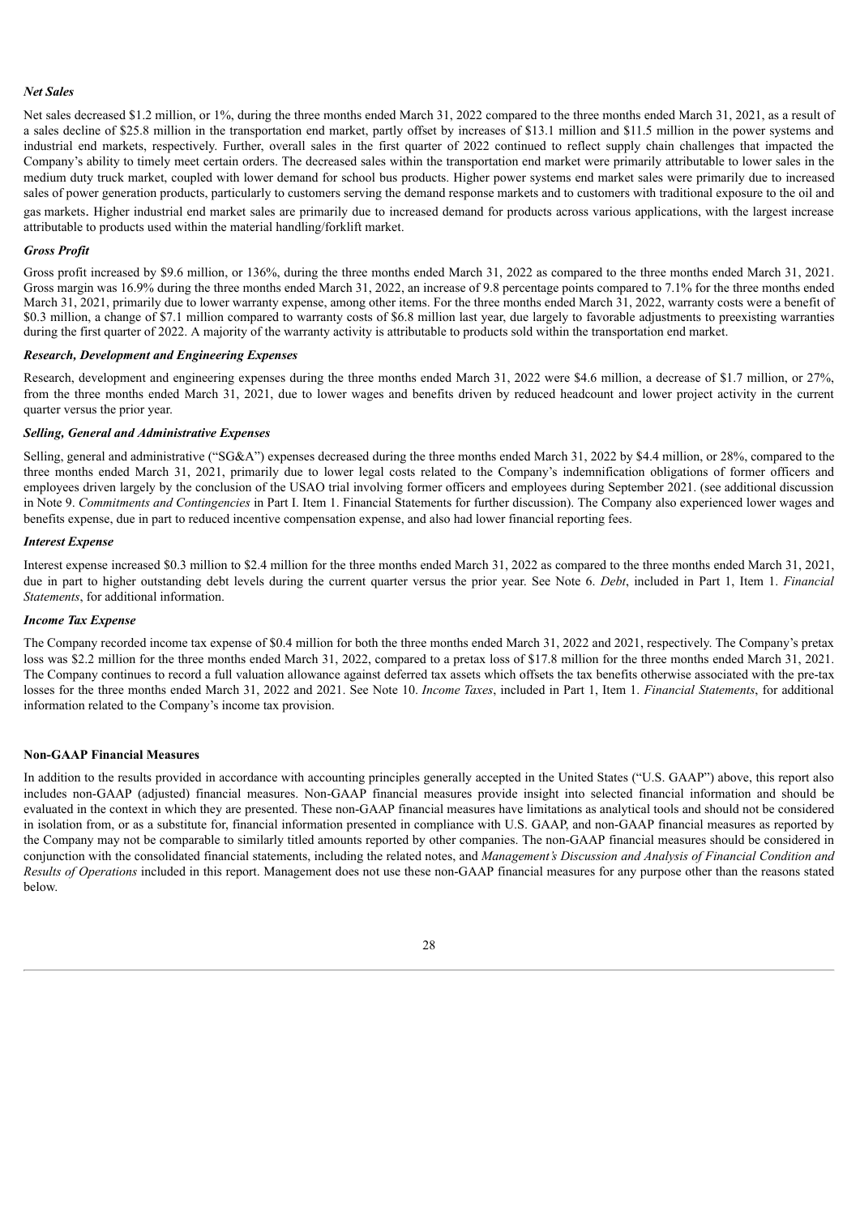***Net Sales***

Net sales decreased $1.2 million, or 1%, during the three months ended March 31, 2022 compared to the three months ended March 31, 2021, as a result of a sales decline of $25.8 million in the transportation end market, partly offset by increases of $13.1 million and $11.5 million in the power systems and industrial end markets, respectively. Further, overall sales in the first quarter of 2022 continued to reflect supply chain challenges that impacted the Company's ability to timely meet certain orders. The decreased sales within the transportation end market were primarily attributable to lower sales in the medium duty truck market, coupled with lower demand for school bus products. Higher power systems end market sales were primarily due to increased sales of power generation products, particularly to customers serving the demand response markets and to customers with traditional exposure to the oil and gas markets. Higher industrial end market sales are primarily due to increased demand for products across various applications, with the largest increase attributable to products used within the material handling/forklift market.

***Gross Profit***

Gross profit increased by $9.6 million, or 136%, during the three months ended March 31, 2022 as compared to the three months ended March 31, 2021. Gross margin was 16.9% during the three months ended March 31, 2022, an increase of 9.8 percentage points compared to 7.1% for the three months ended March 31, 2021, primarily due to lower warranty expense, among other items. For the three months ended March 31, 2022, warranty costs were a benefit of $0.3 million, a change of $7.1 million compared to warranty costs of $6.8 million last year, due largely to favorable adjustments to preexisting warranties during the first quarter of 2022. A majority of the warranty activity is attributable to products sold within the transportation end market.

***Research, Development and Engineering Expenses***

Research, development and engineering expenses during the three months ended March 31, 2022 were $4.6 million, a decrease of $1.7 million, or 27%, from the three months ended March 31, 2021, due to lower wages and benefits driven by reduced headcount and lower project activity in the current quarter versus the prior year.

***Selling, General and Administrative Expenses***

Selling, general and administrative ("SG&A") expenses decreased during the three months ended March 31, 2022 by $4.4 million, or 28%, compared to the three months ended March 31, 2021, primarily due to lower legal costs related to the Company's indemnification obligations of former officers and employees driven largely by the conclusion of the USAO trial involving former officers and employees during September 2021. (see additional discussion in Note 9. *Commitments and Contingencies* in Part I. Item 1. Financial Statements for further discussion). The Company also experienced lower wages and benefits expense, due in part to reduced incentive compensation expense, and also had lower financial reporting fees.

***Interest Expense***

Interest expense increased $0.3 million to $2.4 million for the three months ended March 31, 2022 as compared to the three months ended March 31, 2021, due in part to higher outstanding debt levels during the current quarter versus the prior year. See Note 6. *Debt*, included in Part 1, Item 1. *Financial Statements*, for additional information.

***Income Tax Expense***

The Company recorded income tax expense of $0.4 million for both the three months ended March 31, 2022 and 2021, respectively. The Company's pretax loss was $2.2 million for the three months ended March 31, 2022, compared to a pretax loss of $17.8 million for the three months ended March 31, 2021. The Company continues to record a full valuation allowance against deferred tax assets which offsets the tax benefits otherwise associated with the pre-tax losses for the three months ended March 31, 2022 and 2021. See Note 10. *Income Taxes*, included in Part 1, Item 1. *Financial Statements*, for additional information related to the Company's income tax provision.

**Non-GAAP Financial Measures**

In addition to the results provided in accordance with accounting principles generally accepted in the United States ("U.S. GAAP") above, this report also includes non-GAAP (adjusted) financial measures. Non-GAAP financial measures provide insight into selected financial information and should be evaluated in the context in which they are presented. These non-GAAP financial measures have limitations as analytical tools and should not be considered in isolation from, or as a substitute for, financial information presented in compliance with U.S. GAAP, and non-GAAP financial measures as reported by the Company may not be comparable to similarly titled amounts reported by other companies. The non-GAAP financial measures should be considered in conjunction with the consolidated financial statements, including the related notes, and *Management's Discussion and Analysis of Financial Condition and Results of Operations* included in this report. Management does not use these non-GAAP financial measures for any purpose other than the reasons stated below.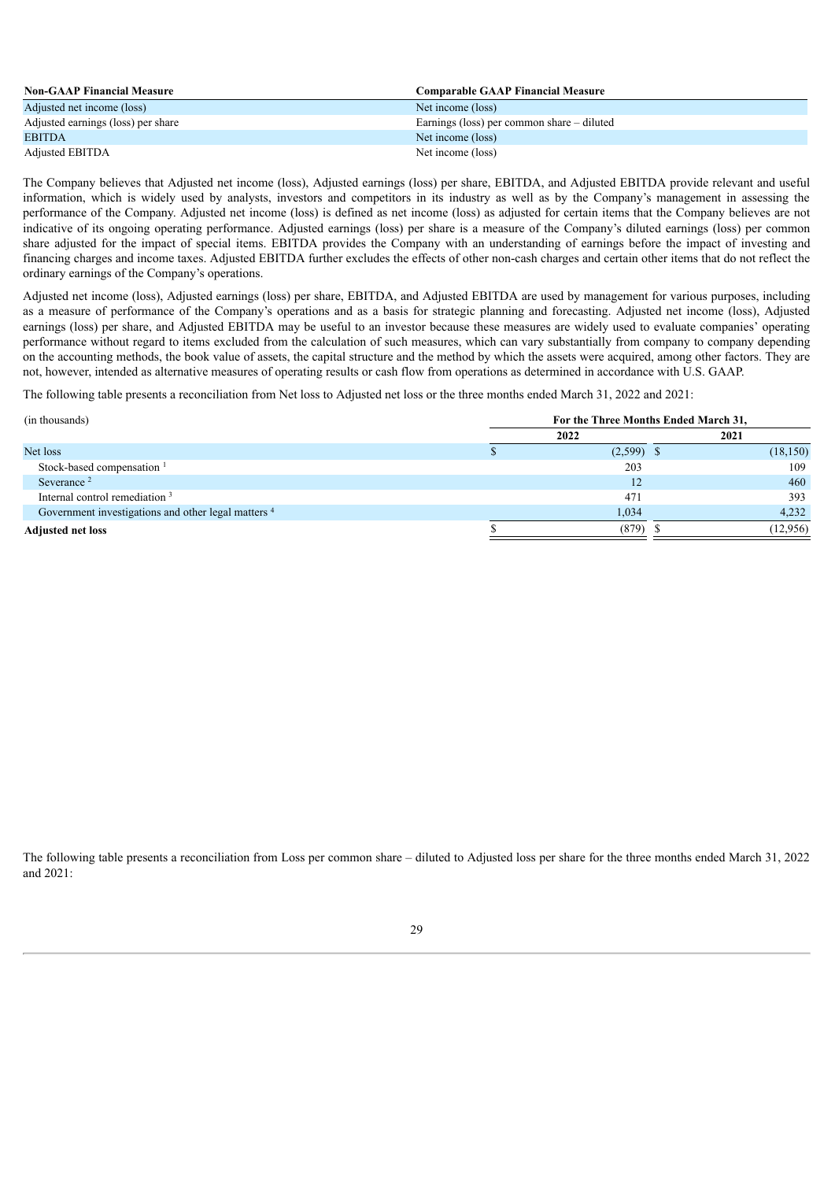| Non-GAAP Financial Measure | Comparable GAAP Financial Measure |
|---|---|
| Adjusted net income (loss) | Net income (loss) |
| Adjusted earnings (loss) per share | Earnings (loss) per common share – diluted |
| EBITDA | Net income (loss) |
| Adjusted EBITDA | Net income (loss) |

The Company believes that Adjusted net income (loss), Adjusted earnings (loss) per share, EBITDA, and Adjusted EBITDA provide relevant and useful information, which is widely used by analysts, investors and competitors in its industry as well as by the Company's management in assessing the performance of the Company. Adjusted net income (loss) is defined as net income (loss) as adjusted for certain items that the Company believes are not indicative of its ongoing operating performance. Adjusted earnings (loss) per share is a measure of the Company's diluted earnings (loss) per common share adjusted for the impact of special items. EBITDA provides the Company with an understanding of earnings before the impact of investing and financing charges and income taxes. Adjusted EBITDA further excludes the effects of other non-cash charges and certain other items that do not reflect the ordinary earnings of the Company's operations.

Adjusted net income (loss), Adjusted earnings (loss) per share, EBITDA, and Adjusted EBITDA are used by management for various purposes, including as a measure of performance of the Company's operations and as a basis for strategic planning and forecasting. Adjusted net income (loss), Adjusted earnings (loss) per share, and Adjusted EBITDA may be useful to an investor because these measures are widely used to evaluate companies' operating performance without regard to items excluded from the calculation of such measures, which can vary substantially from company to company depending on the accounting methods, the book value of assets, the capital structure and the method by which the assets were acquired, among other factors. They are not, however, intended as alternative measures of operating results or cash flow from operations as determined in accordance with U.S. GAAP.

The following table presents a reconciliation from Net loss to Adjusted net loss or the three months ended March 31, 2022 and 2021:

| (in thousands) | For the Three Months Ended March 31, | |
|---|---|---|
| | 2022 | 2021 |
| Net loss | $ (2,599) | $ (18,150) |
| Stock-based compensation [1] | 203 | 109 |
| Severance [2] | 12 | 460 |
| Internal control remediation [3] | 471 | 393 |
| Government investigations and other legal matters [4] | 1,034 | 4,232 |
| **Adjusted net loss** | $ (879) | $ (12,956) |

The following table presents a reconciliation from Loss per common share – diluted to Adjusted loss per share for the three months ended March 31, 2022 and 2021: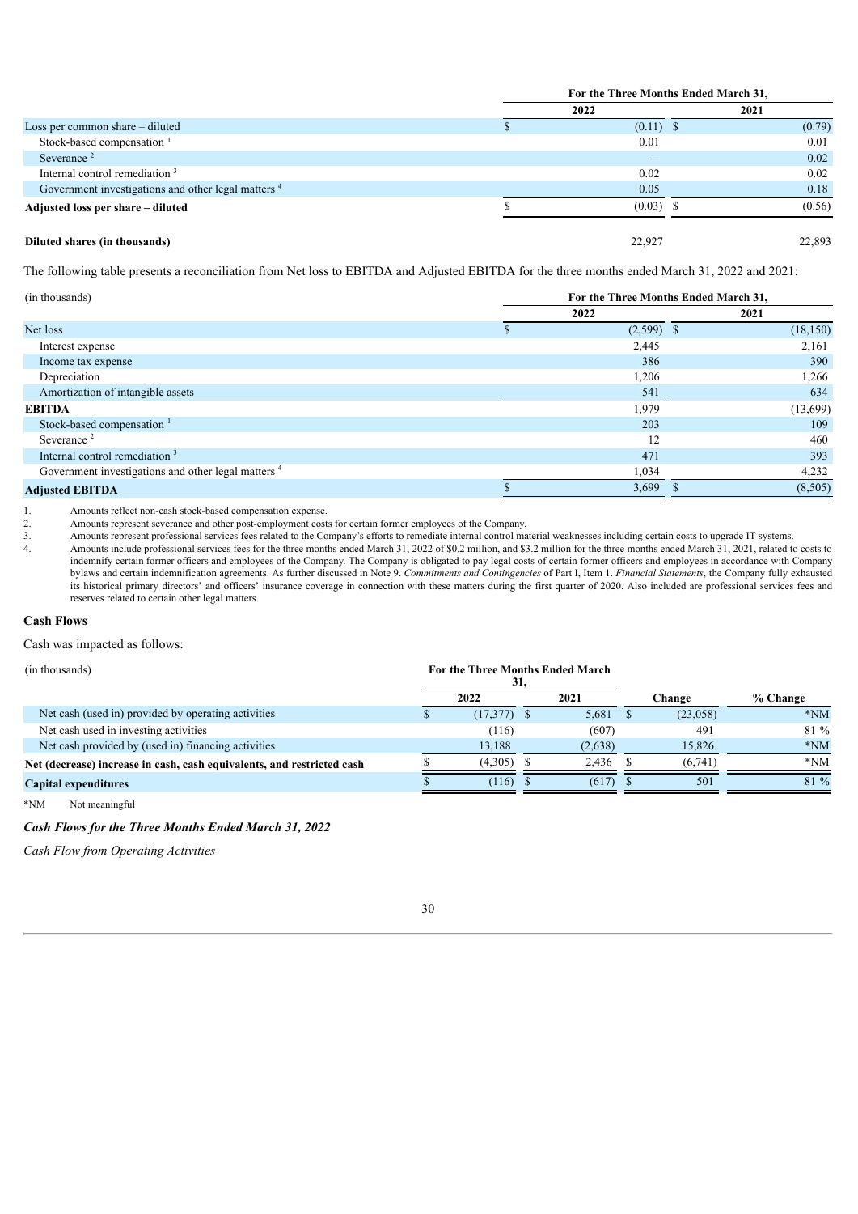| | For the Three Months Ended March 31, | |
|---|---|---|
| | 2022 | 2021 |
| Loss per common share – diluted | $ (0.11) | $ (0.79) |
| Stock-based compensation [1] | 0.01 | 0.01 |
| Severance [2] | — | 0.02 |
| Internal control remediation [3] | 0.02 | 0.02 |
| Government investigations and other legal matters [4] | 0.05 | 0.18 |
| **Adjusted loss per share – diluted** | $ (0.03) | $ (0.56) |
| | | |
| **Diluted shares (in thousands)** | 22,927 | 22,893 |

The following table presents a reconciliation from Net loss to EBITDA and Adjusted EBITDA for the three months ended March 31, 2022 and 2021:

| (in thousands) | For the Three Months Ended March 31, | |
|---|---|---|
| | 2022 | 2021 |
| Net loss | $ (2,599) | $ (18,150) |
| Interest expense | 2,445 | 2,161 |
| Income tax expense | 386 | 390 |
| Depreciation | 1,206 | 1,266 |
| Amortization of intangible assets | 541 | 634 |
| **EBITDA** | 1,979 | (13,699) |
| Stock-based compensation [1] | 203 | 109 |
| Severance [2] | 12 | 460 |
| Internal control remediation [3] | 471 | 393 |
| Government investigations and other legal matters [4] | 1,034 | 4,232 |
| **Adjusted EBITDA** | $ 3,699 | $ (8,505) |

1. Amounts reflect non-cash stock-based compensation expense.
2. Amounts represent severance and other post-employment costs for certain former employees of the Company.
3. Amounts represent professional services fees related to the Company's efforts to remediate internal control material weaknesses including certain costs to upgrade IT systems.
4. Amounts include professional services fees for the three months ended March 31, 2022 of $0.2 million, and $3.2 million for the three months ended March 31, 2021, related to costs to indemnify certain former officers and employees of the Company. The Company is obligated to pay legal costs of certain former officers and employees in accordance with Company bylaws and certain indemnification agreements. As further discussed in Note 9. *Commitments and Contingencies* of Part I, Item 1. *Financial Statements*, the Company fully exhausted its historical primary directors' and officers' insurance coverage in connection with these matters during the first quarter of 2020. Also included are professional services fees and reserves related to certain other legal matters.

### Cash Flows

Cash was impacted as follows:

| (in thousands) | For the Three Months Ended March 31, | | | |
|---|---|---|---|---|
| | 2022 | 2021 | Change | % Change |
| Net cash (used in) provided by operating activities | $ (17,377) | $ 5,681 | $ (23,058) | *NM |
| Net cash used in investing activities | (116) | (607) | 491 | 81 % |
| Net cash provided by (used in) financing activities | 13,188 | (2,638) | 15,826 | *NM |
| **Net (decrease) increase in cash, cash equivalents, and restricted cash** | $ (4,305) | $ 2,436 | $ (6,741) | *NM |
| **Capital expenditures** | $ (116) | $ (617) | $ 501 | 81 % |

*NM Not meaningful

***Cash Flows for the Three Months Ended March 31, 2022***

*Cash Flow from Operating Activities*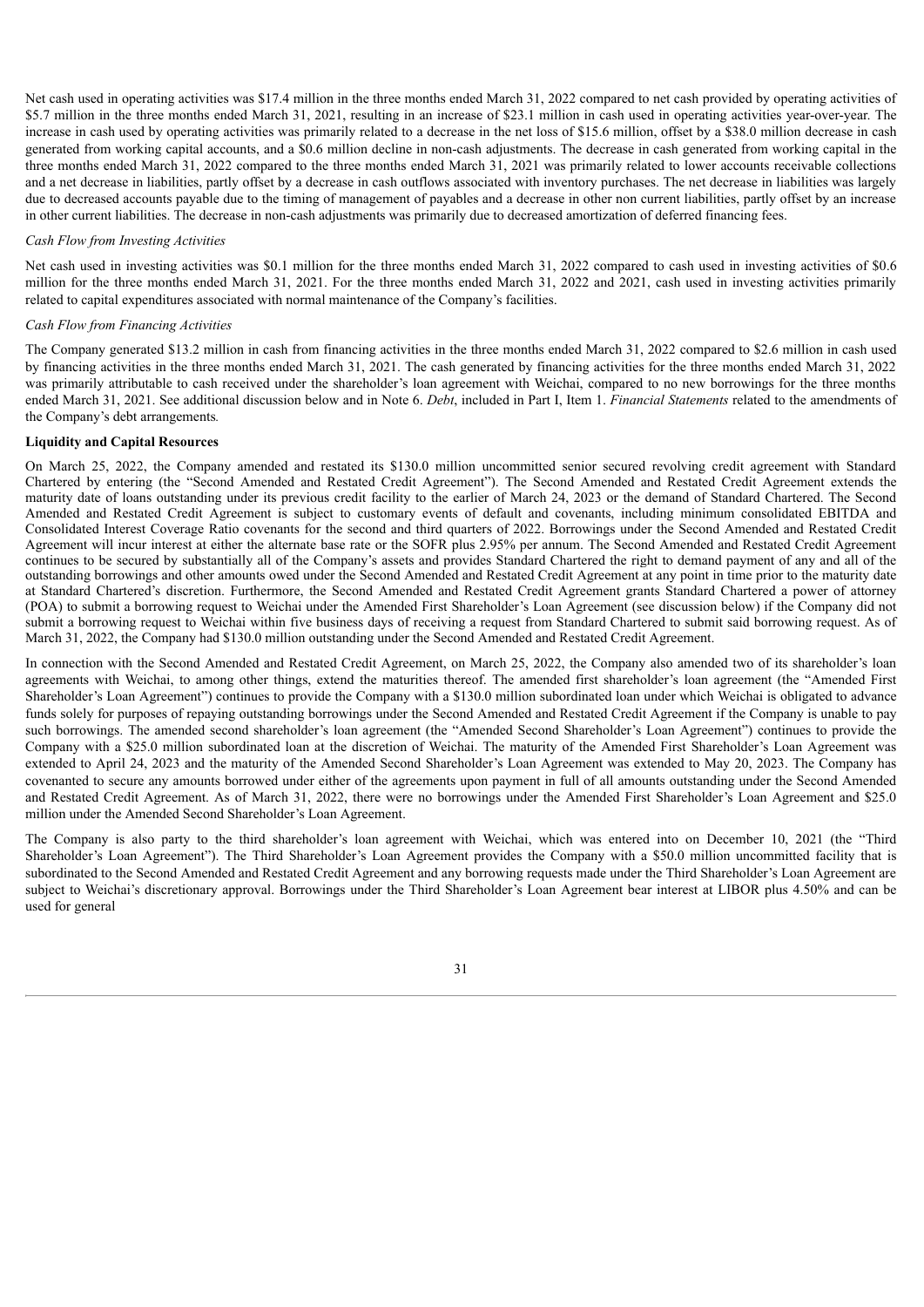Net cash used in operating activities was $17.4 million in the three months ended March 31, 2022 compared to net cash provided by operating activities of $5.7 million in the three months ended March 31, 2021, resulting in an increase of $23.1 million in cash used in operating activities year-over-year. The increase in cash used by operating activities was primarily related to a decrease in the net loss of $15.6 million, offset by a $38.0 million decrease in cash generated from working capital accounts, and a $0.6 million decline in non-cash adjustments. The decrease in cash generated from working capital in the three months ended March 31, 2022 compared to the three months ended March 31, 2021 was primarily related to lower accounts receivable collections and a net decrease in liabilities, partly offset by a decrease in cash outflows associated with inventory purchases. The net decrease in liabilities was largely due to decreased accounts payable due to the timing of management of payables and a decrease in other non current liabilities, partly offset by an increase in other current liabilities. The decrease in non-cash adjustments was primarily due to decreased amortization of deferred financing fees.

*Cash Flow from Investing Activities*

Net cash used in investing activities was $0.1 million for the three months ended March 31, 2022 compared to cash used in investing activities of $0.6 million for the three months ended March 31, 2021. For the three months ended March 31, 2022 and 2021, cash used in investing activities primarily related to capital expenditures associated with normal maintenance of the Company's facilities.

*Cash Flow from Financing Activities*

The Company generated $13.2 million in cash from financing activities in the three months ended March 31, 2022 compared to $2.6 million in cash used by financing activities in the three months ended March 31, 2021. The cash generated by financing activities for the three months ended March 31, 2022 was primarily attributable to cash received under the shareholder's loan agreement with Weichai, compared to no new borrowings for the three months ended March 31, 2021. See additional discussion below and in Note 6. *Debt*, included in Part I, Item 1. *Financial Statements* related to the amendments of the Company's debt arrangements.

**Liquidity and Capital Resources**

On March 25, 2022, the Company amended and restated its $130.0 million uncommitted senior secured revolving credit agreement with Standard Chartered by entering (the "Second Amended and Restated Credit Agreement"). The Second Amended and Restated Credit Agreement extends the maturity date of loans outstanding under its previous credit facility to the earlier of March 24, 2023 or the demand of Standard Chartered. The Second Amended and Restated Credit Agreement is subject to customary events of default and covenants, including minimum consolidated EBITDA and Consolidated Interest Coverage Ratio covenants for the second and third quarters of 2022. Borrowings under the Second Amended and Restated Credit Agreement will incur interest at either the alternate base rate or the SOFR plus 2.95% per annum. The Second Amended and Restated Credit Agreement continues to be secured by substantially all of the Company's assets and provides Standard Chartered the right to demand payment of any and all of the outstanding borrowings and other amounts owed under the Second Amended and Restated Credit Agreement at any point in time prior to the maturity date at Standard Chartered's discretion. Furthermore, the Second Amended and Restated Credit Agreement grants Standard Chartered a power of attorney (POA) to submit a borrowing request to Weichai under the Amended First Shareholder's Loan Agreement (see discussion below) if the Company did not submit a borrowing request to Weichai within five business days of receiving a request from Standard Chartered to submit said borrowing request. As of March 31, 2022, the Company had $130.0 million outstanding under the Second Amended and Restated Credit Agreement.

In connection with the Second Amended and Restated Credit Agreement, on March 25, 2022, the Company also amended two of its shareholder's loan agreements with Weichai, to among other things, extend the maturities thereof. The amended first shareholder's loan agreement (the "Amended First Shareholder's Loan Agreement") continues to provide the Company with a $130.0 million subordinated loan under which Weichai is obligated to advance funds solely for purposes of repaying outstanding borrowings under the Second Amended and Restated Credit Agreement if the Company is unable to pay such borrowings. The amended second shareholder's loan agreement (the "Amended Second Shareholder's Loan Agreement") continues to provide the Company with a $25.0 million subordinated loan at the discretion of Weichai. The maturity of the Amended First Shareholder's Loan Agreement was extended to April 24, 2023 and the maturity of the Amended Second Shareholder's Loan Agreement was extended to May 20, 2023. The Company has covenanted to secure any amounts borrowed under either of the agreements upon payment in full of all amounts outstanding under the Second Amended and Restated Credit Agreement. As of March 31, 2022, there were no borrowings under the Amended First Shareholder's Loan Agreement and $25.0 million under the Amended Second Shareholder's Loan Agreement.

The Company is also party to the third shareholder's loan agreement with Weichai, which was entered into on December 10, 2021 (the "Third Shareholder's Loan Agreement"). The Third Shareholder's Loan Agreement provides the Company with a $50.0 million uncommitted facility that is subordinated to the Second Amended and Restated Credit Agreement and any borrowing requests made under the Third Shareholder's Loan Agreement are subject to Weichai's discretionary approval. Borrowings under the Third Shareholder's Loan Agreement bear interest at LIBOR plus 4.50% and can be used for general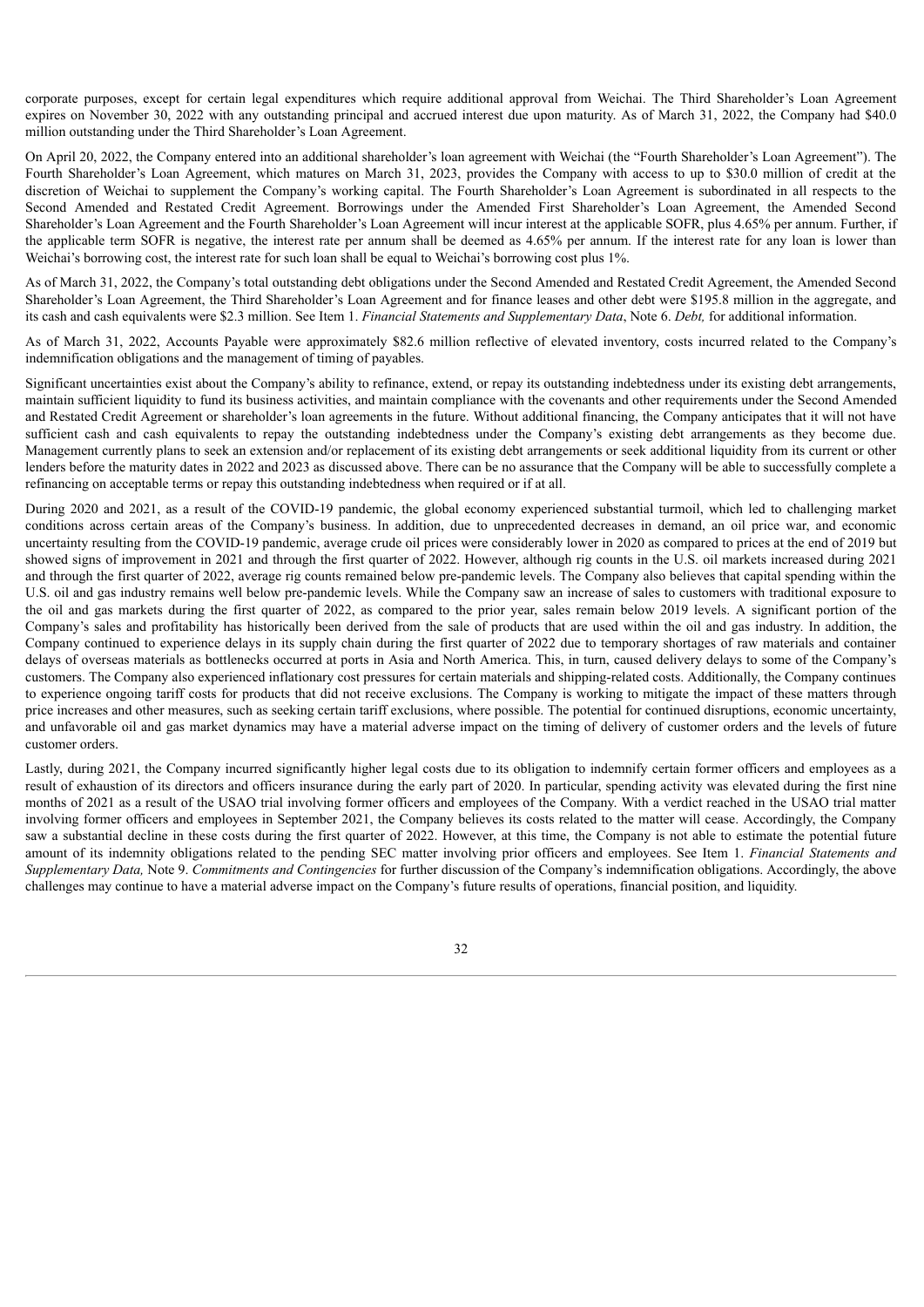corporate purposes, except for certain legal expenditures which require additional approval from Weichai. The Third Shareholder's Loan Agreement expires on November 30, 2022 with any outstanding principal and accrued interest due upon maturity. As of March 31, 2022, the Company had $40.0 million outstanding under the Third Shareholder's Loan Agreement.

On April 20, 2022, the Company entered into an additional shareholder's loan agreement with Weichai (the "Fourth Shareholder's Loan Agreement"). The Fourth Shareholder's Loan Agreement, which matures on March 31, 2023, provides the Company with access to up to $30.0 million of credit at the discretion of Weichai to supplement the Company's working capital. The Fourth Shareholder's Loan Agreement is subordinated in all respects to the Second Amended and Restated Credit Agreement. Borrowings under the Amended First Shareholder's Loan Agreement, the Amended Second Shareholder's Loan Agreement and the Fourth Shareholder's Loan Agreement will incur interest at the applicable SOFR, plus 4.65% per annum. Further, if the applicable term SOFR is negative, the interest rate per annum shall be deemed as 4.65% per annum. If the interest rate for any loan is lower than Weichai's borrowing cost, the interest rate for such loan shall be equal to Weichai's borrowing cost plus 1%.

As of March 31, 2022, the Company's total outstanding debt obligations under the Second Amended and Restated Credit Agreement, the Amended Second Shareholder's Loan Agreement, the Third Shareholder's Loan Agreement and for finance leases and other debt were $195.8 million in the aggregate, and its cash and cash equivalents were $2.3 million. See Item 1. *Financial Statements and Supplementary Data*, Note 6. *Debt,* for additional information.

As of March 31, 2022, Accounts Payable were approximately $82.6 million reflective of elevated inventory, costs incurred related to the Company's indemnification obligations and the management of timing of payables.

Significant uncertainties exist about the Company's ability to refinance, extend, or repay its outstanding indebtedness under its existing debt arrangements, maintain sufficient liquidity to fund its business activities, and maintain compliance with the covenants and other requirements under the Second Amended and Restated Credit Agreement or shareholder's loan agreements in the future. Without additional financing, the Company anticipates that it will not have sufficient cash and cash equivalents to repay the outstanding indebtedness under the Company's existing debt arrangements as they become due. Management currently plans to seek an extension and/or replacement of its existing debt arrangements or seek additional liquidity from its current or other lenders before the maturity dates in 2022 and 2023 as discussed above. There can be no assurance that the Company will be able to successfully complete a refinancing on acceptable terms or repay this outstanding indebtedness when required or if at all.

During 2020 and 2021, as a result of the COVID-19 pandemic, the global economy experienced substantial turmoil, which led to challenging market conditions across certain areas of the Company's business. In addition, due to unprecedented decreases in demand, an oil price war, and economic uncertainty resulting from the COVID-19 pandemic, average crude oil prices were considerably lower in 2020 as compared to prices at the end of 2019 but showed signs of improvement in 2021 and through the first quarter of 2022. However, although rig counts in the U.S. oil markets increased during 2021 and through the first quarter of 2022, average rig counts remained below pre-pandemic levels. The Company also believes that capital spending within the U.S. oil and gas industry remains well below pre-pandemic levels. While the Company saw an increase of sales to customers with traditional exposure to the oil and gas markets during the first quarter of 2022, as compared to the prior year, sales remain below 2019 levels. A significant portion of the Company's sales and profitability has historically been derived from the sale of products that are used within the oil and gas industry. In addition, the Company continued to experience delays in its supply chain during the first quarter of 2022 due to temporary shortages of raw materials and container delays of overseas materials as bottlenecks occurred at ports in Asia and North America. This, in turn, caused delivery delays to some of the Company's customers. The Company also experienced inflationary cost pressures for certain materials and shipping-related costs. Additionally, the Company continues to experience ongoing tariff costs for products that did not receive exclusions. The Company is working to mitigate the impact of these matters through price increases and other measures, such as seeking certain tariff exclusions, where possible. The potential for continued disruptions, economic uncertainty, and unfavorable oil and gas market dynamics may have a material adverse impact on the timing of delivery of customer orders and the levels of future customer orders.

Lastly, during 2021, the Company incurred significantly higher legal costs due to its obligation to indemnify certain former officers and employees as a result of exhaustion of its directors and officers insurance during the early part of 2020. In particular, spending activity was elevated during the first nine months of 2021 as a result of the USAO trial involving former officers and employees of the Company. With a verdict reached in the USAO trial matter involving former officers and employees in September 2021, the Company believes its costs related to the matter will cease. Accordingly, the Company saw a substantial decline in these costs during the first quarter of 2022. However, at this time, the Company is not able to estimate the potential future amount of its indemnity obligations related to the pending SEC matter involving prior officers and employees. See Item 1. *Financial Statements and Supplementary Data,* Note 9. *Commitments and Contingencies* for further discussion of the Company's indemnification obligations. Accordingly, the above challenges may continue to have a material adverse impact on the Company's future results of operations, financial position, and liquidity.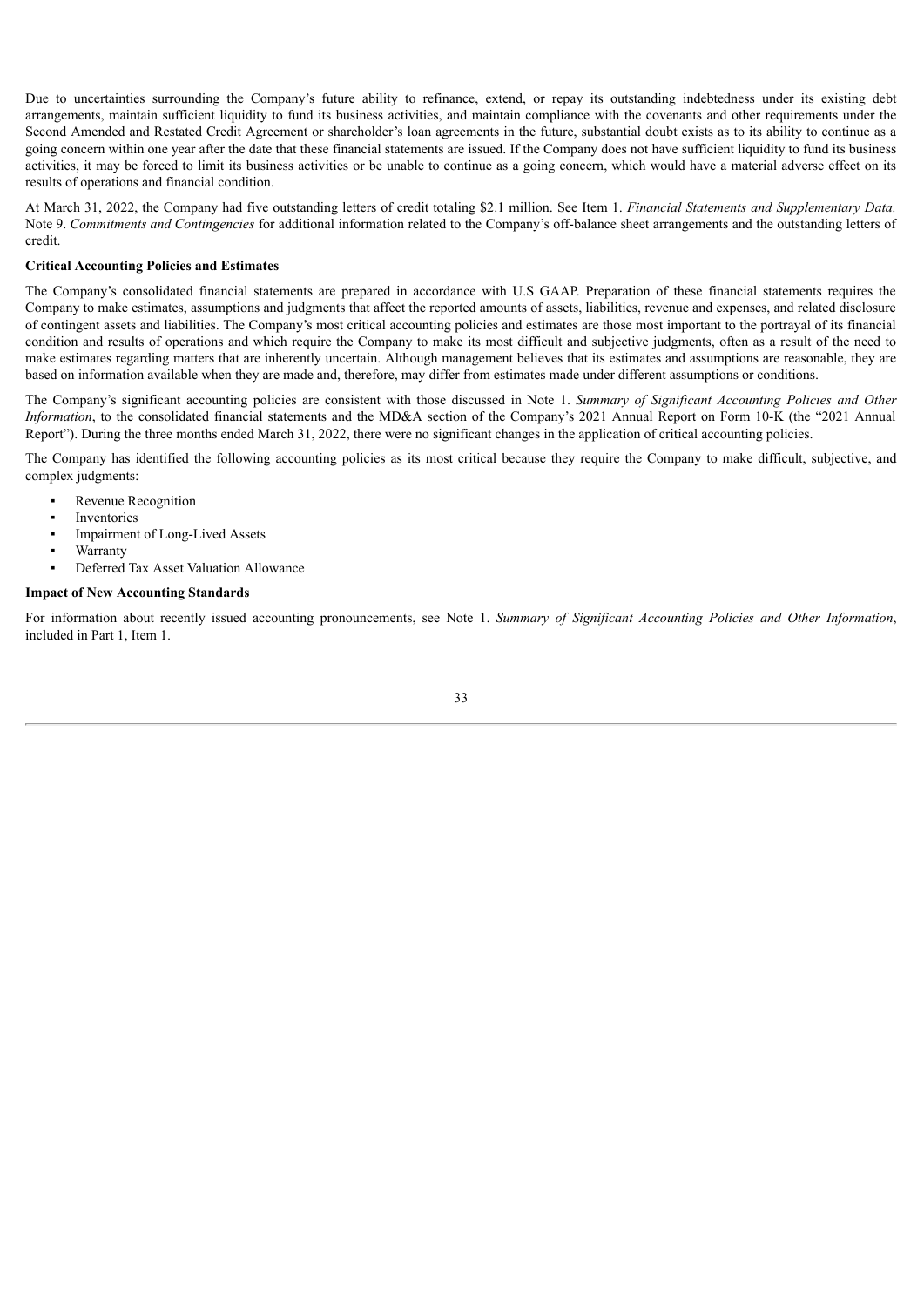Due to uncertainties surrounding the Company's future ability to refinance, extend, or repay its outstanding indebtedness under its existing debt arrangements, maintain sufficient liquidity to fund its business activities, and maintain compliance with the covenants and other requirements under the Second Amended and Restated Credit Agreement or shareholder's loan agreements in the future, substantial doubt exists as to its ability to continue as a going concern within one year after the date that these financial statements are issued. If the Company does not have sufficient liquidity to fund its business activities, it may be forced to limit its business activities or be unable to continue as a going concern, which would have a material adverse effect on its results of operations and financial condition.

At March 31, 2022, the Company had five outstanding letters of credit totaling $2.1 million. See Item 1. *Financial Statements and Supplementary Data,* Note 9. *Commitments and Contingencies* for additional information related to the Company's off-balance sheet arrangements and the outstanding letters of credit.

**Critical Accounting Policies and Estimates**

The Company's consolidated financial statements are prepared in accordance with U.S GAAP. Preparation of these financial statements requires the Company to make estimates, assumptions and judgments that affect the reported amounts of assets, liabilities, revenue and expenses, and related disclosure of contingent assets and liabilities. The Company's most critical accounting policies and estimates are those most important to the portrayal of its financial condition and results of operations and which require the Company to make its most difficult and subjective judgments, often as a result of the need to make estimates regarding matters that are inherently uncertain. Although management believes that its estimates and assumptions are reasonable, they are based on information available when they are made and, therefore, may differ from estimates made under different assumptions or conditions.

The Company's significant accounting policies are consistent with those discussed in Note 1. *Summary of Significant Accounting Policies and Other Information*, to the consolidated financial statements and the MD&A section of the Company's 2021 Annual Report on Form 10-K (the "2021 Annual Report"). During the three months ended March 31, 2022, there were no significant changes in the application of critical accounting policies.

The Company has identified the following accounting policies as its most critical because they require the Company to make difficult, subjective, and complex judgments:

- Revenue Recognition
- Inventories
- Impairment of Long-Lived Assets
- Warranty
- Deferred Tax Asset Valuation Allowance

**Impact of New Accounting Standards**

For information about recently issued accounting pronouncements, see Note 1. *Summary of Significant Accounting Policies and Other Information*, included in Part 1, Item 1.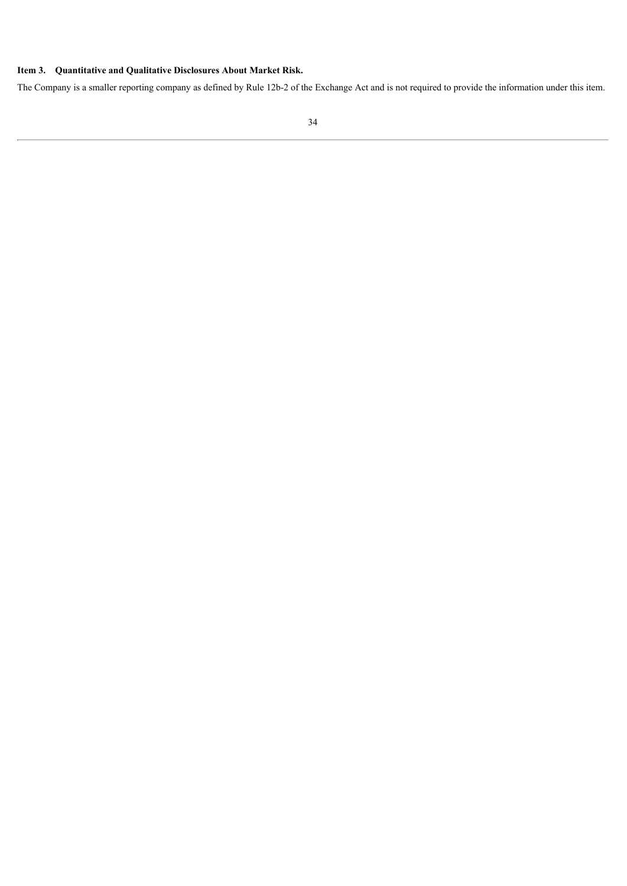## Item 3. Quantitative and Qualitative Disclosures About Market Risk.

The Company is a smaller reporting company as defined by Rule 12b-2 of the Exchange Act and is not required to provide the information under this item.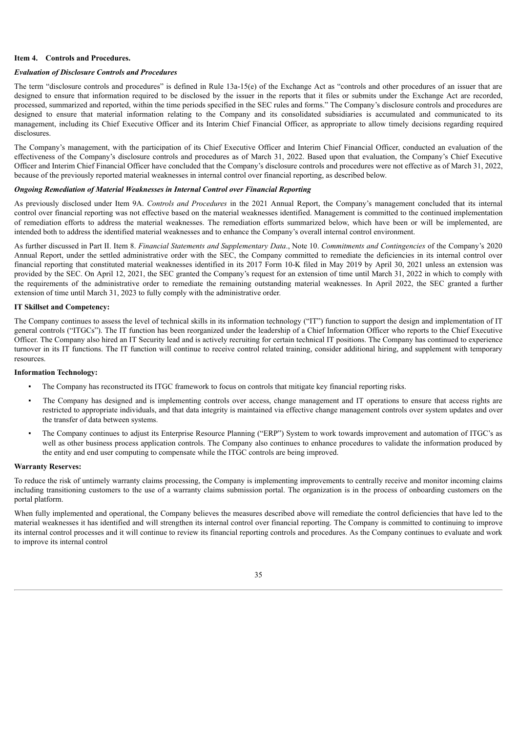## Item 4. Controls and Procedures.

### *Evaluation of Disclosure Controls and Procedures*

The term "disclosure controls and procedures" is defined in Rule 13a-15(e) of the Exchange Act as "controls and other procedures of an issuer that are designed to ensure that information required to be disclosed by the issuer in the reports that it files or submits under the Exchange Act are recorded, processed, summarized and reported, within the time periods specified in the SEC rules and forms." The Company's disclosure controls and procedures are designed to ensure that material information relating to the Company and its consolidated subsidiaries is accumulated and communicated to its management, including its Chief Executive Officer and its Interim Chief Financial Officer, as appropriate to allow timely decisions regarding required disclosures.

The Company's management, with the participation of its Chief Executive Officer and Interim Chief Financial Officer, conducted an evaluation of the effectiveness of the Company's disclosure controls and procedures as of March 31, 2022. Based upon that evaluation, the Company's Chief Executive Officer and Interim Chief Financial Officer have concluded that the Company's disclosure controls and procedures were not effective as of March 31, 2022, because of the previously reported material weaknesses in internal control over financial reporting, as described below.

### *Ongoing Remediation of Material Weaknesses in Internal Control over Financial Reporting*

As previously disclosed under Item 9A. *Controls and Procedures* in the 2021 Annual Report, the Company's management concluded that its internal control over financial reporting was not effective based on the material weaknesses identified. Management is committed to the continued implementation of remediation efforts to address the material weaknesses. The remediation efforts summarized below, which have been or will be implemented, are intended both to address the identified material weaknesses and to enhance the Company's overall internal control environment.

As further discussed in Part II. Item 8. *Financial Statements and Supplementary Data*., Note 10. *Commitments and Contingencies* of the Company's 2020 Annual Report, under the settled administrative order with the SEC, the Company committed to remediate the deficiencies in its internal control over financial reporting that constituted material weaknesses identified in its 2017 Form 10-K filed in May 2019 by April 30, 2021 unless an extension was provided by the SEC. On April 12, 2021, the SEC granted the Company's request for an extension of time until March 31, 2022 in which to comply with the requirements of the administrative order to remediate the remaining outstanding material weaknesses. In April 2022, the SEC granted a further extension of time until March 31, 2023 to fully comply with the administrative order.

**IT Skillset and Competency:**

The Company continues to assess the level of technical skills in its information technology ("IT") function to support the design and implementation of IT general controls ("ITGCs"). The IT function has been reorganized under the leadership of a Chief Information Officer who reports to the Chief Executive Officer. The Company also hired an IT Security lead and is actively recruiting for certain technical IT positions. The Company has continued to experience turnover in its IT functions. The IT function will continue to receive control related training, consider additional hiring, and supplement with temporary resources.

**Information Technology:**

- The Company has reconstructed its ITGC framework to focus on controls that mitigate key financial reporting risks.
- The Company has designed and is implementing controls over access, change management and IT operations to ensure that access rights are restricted to appropriate individuals, and that data integrity is maintained via effective change management controls over system updates and over the transfer of data between systems.
- The Company continues to adjust its Enterprise Resource Planning ("ERP") System to work towards improvement and automation of ITGC's as well as other business process application controls. The Company also continues to enhance procedures to validate the information produced by the entity and end user computing to compensate while the ITGC controls are being improved.

**Warranty Reserves:**

To reduce the risk of untimely warranty claims processing, the Company is implementing improvements to centrally receive and monitor incoming claims including transitioning customers to the use of a warranty claims submission portal. The organization is in the process of onboarding customers on the portal platform.

When fully implemented and operational, the Company believes the measures described above will remediate the control deficiencies that have led to the material weaknesses it has identified and will strengthen its internal control over financial reporting. The Company is committed to continuing to improve its internal control processes and it will continue to review its financial reporting controls and procedures. As the Company continues to evaluate and work to improve its internal control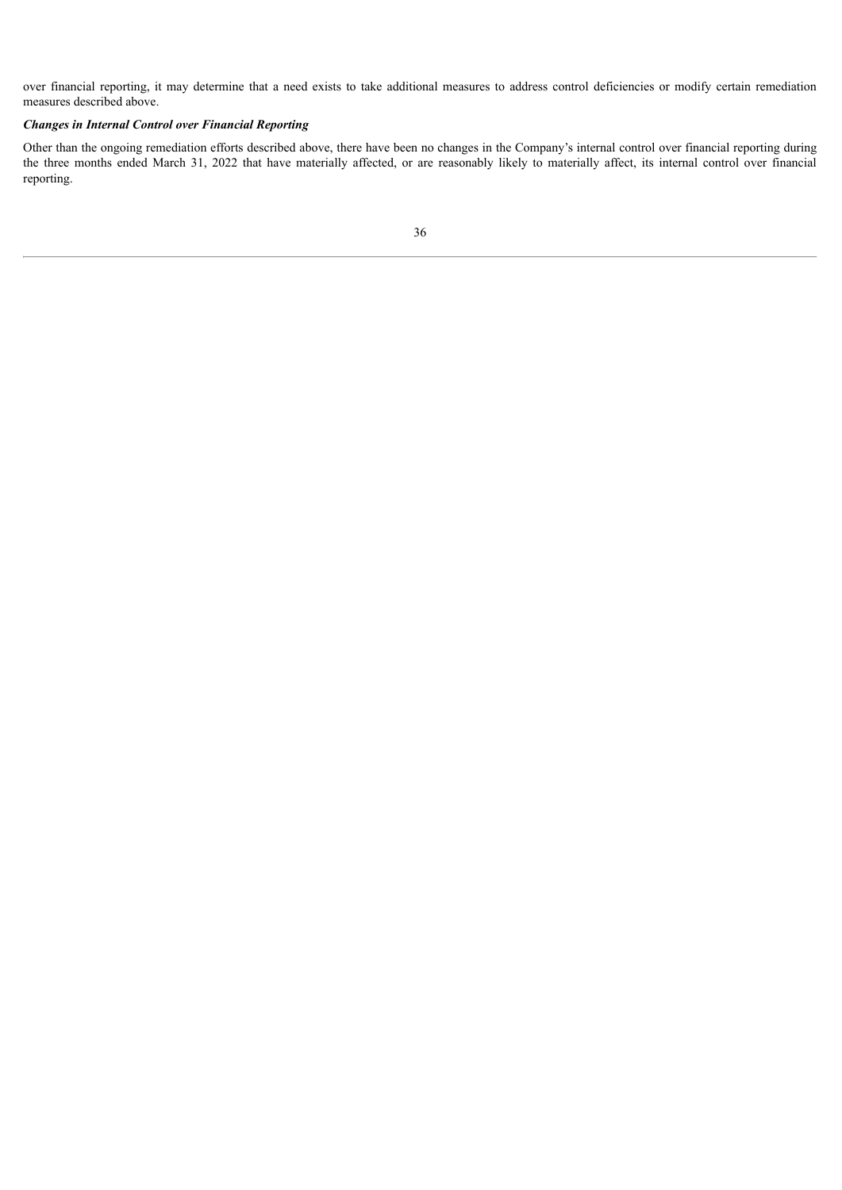over financial reporting, it may determine that a need exists to take additional measures to address control deficiencies or modify certain remediation measures described above.

***Changes in Internal Control over Financial Reporting***

Other than the ongoing remediation efforts described above, there have been no changes in the Company's internal control over financial reporting during the three months ended March 31, 2022 that have materially affected, or are reasonably likely to materially affect, its internal control over financial reporting.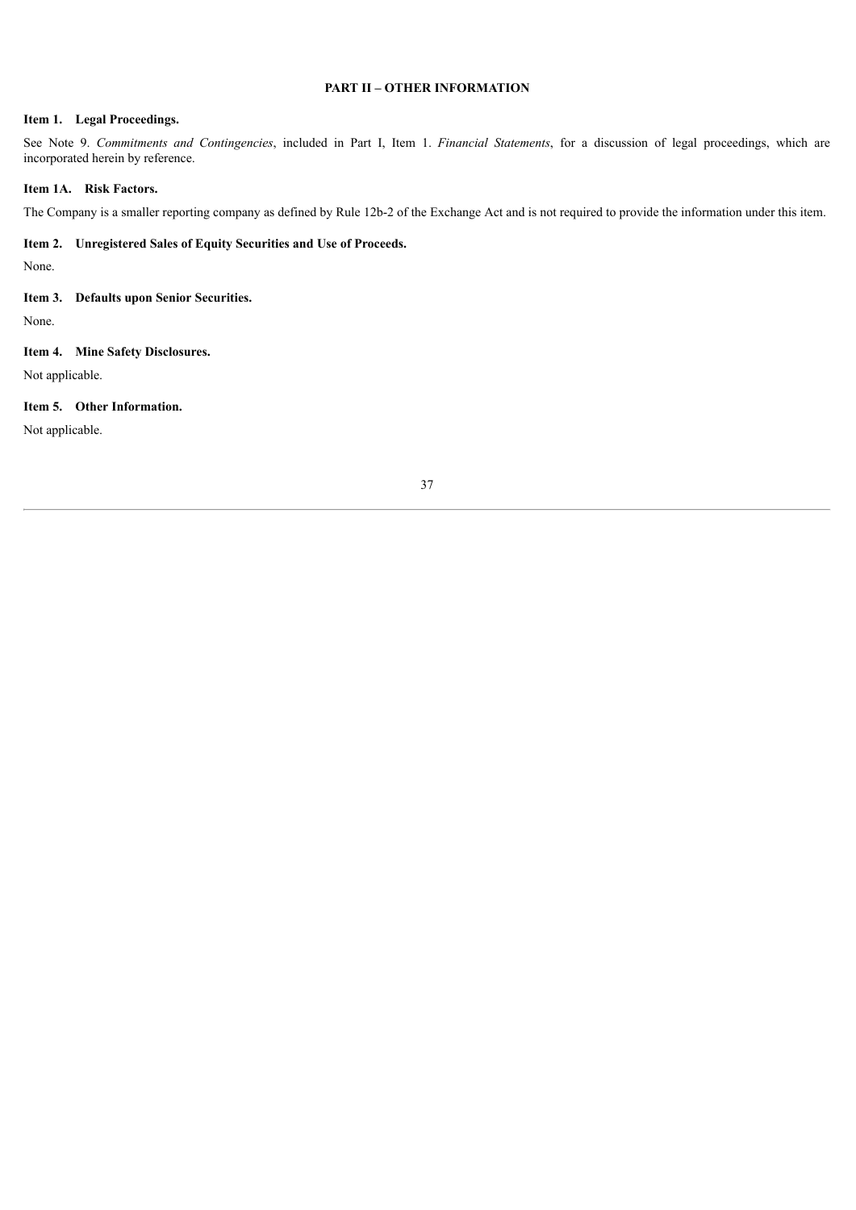# PART II – OTHER INFORMATION

## Item 1. Legal Proceedings.

See Note 9. *Commitments and Contingencies*, included in Part I, Item 1. *Financial Statements*, for a discussion of legal proceedings, which are incorporated herein by reference.

## Item 1A. Risk Factors.

The Company is a smaller reporting company as defined by Rule 12b-2 of the Exchange Act and is not required to provide the information under this item.

## Item 2. Unregistered Sales of Equity Securities and Use of Proceeds.

None.

## Item 3. Defaults upon Senior Securities.

None.

## Item 4. Mine Safety Disclosures.

Not applicable.

## Item 5. Other Information.

Not applicable.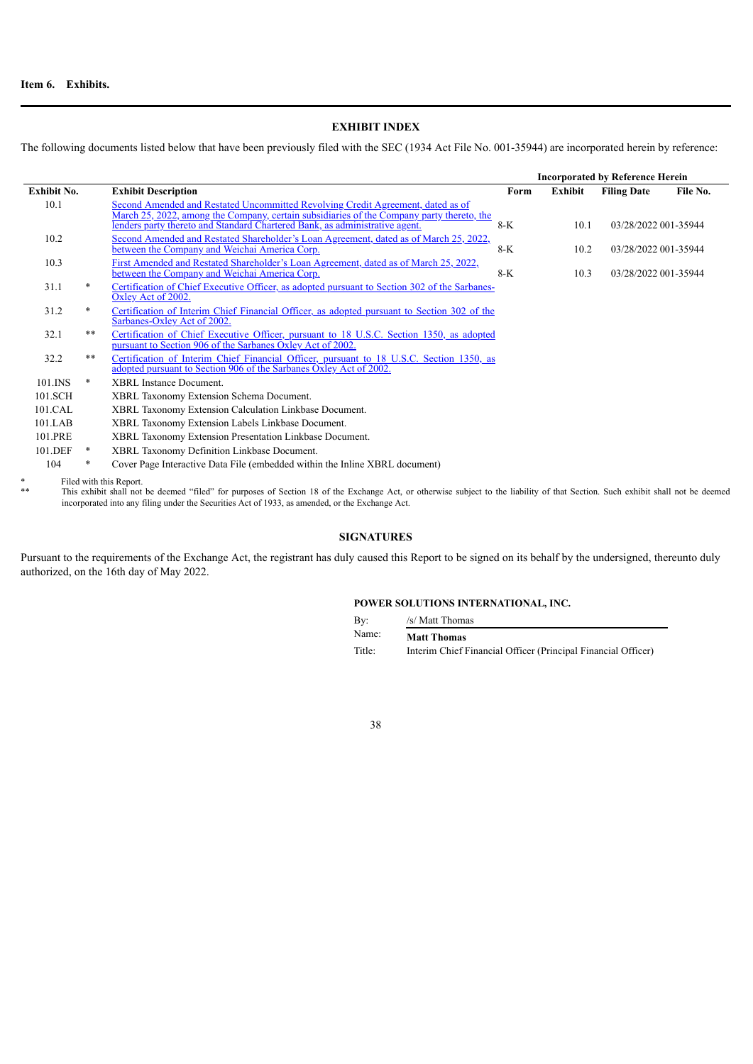**Item 6. Exhibits.**

**EXHIBIT INDEX**

The following documents listed below that have been previously filed with the SEC (1934 Act File No. 001-35944) are incorporated herein by reference:

| Exhibit No. | | Exhibit Description | Incorporated by Reference Herein | | | |
|---|---|---|---|---|---|---|
| | | | **Form** | **Exhibit** | **Filing Date** | **File No.** |
| 10.1 | | Second Amended and Restated Uncommitted Revolving Credit Agreement, dated as of March 25, 2022, among the Company, certain subsidiaries of the Company party thereto, the lenders party thereto and Standard Chartered Bank, as administrative agent. | 8-K | 10.1 | 03/28/2022 | 001-35944 |
| 10.2 | | Second Amended and Restated Shareholder's Loan Agreement, dated as of March 25, 2022, between the Company and Weichai America Corp. | 8-K | 10.2 | 03/28/2022 | 001-35944 |
| 10.3 | | First Amended and Restated Shareholder's Loan Agreement, dated as of March 25, 2022, between the Company and Weichai America Corp. | 8-K | 10.3 | 03/28/2022 | 001-35944 |
| 31.1 | * | Certification of Chief Executive Officer, as adopted pursuant to Section 302 of the Sarbanes-Oxley Act of 2002. | | | | |
| 31.2 | * | Certification of Interim Chief Financial Officer, as adopted pursuant to Section 302 of the Sarbanes-Oxley Act of 2002. | | | | |
| 32.1 | ** | Certification of Chief Executive Officer, pursuant to 18 U.S.C. Section 1350, as adopted pursuant to Section 906 of the Sarbanes Oxley Act of 2002. | | | | |
| 32.2 | ** | Certification of Interim Chief Financial Officer, pursuant to 18 U.S.C. Section 1350, as adopted pursuant to Section 906 of the Sarbanes Oxley Act of 2002. | | | | |
| 101.INS | * | XBRL Instance Document. | | | | |
| 101.SCH | | XBRL Taxonomy Extension Schema Document. | | | | |
| 101.CAL | | XBRL Taxonomy Extension Calculation Linkbase Document. | | | | |
| 101.LAB | | XBRL Taxonomy Extension Labels Linkbase Document. | | | | |
| 101.PRE | | XBRL Taxonomy Extension Presentation Linkbase Document. | | | | |
| 101.DEF | * | XBRL Taxonomy Definition Linkbase Document. | | | | |
| 104 | * | Cover Page Interactive Data File (embedded within the Inline XBRL document) | | | | |

\* Filed with this Report.

\*\* This exhibit shall not be deemed "filed" for purposes of Section 18 of the Exchange Act, or otherwise subject to the liability of that Section. Such exhibit shall not be deemed incorporated into any filing under the Securities Act of 1933, as amended, or the Exchange Act.

**SIGNATURES**

Pursuant to the requirements of the Exchange Act, the registrant has duly caused this Report to be signed on its behalf by the undersigned, thereunto duly authorized, on the 16th day of May 2022.

**POWER SOLUTIONS INTERNATIONAL, INC.**

By: /s/ Matt Thomas

Name: **Matt Thomas**

Title: Interim Chief Financial Officer (Principal Financial Officer)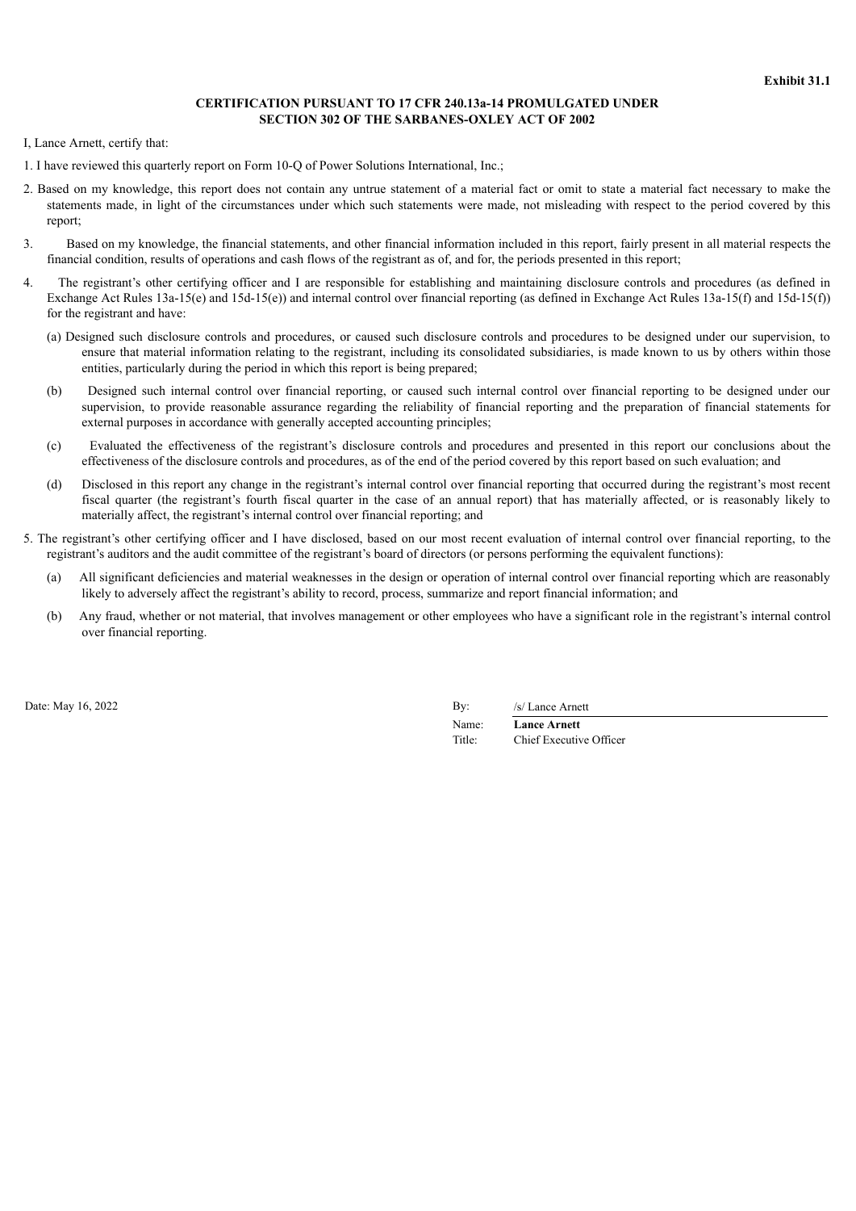**Exhibit 31.1**

**CERTIFICATION PURSUANT TO 17 CFR 240.13a-14 PROMULGATED UNDER SECTION 302 OF THE SARBANES-OXLEY ACT OF 2002**

I, Lance Arnett, certify that:

1. I have reviewed this quarterly report on Form 10-Q of Power Solutions International, Inc.;

2. Based on my knowledge, this report does not contain any untrue statement of a material fact or omit to state a material fact necessary to make the statements made, in light of the circumstances under which such statements were made, not misleading with respect to the period covered by this report;

3. Based on my knowledge, the financial statements, and other financial information included in this report, fairly present in all material respects the financial condition, results of operations and cash flows of the registrant as of, and for, the periods presented in this report;

4. The registrant's other certifying officer and I are responsible for establishing and maintaining disclosure controls and procedures (as defined in Exchange Act Rules 13a-15(e) and 15d-15(e)) and internal control over financial reporting (as defined in Exchange Act Rules 13a-15(f) and 15d-15(f)) for the registrant and have:

   (a) Designed such disclosure controls and procedures, or caused such disclosure controls and procedures to be designed under our supervision, to ensure that material information relating to the registrant, including its consolidated subsidiaries, is made known to us by others within those entities, particularly during the period in which this report is being prepared;

   (b) Designed such internal control over financial reporting, or caused such internal control over financial reporting to be designed under our supervision, to provide reasonable assurance regarding the reliability of financial reporting and the preparation of financial statements for external purposes in accordance with generally accepted accounting principles;

   (c) Evaluated the effectiveness of the registrant's disclosure controls and procedures and presented in this report our conclusions about the effectiveness of the disclosure controls and procedures, as of the end of the period covered by this report based on such evaluation; and

   (d) Disclosed in this report any change in the registrant's internal control over financial reporting that occurred during the registrant's most recent fiscal quarter (the registrant's fourth fiscal quarter in the case of an annual report) that has materially affected, or is reasonably likely to materially affect, the registrant's internal control over financial reporting; and

5. The registrant's other certifying officer and I have disclosed, based on our most recent evaluation of internal control over financial reporting, to the registrant's auditors and the audit committee of the registrant's board of directors (or persons performing the equivalent functions):

   (a) All significant deficiencies and material weaknesses in the design or operation of internal control over financial reporting which are reasonably likely to adversely affect the registrant's ability to record, process, summarize and report financial information; and

   (b) Any fraud, whether or not material, that involves management or other employees who have a significant role in the registrant's internal control over financial reporting.

Date: May 16, 2022

By: /s/ Lance Arnett
Name: **Lance Arnett**
Title: Chief Executive Officer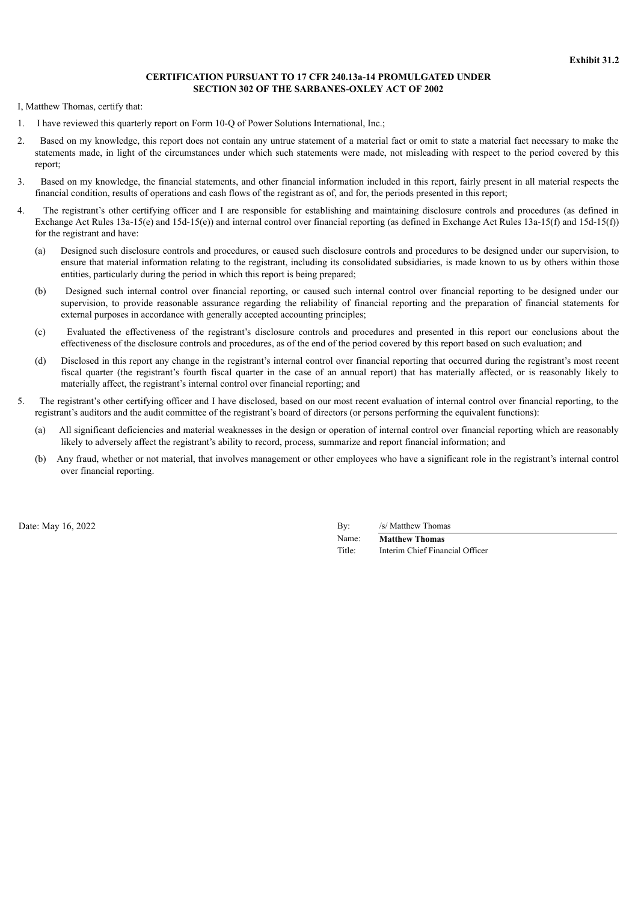**Exhibit 31.2**

**CERTIFICATION PURSUANT TO 17 CFR 240.13a-14 PROMULGATED UNDER SECTION 302 OF THE SARBANES-OXLEY ACT OF 2002**

I, Matthew Thomas, certify that:

1. I have reviewed this quarterly report on Form 10-Q of Power Solutions International, Inc.;
2. Based on my knowledge, this report does not contain any untrue statement of a material fact or omit to state a material fact necessary to make the statements made, in light of the circumstances under which such statements were made, not misleading with respect to the period covered by this report;
3. Based on my knowledge, the financial statements, and other financial information included in this report, fairly present in all material respects the financial condition, results of operations and cash flows of the registrant as of, and for, the periods presented in this report;
4. The registrant's other certifying officer and I are responsible for establishing and maintaining disclosure controls and procedures (as defined in Exchange Act Rules 13a-15(e) and 15d-15(e)) and internal control over financial reporting (as defined in Exchange Act Rules 13a-15(f) and 15d-15(f)) for the registrant and have:
   - (a) Designed such disclosure controls and procedures, or caused such disclosure controls and procedures to be designed under our supervision, to ensure that material information relating to the registrant, including its consolidated subsidiaries, is made known to us by others within those entities, particularly during the period in which this report is being prepared;
   - (b) Designed such internal control over financial reporting, or caused such internal control over financial reporting to be designed under our supervision, to provide reasonable assurance regarding the reliability of financial reporting and the preparation of financial statements for external purposes in accordance with generally accepted accounting principles;
   - (c) Evaluated the effectiveness of the registrant's disclosure controls and procedures and presented in this report our conclusions about the effectiveness of the disclosure controls and procedures, as of the end of the period covered by this report based on such evaluation; and
   - (d) Disclosed in this report any change in the registrant's internal control over financial reporting that occurred during the registrant's most recent fiscal quarter (the registrant's fourth fiscal quarter in the case of an annual report) that has materially affected, or is reasonably likely to materially affect, the registrant's internal control over financial reporting; and
5. The registrant's other certifying officer and I have disclosed, based on our most recent evaluation of internal control over financial reporting, to the registrant's auditors and the audit committee of the registrant's board of directors (or persons performing the equivalent functions):
   - (a) All significant deficiencies and material weaknesses in the design or operation of internal control over financial reporting which are reasonably likely to adversely affect the registrant's ability to record, process, summarize and report financial information; and
   - (b) Any fraud, whether or not material, that involves management or other employees who have a significant role in the registrant's internal control over financial reporting.

Date: May 16, 2022

| | |
|---|---|
| By: | /s/ Matthew Thomas |
| Name: | **Matthew Thomas** |
| Title: | Interim Chief Financial Officer |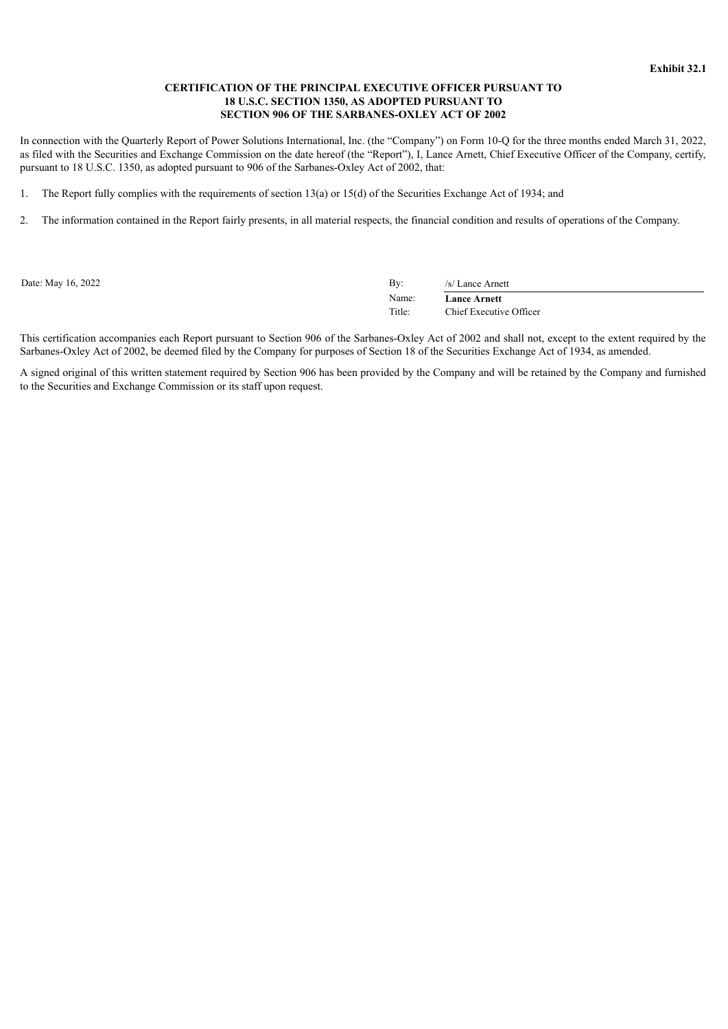**Exhibit 32.1**

**CERTIFICATION OF THE PRINCIPAL EXECUTIVE OFFICER PURSUANT TO 18 U.S.C. SECTION 1350, AS ADOPTED PURSUANT TO SECTION 906 OF THE SARBANES-OXLEY ACT OF 2002**

In connection with the Quarterly Report of Power Solutions International, Inc. (the "Company") on Form 10-Q for the three months ended March 31, 2022, as filed with the Securities and Exchange Commission on the date hereof (the "Report"), I, Lance Arnett, Chief Executive Officer of the Company, certify, pursuant to 18 U.S.C. 1350, as adopted pursuant to 906 of the Sarbanes-Oxley Act of 2002, that:

1. The Report fully complies with the requirements of section 13(a) or 15(d) of the Securities Exchange Act of 1934; and

2. The information contained in the Report fairly presents, in all material respects, the financial condition and results of operations of the Company.

| Date: May 16, 2022 | By: | /s/ Lance Arnett |
|---|---|---|
| | Name: | **Lance Arnett** |
| | Title: | Chief Executive Officer |

This certification accompanies each Report pursuant to Section 906 of the Sarbanes-Oxley Act of 2002 and shall not, except to the extent required by the Sarbanes-Oxley Act of 2002, be deemed filed by the Company for purposes of Section 18 of the Securities Exchange Act of 1934, as amended.

A signed original of this written statement required by Section 906 has been provided by the Company and will be retained by the Company and furnished to the Securities and Exchange Commission or its staff upon request.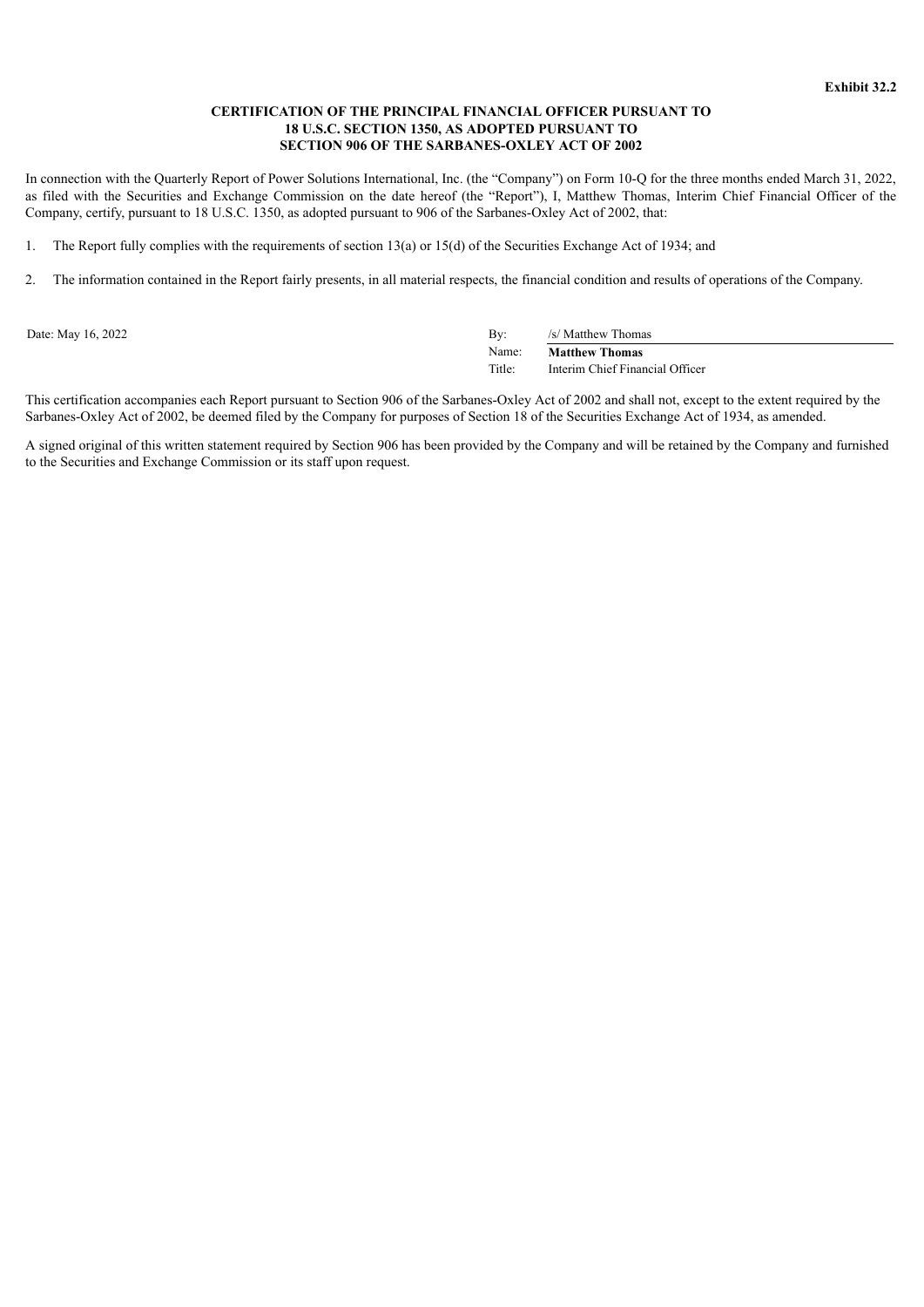**Exhibit 32.2**

**CERTIFICATION OF THE PRINCIPAL FINANCIAL OFFICER PURSUANT TO 18 U.S.C. SECTION 1350, AS ADOPTED PURSUANT TO SECTION 906 OF THE SARBANES-OXLEY ACT OF 2002**

In connection with the Quarterly Report of Power Solutions International, Inc. (the "Company") on Form 10-Q for the three months ended March 31, 2022, as filed with the Securities and Exchange Commission on the date hereof (the "Report"), I, Matthew Thomas, Interim Chief Financial Officer of the Company, certify, pursuant to 18 U.S.C. 1350, as adopted pursuant to 906 of the Sarbanes-Oxley Act of 2002, that:

1. The Report fully complies with the requirements of section 13(a) or 15(d) of the Securities Exchange Act of 1934; and

2. The information contained in the Report fairly presents, in all material respects, the financial condition and results of operations of the Company.

| | | |
|---|---|---|
| Date: May 16, 2022 | By: | /s/ Matthew Thomas |
| | Name: | **Matthew Thomas** |
| | Title: | Interim Chief Financial Officer |

This certification accompanies each Report pursuant to Section 906 of the Sarbanes-Oxley Act of 2002 and shall not, except to the extent required by the Sarbanes-Oxley Act of 2002, be deemed filed by the Company for purposes of Section 18 of the Securities Exchange Act of 1934, as amended.

A signed original of this written statement required by Section 906 has been provided by the Company and will be retained by the Company and furnished to the Securities and Exchange Commission or its staff upon request.